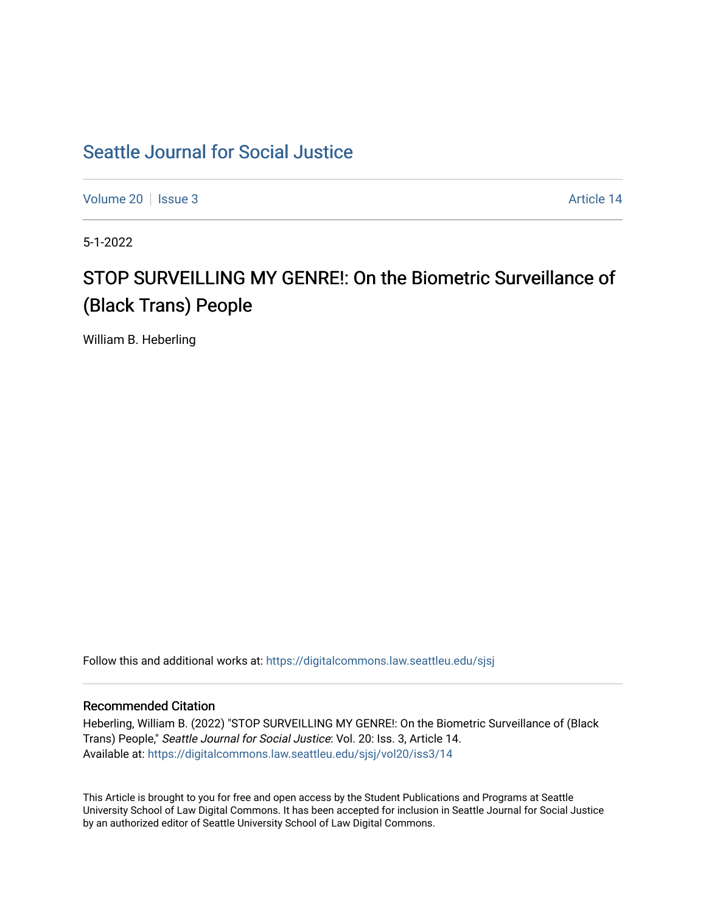# Seattle Journal for Social Justice

Volume 20 | Issue 3 | Article 14

5-1-2022

## STOP SURVEILLING MY GENRE!: On the Biometric Surveillance of (Black Trans) People

William B. Heberling

Follow this and additional works at: https://digitalcommons.law.seattleu.edu/sjsj

### Recommended Citation

Heberling, William B. (2022) "STOP SURVEILLING MY GENRE!: On the Biometric Surveillance of (Black Trans) People," *Seattle Journal for Social Justice*: Vol. 20: Iss. 3, Article 14.
Available at: https://digitalcommons.law.seattleu.edu/sjsj/vol20/iss3/14

This Article is brought to you for free and open access by the Student Publications and Programs at Seattle University School of Law Digital Commons. It has been accepted for inclusion in Seattle Journal for Social Justice by an authorized editor of Seattle University School of Law Digital Commons.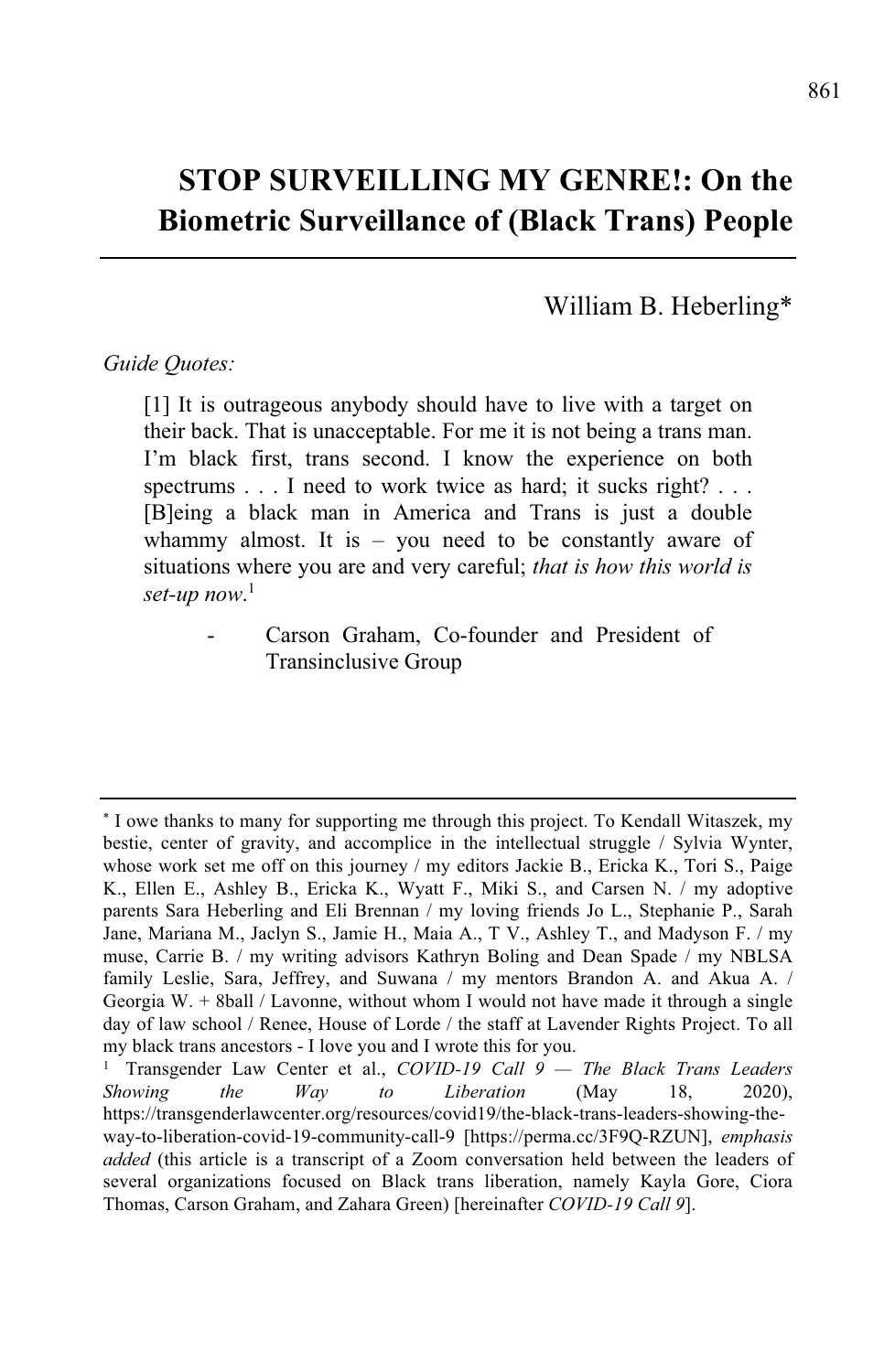# STOP SURVEILLING MY GENRE!: On the Biometric Surveillance of (Black Trans) People

William B. Heberling*

*Guide Quotes:*

> [1] It is outrageous anybody should have to live with a target on their back. That is unacceptable. For me it is not being a trans man. I'm black first, trans second. I know the experience on both spectrums . . . I need to work twice as hard; it sucks right? . . . [B]eing a black man in America and Trans is just a double whammy almost. It is – you need to be constantly aware of situations where you are and very careful; *that is how this world is set-up now*.[1]
>
> - Carson Graham, Co-founder and President of Transinclusive Group

---

\* I owe thanks to many for supporting me through this project. To Kendall Witaszek, my bestie, center of gravity, and accomplice in the intellectual struggle / Sylvia Wynter, whose work set me off on this journey / my editors Jackie B., Ericka K., Tori S., Paige K., Ellen E., Ashley B., Ericka K., Wyatt F., Miki S., and Carsen N. / my adoptive parents Sara Heberling and Eli Brennan / my loving friends Jo L., Stephanie P., Sarah Jane, Mariana M., Jaclyn S., Jamie H., Maia A., T V., Ashley T., and Madyson F. / my muse, Carrie B. / my writing advisors Kathryn Boling and Dean Spade / my NBLSA family Leslie, Sara, Jeffrey, and Suwana / my mentors Brandon A. and Akua A. / Georgia W. + 8ball / Lavonne, without whom I would not have made it through a single day of law school / Renee, House of Lorde / the staff at Lavender Rights Project. To all my black trans ancestors - I love you and I wrote this for you.

[1] Transgender Law Center et al., *COVID-19 Call 9 — The Black Trans Leaders Showing the Way to Liberation* (May 18, 2020), https://transgenderlawcenter.org/resources/covid19/the-black-trans-leaders-showing-the-way-to-liberation-covid-19-community-call-9 [https://perma.cc/3F9Q-RZUN], *emphasis added* (this article is a transcript of a Zoom conversation held between the leaders of several organizations focused on Black trans liberation, namely Kayla Gore, Ciora Thomas, Carson Graham, and Zahara Green) [hereinafter *COVID-19 Call 9*].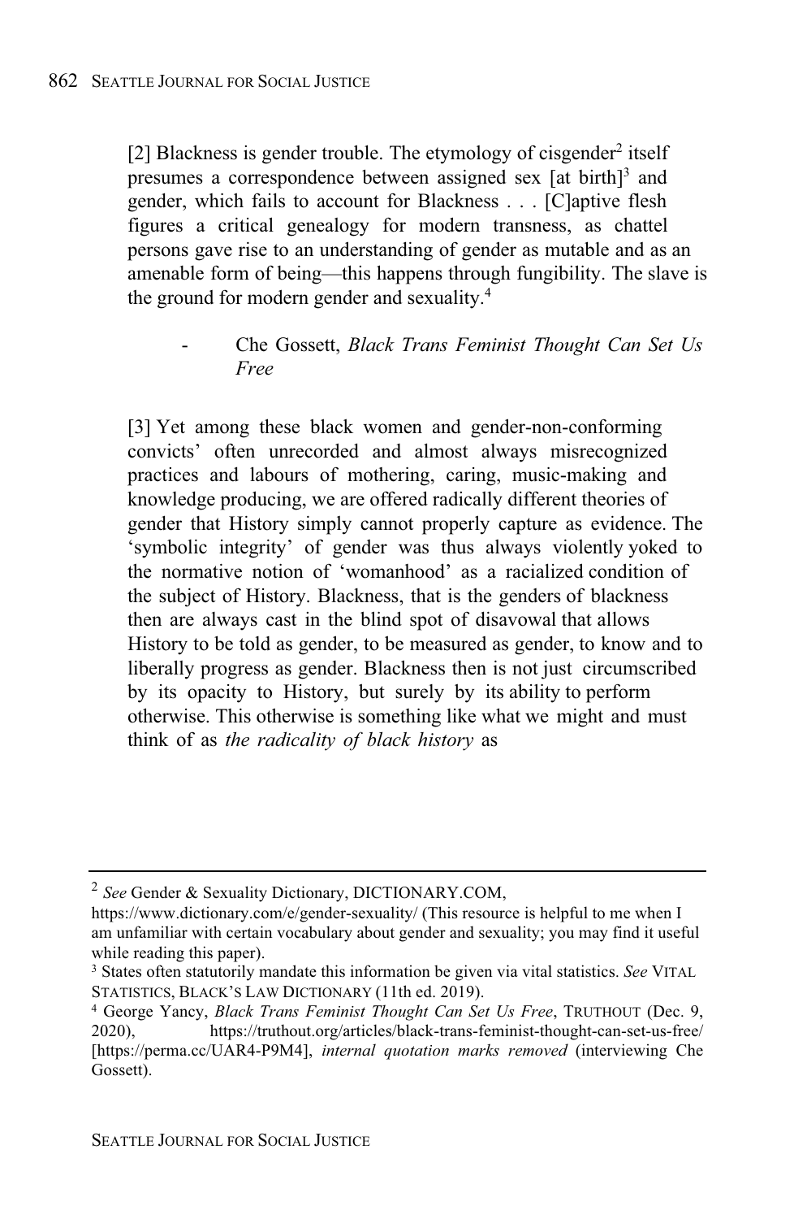[2] Blackness is gender trouble. The etymology of cisgender[2] itself presumes a correspondence between assigned sex [at birth][3] and gender, which fails to account for Blackness . . . [C]aptive flesh figures a critical genealogy for modern transness, as chattel persons gave rise to an understanding of gender as mutable and as an amenable form of being—this happens through fungibility. The slave is the ground for modern gender and sexuality.[4]

> - Che Gossett, *Black Trans Feminist Thought Can Set Us Free*

[3] Yet among these black women and gender-non-conforming convicts' often unrecorded and almost always misrecognized practices and labours of mothering, caring, music-making and knowledge producing, we are offered radically different theories of gender that History simply cannot properly capture as evidence. The 'symbolic integrity' of gender was thus always violently yoked to the normative notion of 'womanhood' as a racialized condition of the subject of History. Blackness, that is the genders of blackness then are always cast in the blind spot of disavowal that allows History to be told as gender, to be measured as gender, to know and to liberally progress as gender. Blackness then is not just circumscribed by its opacity to History, but surely by its ability to perform otherwise. This otherwise is something like what we might and must think of as *the radicality of black history* as

---

[2] *See* Gender & Sexuality Dictionary, DICTIONARY.COM, https://www.dictionary.com/e/gender-sexuality/ (This resource is helpful to me when I am unfamiliar with certain vocabulary about gender and sexuality; you may find it useful while reading this paper).

[3] States often statutorily mandate this information be given via vital statistics. *See* VITAL STATISTICS, BLACK'S LAW DICTIONARY (11th ed. 2019).

[4] George Yancy, *Black Trans Feminist Thought Can Set Us Free*, TRUTHOUT (Dec. 9, 2020), https://truthout.org/articles/black-trans-feminist-thought-can-set-us-free/ [https://perma.cc/UAR4-P9M4], *internal quotation marks removed* (interviewing Che Gossett).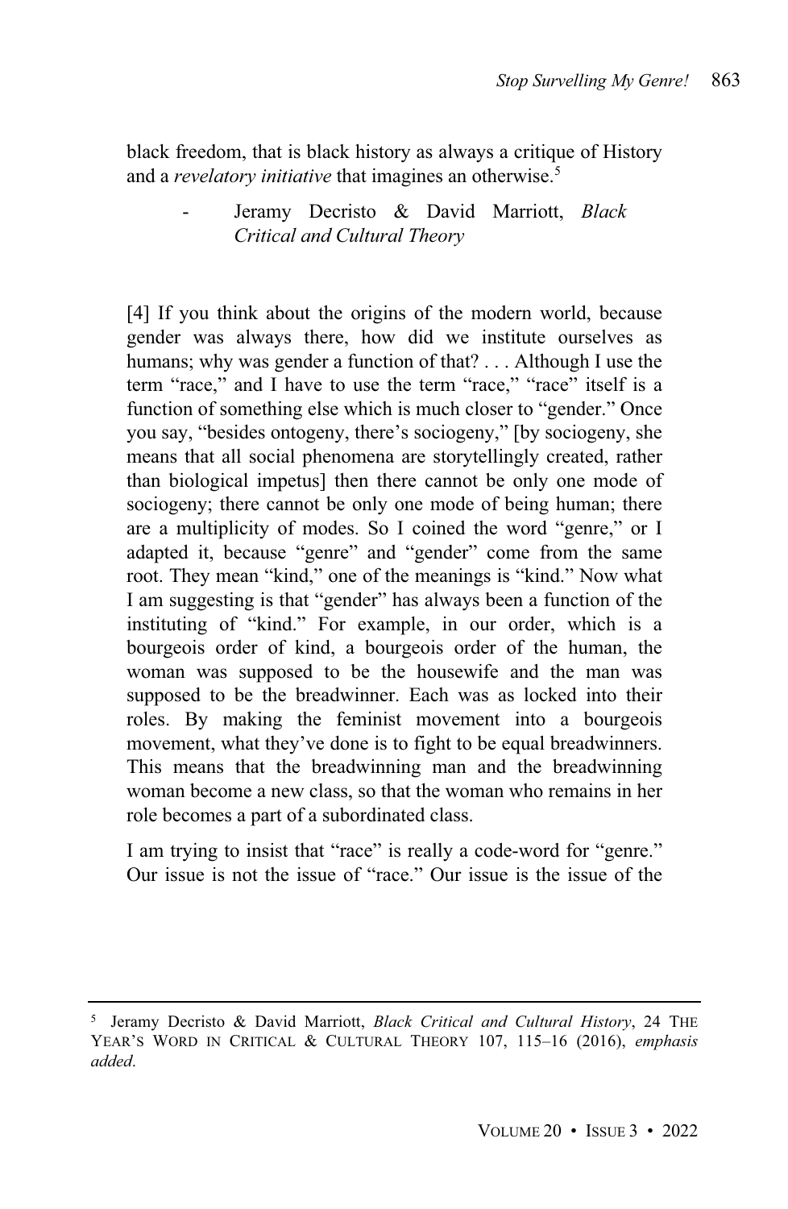black freedom, that is black history as always a critique of History and a *revelatory initiative* that imagines an otherwise.[5]

> - Jeramy Decristo & David Marriott, *Black Critical and Cultural Theory*

[4] If you think about the origins of the modern world, because gender was always there, how did we institute ourselves as humans; why was gender a function of that? . . . Although I use the term "race," and I have to use the term "race," "race" itself is a function of something else which is much closer to "gender." Once you say, "besides ontogeny, there's sociogeny," [by sociogeny, she means that all social phenomena are storytellingly created, rather than biological impetus] then there cannot be only one mode of sociogeny; there cannot be only one mode of being human; there are a multiplicity of modes. So I coined the word "genre," or I adapted it, because "genre" and "gender" come from the same root. They mean "kind," one of the meanings is "kind." Now what I am suggesting is that "gender" has always been a function of the instituting of "kind." For example, in our order, which is a bourgeois order of kind, a bourgeois order of the human, the woman was supposed to be the housewife and the man was supposed to be the breadwinner. Each was as locked into their roles. By making the feminist movement into a bourgeois movement, what they've done is to fight to be equal breadwinners. This means that the breadwinning man and the breadwinning woman become a new class, so that the woman who remains in her role becomes a part of a subordinated class.

I am trying to insist that "race" is really a code-word for "genre." Our issue is not the issue of "race." Our issue is the issue of the

---

[5] Jeramy Decristo & David Marriott, *Black Critical and Cultural History*, 24 THE YEAR'S WORD IN CRITICAL & CULTURAL THEORY 107, 115–16 (2016), *emphasis added*.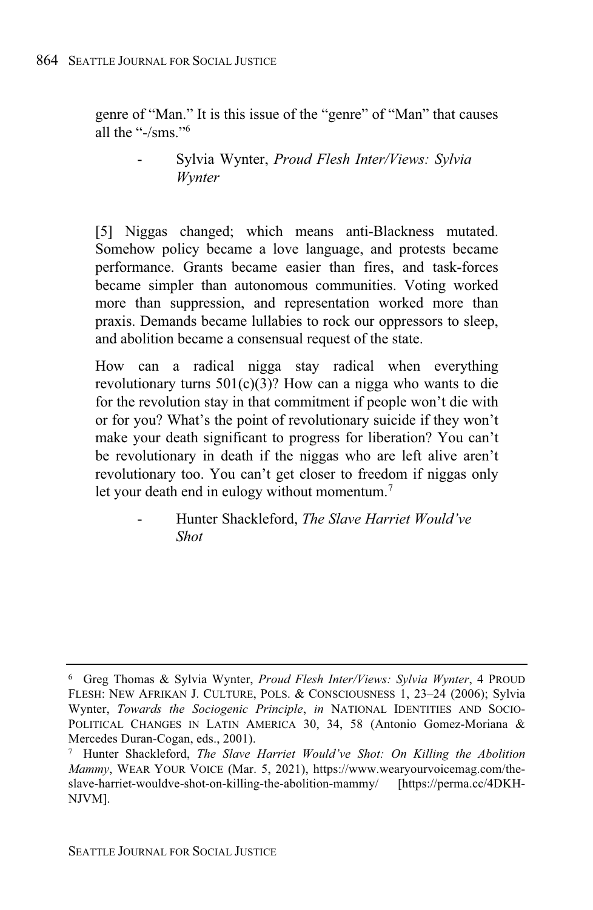genre of "Man." It is this issue of the "genre" of "Man" that causes all the "-/sms."[6]

> - Sylvia Wynter, *Proud Flesh Inter/Views: Sylvia Wynter*

[5] Niggas changed; which means anti-Blackness mutated. Somehow policy became a love language, and protests became performance. Grants became easier than fires, and task-forces became simpler than autonomous communities. Voting worked more than suppression, and representation worked more than praxis. Demands became lullabies to rock our oppressors to sleep, and abolition became a consensual request of the state.

How can a radical nigga stay radical when everything revolutionary turns 501(c)(3)? How can a nigga who wants to die for the revolution stay in that commitment if people won't die with or for you? What's the point of revolutionary suicide if they won't make your death significant to progress for liberation? You can't be revolutionary in death if the niggas who are left alive aren't revolutionary too. You can't get closer to freedom if niggas only let your death end in eulogy without momentum.[7]

> - Hunter Shackleford, *The Slave Harriet Would've Shot*

---

[6] Greg Thomas & Sylvia Wynter, *Proud Flesh Inter/Views: Sylvia Wynter*, 4 PROUD FLESH: NEW AFRIKAN J. CULTURE, POLS. & CONSCIOUSNESS 1, 23–24 (2006); Sylvia Wynter, *Towards the Sociogenic Principle*, *in* NATIONAL IDENTITIES AND SOCIO-POLITICAL CHANGES IN LATIN AMERICA 30, 34, 58 (Antonio Gomez-Moriana & Mercedes Duran-Cogan, eds., 2001).

[7] Hunter Shackleford, *The Slave Harriet Would've Shot: On Killing the Abolition Mammy*, WEAR YOUR VOICE (Mar. 5, 2021), https://www.wearyourvoicemag.com/the-slave-harriet-wouldve-shot-on-killing-the-abolition-mammy/ [https://perma.cc/4DKH-NJVM].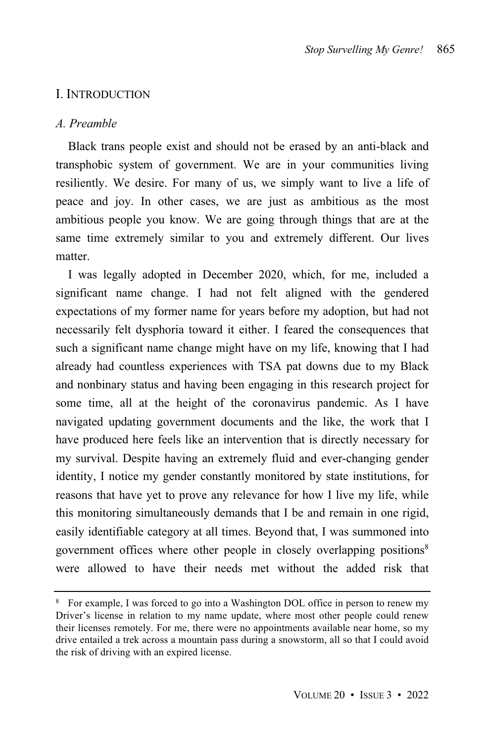## I. INTRODUCTION

### *A. Preamble*

Black trans people exist and should not be erased by an anti-black and transphobic system of government. We are in your communities living resiliently. We desire. For many of us, we simply want to live a life of peace and joy. In other cases, we are just as ambitious as the most ambitious people you know. We are going through things that are at the same time extremely similar to you and extremely different. Our lives matter.

I was legally adopted in December 2020, which, for me, included a significant name change. I had not felt aligned with the gendered expectations of my former name for years before my adoption, but had not necessarily felt dysphoria toward it either. I feared the consequences that such a significant name change might have on my life, knowing that I had already had countless experiences with TSA pat downs due to my Black and nonbinary status and having been engaging in this research project for some time, all at the height of the coronavirus pandemic. As I have navigated updating government documents and the like, the work that I have produced here feels like an intervention that is directly necessary for my survival. Despite having an extremely fluid and ever-changing gender identity, I notice my gender constantly monitored by state institutions, for reasons that have yet to prove any relevance for how I live my life, while this monitoring simultaneously demands that I be and remain in one rigid, easily identifiable category at all times. Beyond that, I was summoned into government offices where other people in closely overlapping positions[8] were allowed to have their needs met without the added risk that

---

[8] For example, I was forced to go into a Washington DOL office in person to renew my Driver's license in relation to my name update, where most other people could renew their licenses remotely. For me, there were no appointments available near home, so my drive entailed a trek across a mountain pass during a snowstorm, all so that I could avoid the risk of driving with an expired license.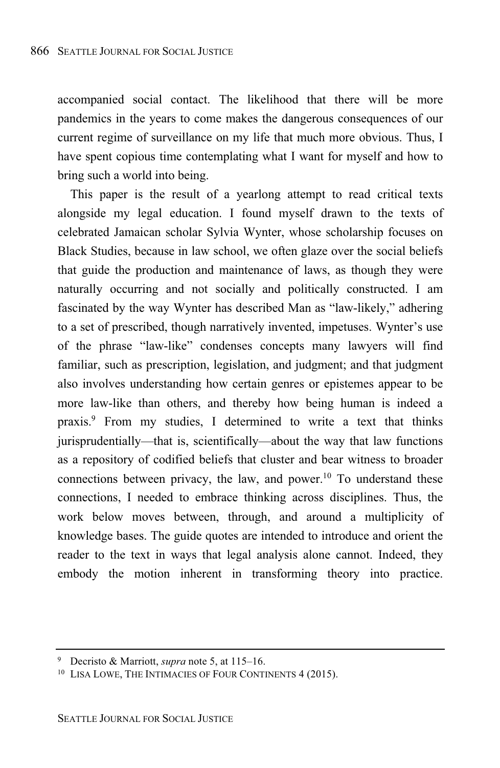accompanied social contact. The likelihood that there will be more pandemics in the years to come makes the dangerous consequences of our current regime of surveillance on my life that much more obvious. Thus, I have spent copious time contemplating what I want for myself and how to bring such a world into being.

This paper is the result of a yearlong attempt to read critical texts alongside my legal education. I found myself drawn to the texts of celebrated Jamaican scholar Sylvia Wynter, whose scholarship focuses on Black Studies, because in law school, we often glaze over the social beliefs that guide the production and maintenance of laws, as though they were naturally occurring and not socially and politically constructed. I am fascinated by the way Wynter has described Man as "law-likely," adhering to a set of prescribed, though narratively invented, impetuses. Wynter's use of the phrase "law-like" condenses concepts many lawyers will find familiar, such as prescription, legislation, and judgment; and that judgment also involves understanding how certain genres or epistemes appear to be more law-like than others, and thereby how being human is indeed a praxis.[9] From my studies, I determined to write a text that thinks jurisprudentially—that is, scientifically—about the way that law functions as a repository of codified beliefs that cluster and bear witness to broader connections between privacy, the law, and power.[10] To understand these connections, I needed to embrace thinking across disciplines. Thus, the work below moves between, through, and around a multiplicity of knowledge bases. The guide quotes are intended to introduce and orient the reader to the text in ways that legal analysis alone cannot. Indeed, they embody the motion inherent in transforming theory into practice.

---

[9] Decristo & Marriott, *supra* note 5, at 115–16.

[10] LISA LOWE, THE INTIMACIES OF FOUR CONTINENTS 4 (2015).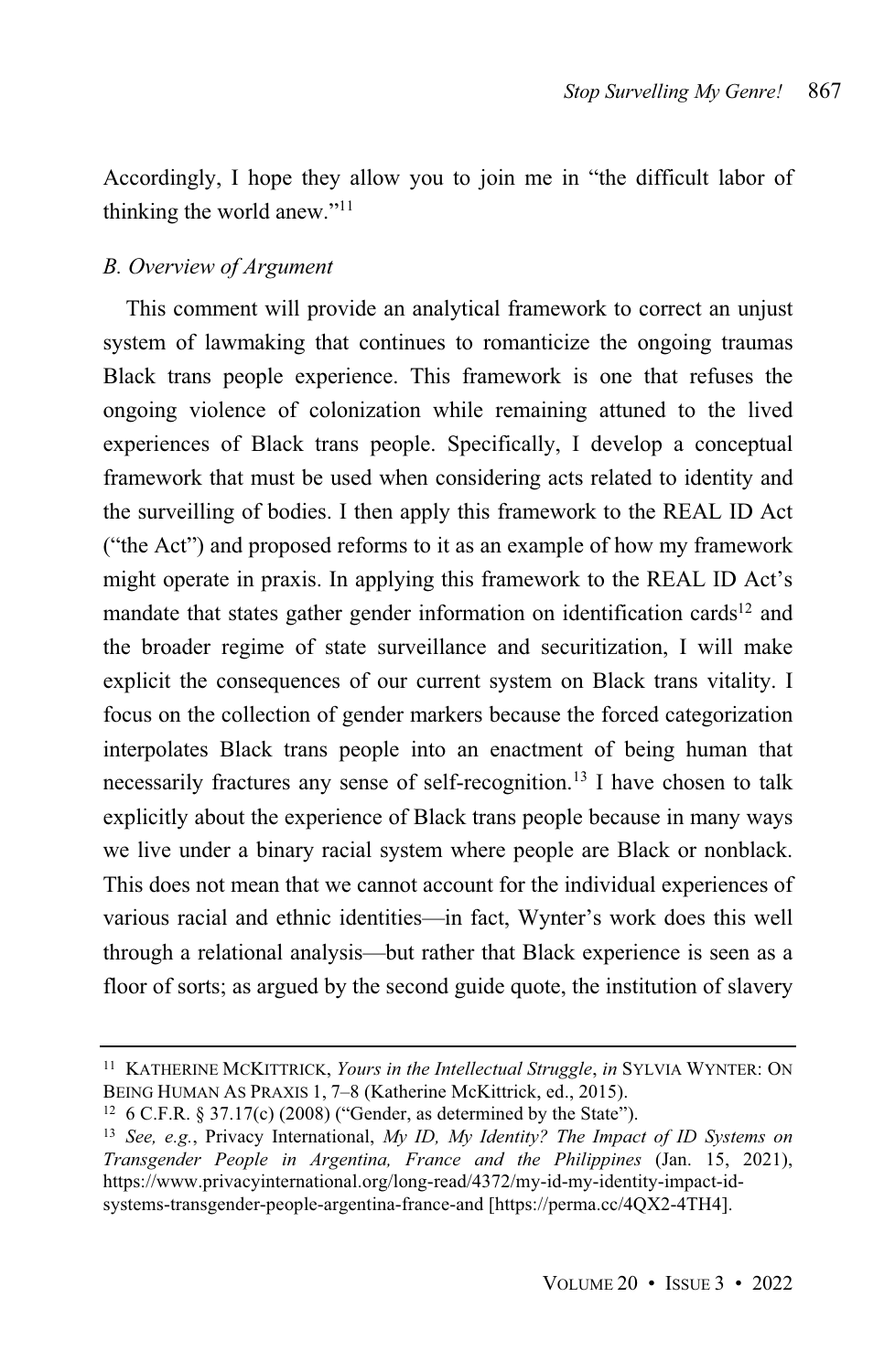Accordingly, I hope they allow you to join me in "the difficult labor of thinking the world anew."[11]

### *B. Overview of Argument*

This comment will provide an analytical framework to correct an unjust system of lawmaking that continues to romanticize the ongoing traumas Black trans people experience. This framework is one that refuses the ongoing violence of colonization while remaining attuned to the lived experiences of Black trans people. Specifically, I develop a conceptual framework that must be used when considering acts related to identity and the surveilling of bodies. I then apply this framework to the REAL ID Act ("the Act") and proposed reforms to it as an example of how my framework might operate in praxis. In applying this framework to the REAL ID Act's mandate that states gather gender information on identification cards[12] and the broader regime of state surveillance and securitization, I will make explicit the consequences of our current system on Black trans vitality. I focus on the collection of gender markers because the forced categorization interpolates Black trans people into an enactment of being human that necessarily fractures any sense of self-recognition.[13] I have chosen to talk explicitly about the experience of Black trans people because in many ways we live under a binary racial system where people are Black or nonblack. This does not mean that we cannot account for the individual experiences of various racial and ethnic identities—in fact, Wynter's work does this well through a relational analysis—but rather that Black experience is seen as a floor of sorts; as argued by the second guide quote, the institution of slavery

---

[11] KATHERINE MCKITTRICK, *Yours in the Intellectual Struggle*, *in* SYLVIA WYNTER: ON BEING HUMAN AS PRAXIS 1, 7–8 (Katherine McKittrick, ed., 2015).

[12] 6 C.F.R. § 37.17(c) (2008) ("Gender, as determined by the State").

[13] *See, e.g.*, Privacy International, *My ID, My Identity? The Impact of ID Systems on Transgender People in Argentina, France and the Philippines* (Jan. 15, 2021), https://www.privacyinternational.org/long-read/4372/my-id-my-identity-impact-id-systems-transgender-people-argentina-france-and [https://perma.cc/4QX2-4TH4].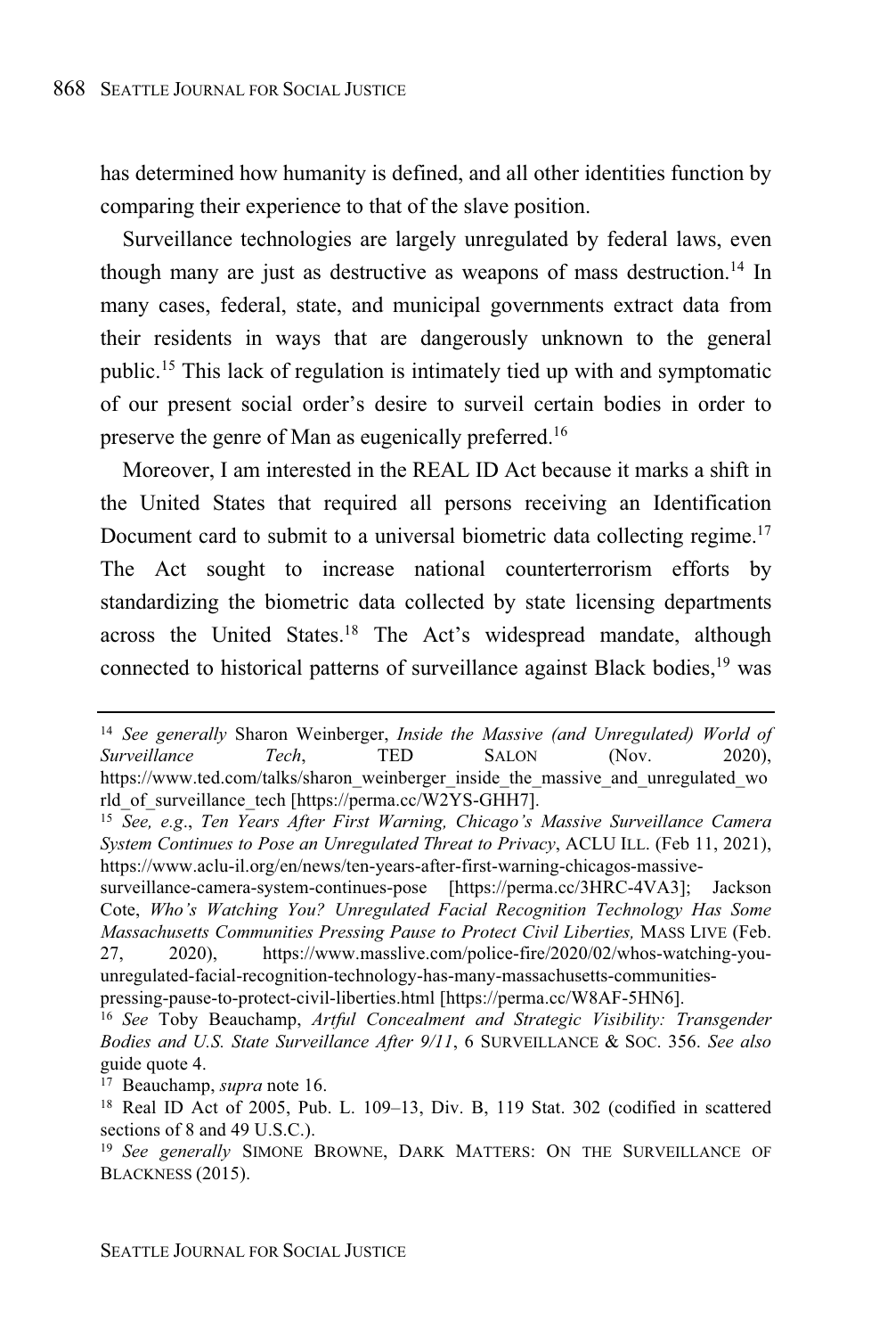has determined how humanity is defined, and all other identities function by comparing their experience to that of the slave position.

Surveillance technologies are largely unregulated by federal laws, even though many are just as destructive as weapons of mass destruction.[14] In many cases, federal, state, and municipal governments extract data from their residents in ways that are dangerously unknown to the general public.[15] This lack of regulation is intimately tied up with and symptomatic of our present social order's desire to surveil certain bodies in order to preserve the genre of Man as eugenically preferred.[16]

Moreover, I am interested in the REAL ID Act because it marks a shift in the United States that required all persons receiving an Identification Document card to submit to a universal biometric data collecting regime.[17] The Act sought to increase national counterterrorism efforts by standardizing the biometric data collected by state licensing departments across the United States.[18] The Act's widespread mandate, although connected to historical patterns of surveillance against Black bodies,[19] was

---

[14] *See generally* Sharon Weinberger, *Inside the Massive (and Unregulated) World of Surveillance Tech*, TED SALON (Nov. 2020), https://www.ted.com/talks/sharon_weinberger_inside_the_massive_and_unregulated_world_of_surveillance_tech [https://perma.cc/W2YS-GHH7].

[15] *See, e.g.*, *Ten Years After First Warning, Chicago's Massive Surveillance Camera System Continues to Pose an Unregulated Threat to Privacy*, ACLU ILL. (Feb 11, 2021), https://www.aclu-il.org/en/news/ten-years-after-first-warning-chicagos-massive-surveillance-camera-system-continues-pose [https://perma.cc/3HRC-4VA3]; Jackson Cote, *Who's Watching You? Unregulated Facial Recognition Technology Has Some Massachusetts Communities Pressing Pause to Protect Civil Liberties,* MASS LIVE (Feb. 27, 2020), https://www.masslive.com/police-fire/2020/02/whos-watching-you-unregulated-facial-recognition-technology-has-many-massachusetts-communities-pressing-pause-to-protect-civil-liberties.html [https://perma.cc/W8AF-5HN6].

[16] *See* Toby Beauchamp, *Artful Concealment and Strategic Visibility: Transgender Bodies and U.S. State Surveillance After 9/11*, 6 SURVEILLANCE & SOC. 356. *See also* guide quote 4.

[17] Beauchamp, *supra* note 16.

[18] Real ID Act of 2005, Pub. L. 109–13, Div. B, 119 Stat. 302 (codified in scattered sections of 8 and 49 U.S.C.).

[19] *See generally* SIMONE BROWNE, DARK MATTERS: ON THE SURVEILLANCE OF BLACKNESS (2015).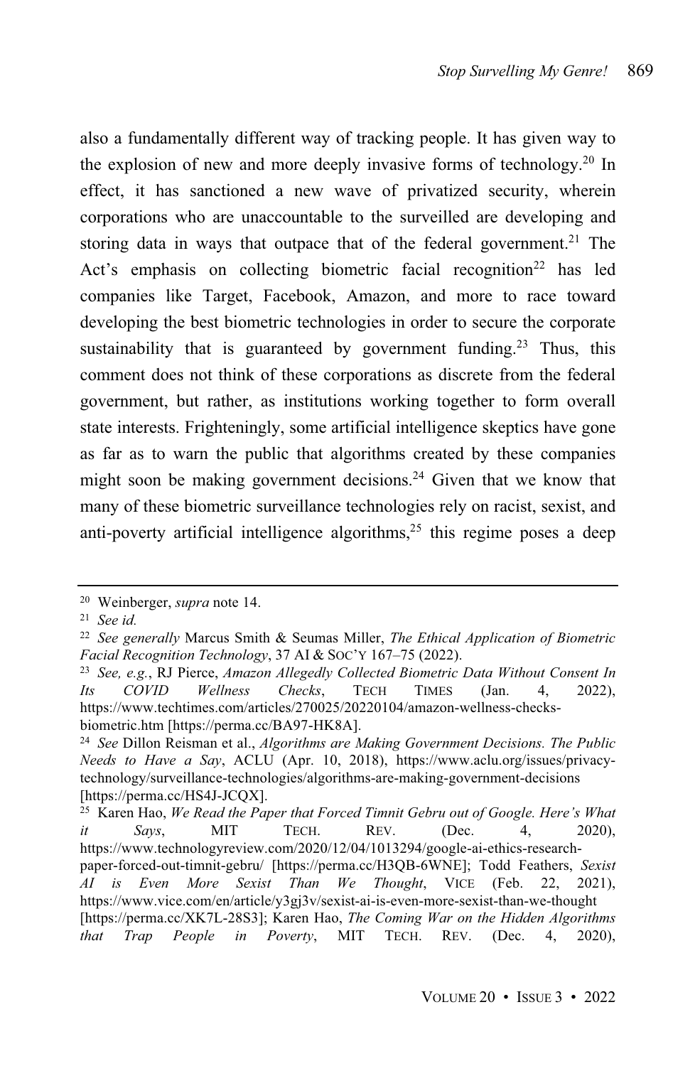also a fundamentally different way of tracking people. It has given way to the explosion of new and more deeply invasive forms of technology.[20] In effect, it has sanctioned a new wave of privatized security, wherein corporations who are unaccountable to the surveilled are developing and storing data in ways that outpace that of the federal government.[21] The Act's emphasis on collecting biometric facial recognition[22] has led companies like Target, Facebook, Amazon, and more to race toward developing the best biometric technologies in order to secure the corporate sustainability that is guaranteed by government funding.[23] Thus, this comment does not think of these corporations as discrete from the federal government, but rather, as institutions working together to form overall state interests. Frighteningly, some artificial intelligence skeptics have gone as far as to warn the public that algorithms created by these companies might soon be making government decisions.[24] Given that we know that many of these biometric surveillance technologies rely on racist, sexist, and anti-poverty artificial intelligence algorithms,[25] this regime poses a deep

---

[20] Weinberger, *supra* note 14.

[21] *See id.*

[22] *See generally* Marcus Smith & Seumas Miller, *The Ethical Application of Biometric Facial Recognition Technology*, 37 AI & SOC'Y 167–75 (2022).

[23] *See, e.g.*, RJ Pierce, *Amazon Allegedly Collected Biometric Data Without Consent In Its COVID Wellness Checks*, TECH TIMES (Jan. 4, 2022), https://www.techtimes.com/articles/270025/20220104/amazon-wellness-checks-biometric.htm [https://perma.cc/BA97-HK8A].

[24] *See* Dillon Reisman et al., *Algorithms are Making Government Decisions. The Public Needs to Have a Say*, ACLU (Apr. 10, 2018), https://www.aclu.org/issues/privacy-technology/surveillance-technologies/algorithms-are-making-government-decisions [https://perma.cc/HS4J-JCQX].

[25] Karen Hao, *We Read the Paper that Forced Timnit Gebru out of Google. Here's What it Says*, MIT TECH. REV. (Dec. 4, 2020), https://www.technologyreview.com/2020/12/04/1013294/google-ai-ethics-research-paper-forced-out-timnit-gebru/ [https://perma.cc/H3QB-6WNE]; Todd Feathers, *Sexist AI is Even More Sexist Than We Thought*, VICE (Feb. 22, 2021), https://www.vice.com/en/article/y3gj3v/sexist-ai-is-even-more-sexist-than-we-thought [https://perma.cc/XK7L-28S3]; Karen Hao, *The Coming War on the Hidden Algorithms that Trap People in Poverty*, MIT TECH. REV. (Dec. 4, 2020),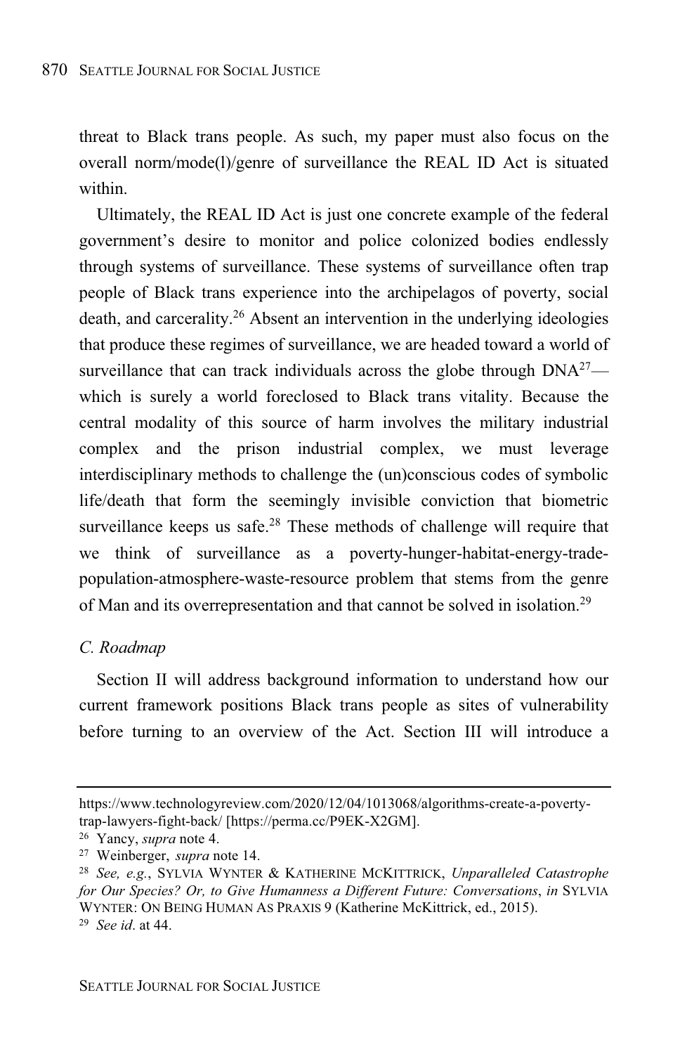threat to Black trans people. As such, my paper must also focus on the overall norm/mode(l)/genre of surveillance the REAL ID Act is situated within.

Ultimately, the REAL ID Act is just one concrete example of the federal government's desire to monitor and police colonized bodies endlessly through systems of surveillance. These systems of surveillance often trap people of Black trans experience into the archipelagos of poverty, social death, and carcerality.[26] Absent an intervention in the underlying ideologies that produce these regimes of surveillance, we are headed toward a world of surveillance that can track individuals across the globe through DNA[27]—which is surely a world foreclosed to Black trans vitality. Because the central modality of this source of harm involves the military industrial complex and the prison industrial complex, we must leverage interdisciplinary methods to challenge the (un)conscious codes of symbolic life/death that form the seemingly invisible conviction that biometric surveillance keeps us safe.[28] These methods of challenge will require that we think of surveillance as a poverty-hunger-habitat-energy-trade-population-atmosphere-waste-resource problem that stems from the genre of Man and its overrepresentation and that cannot be solved in isolation.[29]

### *C. Roadmap*

Section II will address background information to understand how our current framework positions Black trans people as sites of vulnerability before turning to an overview of the Act. Section III will introduce a

---

https://www.technologyreview.com/2020/12/04/1013068/algorithms-create-a-poverty-trap-lawyers-fight-back/ [https://perma.cc/P9EK-X2GM].

[26] Yancy, *supra* note 4.

[27] Weinberger, *supra* note 14.

[28] *See, e.g.*, SYLVIA WYNTER & KATHERINE MCKITTRICK, *Unparalleled Catastrophe for Our Species? Or, to Give Humanness a Different Future: Conversations*, *in* SYLVIA WYNTER: ON BEING HUMAN AS PRAXIS 9 (Katherine McKittrick, ed., 2015).

[29] *See id*. at 44.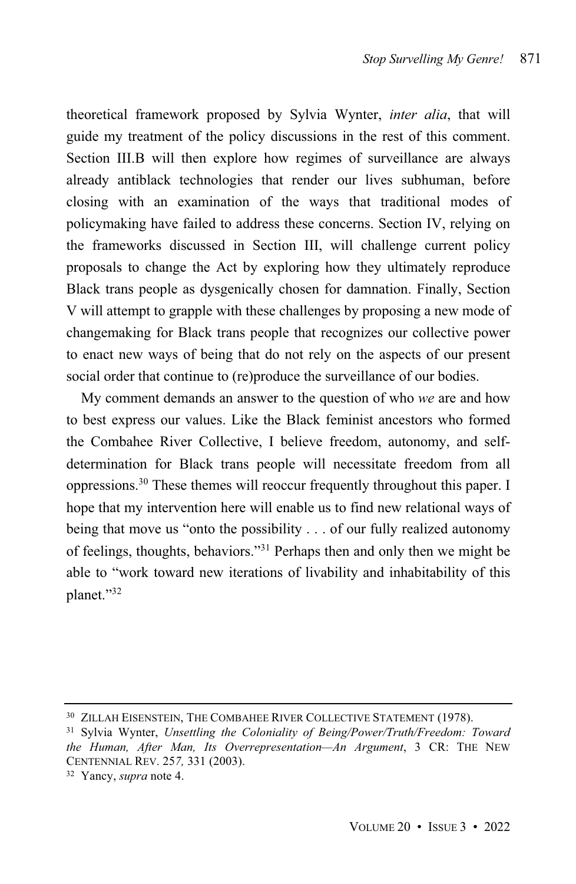theoretical framework proposed by Sylvia Wynter, *inter alia*, that will guide my treatment of the policy discussions in the rest of this comment. Section III.B will then explore how regimes of surveillance are always already antiblack technologies that render our lives subhuman, before closing with an examination of the ways that traditional modes of policymaking have failed to address these concerns. Section IV, relying on the frameworks discussed in Section III, will challenge current policy proposals to change the Act by exploring how they ultimately reproduce Black trans people as dysgenically chosen for damnation. Finally, Section V will attempt to grapple with these challenges by proposing a new mode of changemaking for Black trans people that recognizes our collective power to enact new ways of being that do not rely on the aspects of our present social order that continue to (re)produce the surveillance of our bodies.

My comment demands an answer to the question of who *we* are and how to best express our values. Like the Black feminist ancestors who formed the Combahee River Collective, I believe freedom, autonomy, and self-determination for Black trans people will necessitate freedom from all oppressions.[30] These themes will reoccur frequently throughout this paper. I hope that my intervention here will enable us to find new relational ways of being that move us "onto the possibility . . . of our fully realized autonomy of feelings, thoughts, behaviors."[31] Perhaps then and only then we might be able to "work toward new iterations of livability and inhabitability of this planet."[32]

---

[30] ZILLAH EISENSTEIN, THE COMBAHEE RIVER COLLECTIVE STATEMENT (1978).

[31] Sylvia Wynter, *Unsettling the Coloniality of Being/Power/Truth/Freedom: Toward the Human, After Man, Its Overrepresentation—An Argument*, 3 CR: THE NEW CENTENNIAL REV. 257, 331 (2003).

[32] Yancy, *supra* note 4.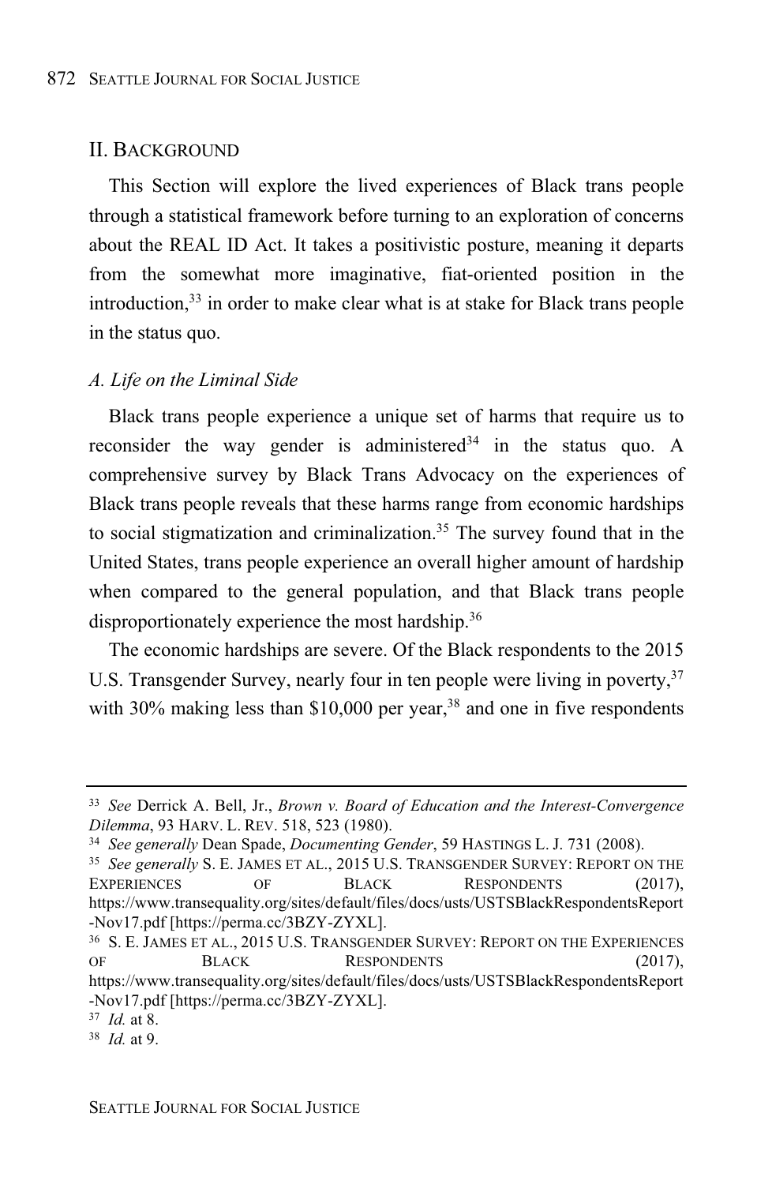## II. BACKGROUND

This Section will explore the lived experiences of Black trans people through a statistical framework before turning to an exploration of concerns about the REAL ID Act. It takes a positivistic posture, meaning it departs from the somewhat more imaginative, fiat-oriented position in the introduction,[33] in order to make clear what is at stake for Black trans people in the status quo.

### *A. Life on the Liminal Side*

Black trans people experience a unique set of harms that require us to reconsider the way gender is administered[34] in the status quo. A comprehensive survey by Black Trans Advocacy on the experiences of Black trans people reveals that these harms range from economic hardships to social stigmatization and criminalization.[35] The survey found that in the United States, trans people experience an overall higher amount of hardship when compared to the general population, and that Black trans people disproportionately experience the most hardship.[36]

The economic hardships are severe. Of the Black respondents to the 2015 U.S. Transgender Survey, nearly four in ten people were living in poverty,[37] with 30% making less than $10,000 per year,[38] and one in five respondents

---

[33] *See* Derrick A. Bell, Jr., *Brown v. Board of Education and the Interest-Convergence Dilemma*, 93 HARV. L. REV. 518, 523 (1980).

[34] *See generally* Dean Spade, *Documenting Gender*, 59 HASTINGS L. J. 731 (2008).

[35] *See generally* S. E. JAMES ET AL., 2015 U.S. TRANSGENDER SURVEY: REPORT ON THE EXPERIENCES OF BLACK RESPONDENTS (2017), https://www.transequality.org/sites/default/files/docs/usts/USTSBlackRespondentsReport-Nov17.pdf [https://perma.cc/3BZY-ZYXL].

[36] S. E. JAMES ET AL., 2015 U.S. TRANSGENDER SURVEY: REPORT ON THE EXPERIENCES OF BLACK RESPONDENTS (2017), https://www.transequality.org/sites/default/files/docs/usts/USTSBlackRespondentsReport-Nov17.pdf [https://perma.cc/3BZY-ZYXL].

[37] *Id.* at 8.

[38] *Id.* at 9.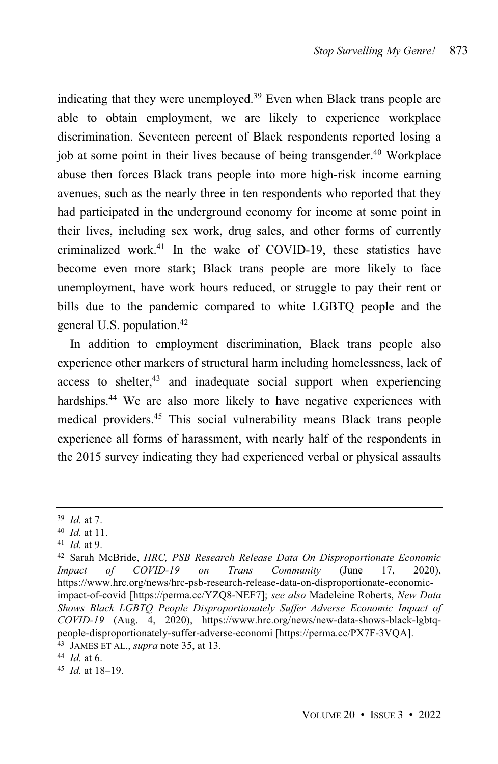indicating that they were unemployed.[39] Even when Black trans people are able to obtain employment, we are likely to experience workplace discrimination. Seventeen percent of Black respondents reported losing a job at some point in their lives because of being transgender.[40] Workplace abuse then forces Black trans people into more high-risk income earning avenues, such as the nearly three in ten respondents who reported that they had participated in the underground economy for income at some point in their lives, including sex work, drug sales, and other forms of currently criminalized work.[41] In the wake of COVID-19, these statistics have become even more stark; Black trans people are more likely to face unemployment, have work hours reduced, or struggle to pay their rent or bills due to the pandemic compared to white LGBTQ people and the general U.S. population.[42]

In addition to employment discrimination, Black trans people also experience other markers of structural harm including homelessness, lack of access to shelter,[43] and inadequate social support when experiencing hardships.[44] We are also more likely to have negative experiences with medical providers.[45] This social vulnerability means Black trans people experience all forms of harassment, with nearly half of the respondents in the 2015 survey indicating they had experienced verbal or physical assaults

---

[39] *Id.* at 7.

[40] *Id.* at 11.

[41] *Id.* at 9.

[42] Sarah McBride, *HRC, PSB Research Release Data On Disproportionate Economic Impact of COVID-19 on Trans Community* (June 17, 2020), https://www.hrc.org/news/hrc-psb-research-release-data-on-disproportionate-economic-impact-of-covid [https://perma.cc/YZQ8-NEF7]; *see also* Madeleine Roberts, *New Data Shows Black LGBTQ People Disproportionately Suffer Adverse Economic Impact of COVID-19* (Aug. 4, 2020), https://www.hrc.org/news/new-data-shows-black-lgbtq-people-disproportionately-suffer-adverse-economi [https://perma.cc/PX7F-3VQA].

[43] JAMES ET AL., *supra* note 35, at 13.

[44] *Id.* at 6.

[45] *Id.* at 18–19.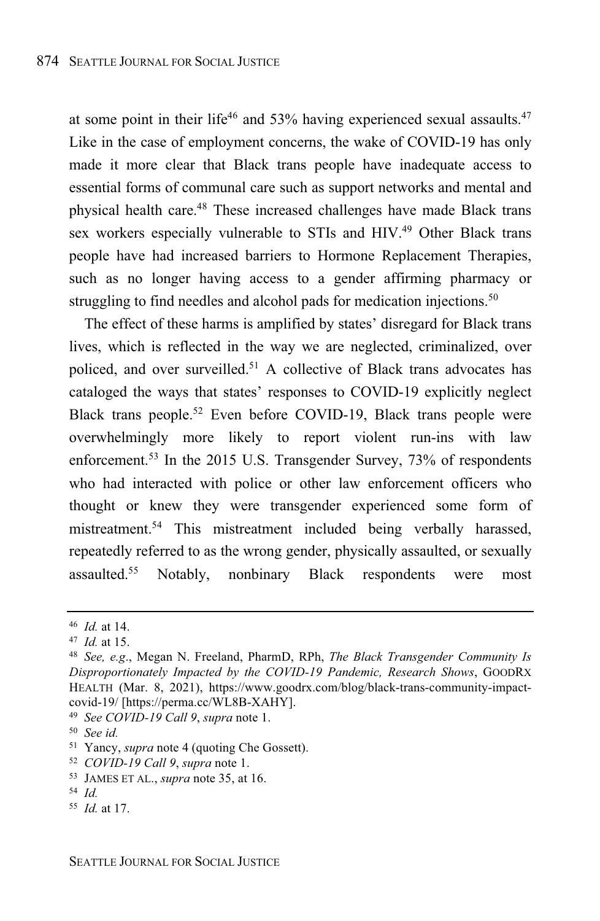at some point in their life[46] and 53% having experienced sexual assaults.[47] Like in the case of employment concerns, the wake of COVID-19 has only made it more clear that Black trans people have inadequate access to essential forms of communal care such as support networks and mental and physical health care.[48] These increased challenges have made Black trans sex workers especially vulnerable to STIs and HIV.[49] Other Black trans people have had increased barriers to Hormone Replacement Therapies, such as no longer having access to a gender affirming pharmacy or struggling to find needles and alcohol pads for medication injections.[50]

The effect of these harms is amplified by states' disregard for Black trans lives, which is reflected in the way we are neglected, criminalized, over policed, and over surveilled.[51] A collective of Black trans advocates has cataloged the ways that states' responses to COVID-19 explicitly neglect Black trans people.[52] Even before COVID-19, Black trans people were overwhelmingly more likely to report violent run-ins with law enforcement.[53] In the 2015 U.S. Transgender Survey, 73% of respondents who had interacted with police or other law enforcement officers who thought or knew they were transgender experienced some form of mistreatment.[54] This mistreatment included being verbally harassed, repeatedly referred to as the wrong gender, physically assaulted, or sexually assaulted.[55] Notably, nonbinary Black respondents were most

---

[46] *Id.* at 14.

[47] *Id.* at 15.

[48] *See, e.g.*, Megan N. Freeland, PharmD, RPh, *The Black Transgender Community Is Disproportionately Impacted by the COVID-19 Pandemic, Research Shows*, GOODRX HEALTH (Mar. 8, 2021), https://www.goodrx.com/blog/black-trans-community-impact-covid-19/ [https://perma.cc/WL8B-XAHY].

[49] *See COVID-19 Call 9*, *supra* note 1.

[50] *See id.*

[51] Yancy, *supra* note 4 (quoting Che Gossett).

[52] *COVID-19 Call 9*, *supra* note 1.

[53] JAMES ET AL., *supra* note 35, at 16.

[54] *Id.*

[55] *Id.* at 17.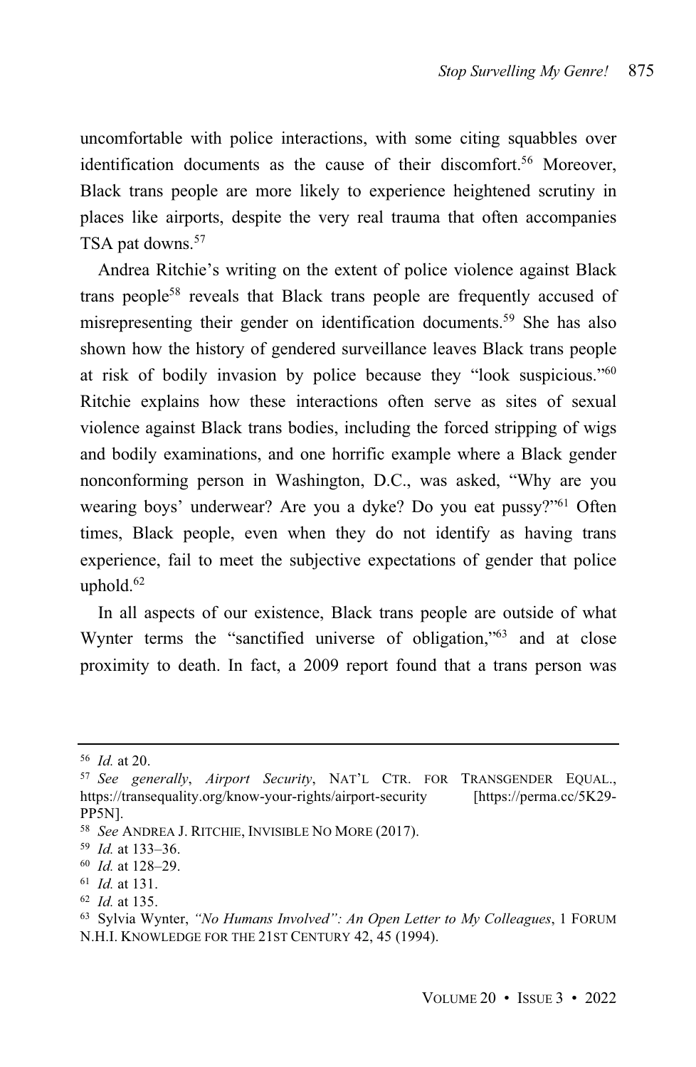uncomfortable with police interactions, with some citing squabbles over identification documents as the cause of their discomfort.[56] Moreover, Black trans people are more likely to experience heightened scrutiny in places like airports, despite the very real trauma that often accompanies TSA pat downs.[57]

Andrea Ritchie's writing on the extent of police violence against Black trans people[58] reveals that Black trans people are frequently accused of misrepresenting their gender on identification documents.[59] She has also shown how the history of gendered surveillance leaves Black trans people at risk of bodily invasion by police because they "look suspicious."[60] Ritchie explains how these interactions often serve as sites of sexual violence against Black trans bodies, including the forced stripping of wigs and bodily examinations, and one horrific example where a Black gender nonconforming person in Washington, D.C., was asked, "Why are you wearing boys' underwear? Are you a dyke? Do you eat pussy?"[61] Often times, Black people, even when they do not identify as having trans experience, fail to meet the subjective expectations of gender that police uphold.[62]

In all aspects of our existence, Black trans people are outside of what Wynter terms the "sanctified universe of obligation,"[63] and at close proximity to death. In fact, a 2009 report found that a trans person was

---

[56] *Id.* at 20.

[57] *See generally*, *Airport Security*, NAT'L CTR. FOR TRANSGENDER EQUAL., https://transequality.org/know-your-rights/airport-security [https://perma.cc/5K29-PP5N].

[58] *See* ANDREA J. RITCHIE, INVISIBLE NO MORE (2017).

[59] *Id.* at 133–36.

[60] *Id.* at 128–29.

[61] *Id.* at 131.

[62] *Id.* at 135.

[63] Sylvia Wynter, *"No Humans Involved": An Open Letter to My Colleagues*, 1 FORUM N.H.I. KNOWLEDGE FOR THE 21ST CENTURY 42, 45 (1994).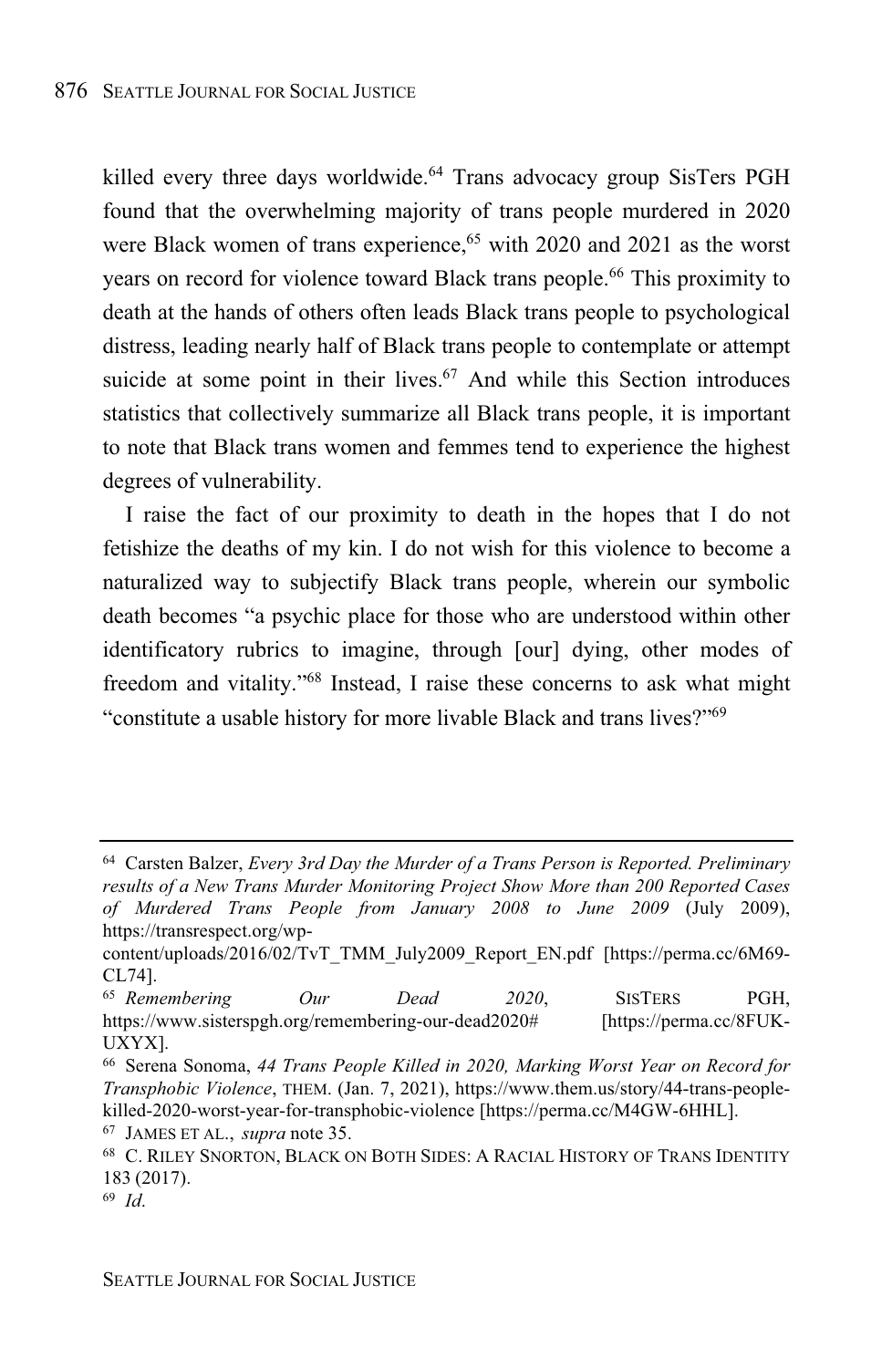killed every three days worldwide.[64] Trans advocacy group SisTers PGH found that the overwhelming majority of trans people murdered in 2020 were Black women of trans experience,[65] with 2020 and 2021 as the worst years on record for violence toward Black trans people.[66] This proximity to death at the hands of others often leads Black trans people to psychological distress, leading nearly half of Black trans people to contemplate or attempt suicide at some point in their lives.[67] And while this Section introduces statistics that collectively summarize all Black trans people, it is important to note that Black trans women and femmes tend to experience the highest degrees of vulnerability.

I raise the fact of our proximity to death in the hopes that I do not fetishize the deaths of my kin. I do not wish for this violence to become a naturalized way to subjectify Black trans people, wherein our symbolic death becomes "a psychic place for those who are understood within other identificatory rubrics to imagine, through [our] dying, other modes of freedom and vitality."[68] Instead, I raise these concerns to ask what might "constitute a usable history for more livable Black and trans lives?"[69]

---

[64] Carsten Balzer, *Every 3rd Day the Murder of a Trans Person is Reported. Preliminary results of a New Trans Murder Monitoring Project Show More than 200 Reported Cases of Murdered Trans People from January 2008 to June 2009* (July 2009), https://transrespect.org/wp-content/uploads/2016/02/TvT_TMM_July2009_Report_EN.pdf [https://perma.cc/6M69-CL74].

[65] *Remembering Our Dead 2020*, SISTERS PGH, https://www.sisterspgh.org/remembering-our-dead2020# [https://perma.cc/8FUK-UXYX].

[66] Serena Sonoma, *44 Trans People Killed in 2020, Marking Worst Year on Record for Transphobic Violence*, THEM. (Jan. 7, 2021), https://www.them.us/story/44-trans-people-killed-2020-worst-year-for-transphobic-violence [https://perma.cc/M4GW-6HHL].

[67] JAMES ET AL., *supra* note 35.

[68] C. RILEY SNORTON, BLACK ON BOTH SIDES: A RACIAL HISTORY OF TRANS IDENTITY 183 (2017).

[69] *Id.*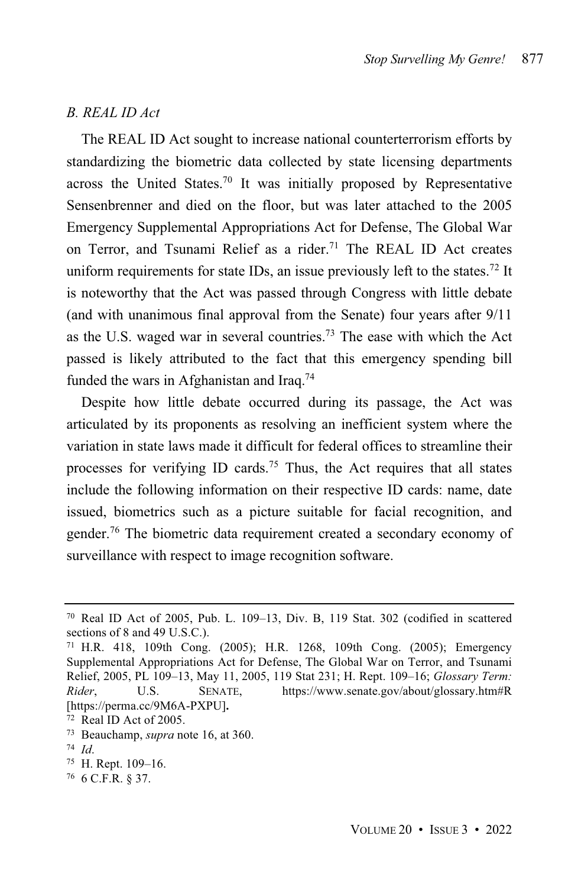### *B. REAL ID Act*

The REAL ID Act sought to increase national counterterrorism efforts by standardizing the biometric data collected by state licensing departments across the United States.[70] It was initially proposed by Representative Sensenbrenner and died on the floor, but was later attached to the 2005 Emergency Supplemental Appropriations Act for Defense, The Global War on Terror, and Tsunami Relief as a rider.[71] The REAL ID Act creates uniform requirements for state IDs, an issue previously left to the states.[72] It is noteworthy that the Act was passed through Congress with little debate (and with unanimous final approval from the Senate) four years after 9/11 as the U.S. waged war in several countries.[73] The ease with which the Act passed is likely attributed to the fact that this emergency spending bill funded the wars in Afghanistan and Iraq.[74]

Despite how little debate occurred during its passage, the Act was articulated by its proponents as resolving an inefficient system where the variation in state laws made it difficult for federal offices to streamline their processes for verifying ID cards.[75] Thus, the Act requires that all states include the following information on their respective ID cards: name, date issued, biometrics such as a picture suitable for facial recognition, and gender.[76] The biometric data requirement created a secondary economy of surveillance with respect to image recognition software.

---

[70] Real ID Act of 2005, Pub. L. 109–13, Div. B, 119 Stat. 302 (codified in scattered sections of 8 and 49 U.S.C.).

[71] H.R. 418, 109th Cong. (2005); H.R. 1268, 109th Cong. (2005); Emergency Supplemental Appropriations Act for Defense, The Global War on Terror, and Tsunami Relief, 2005, PL 109–13, May 11, 2005, 119 Stat 231; H. Rept. 109–16; *Glossary Term: Rider*, U.S. SENATE, https://www.senate.gov/about/glossary.htm#R [https://perma.cc/9M6A-PXPU].

[72] Real ID Act of 2005.

[73] Beauchamp, *supra* note 16, at 360.

[74] *Id.*

[75] H. Rept. 109–16.

[76] 6 C.F.R. § 37.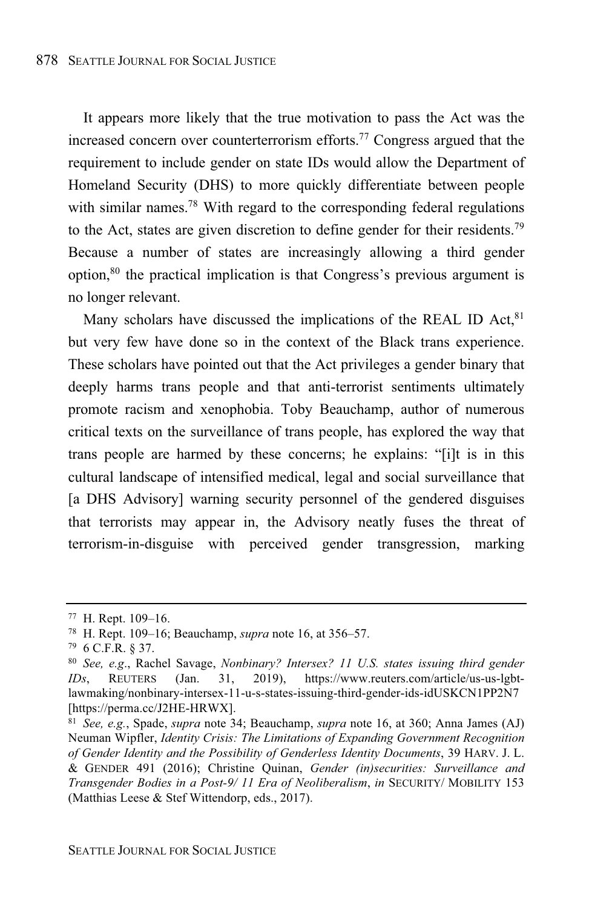It appears more likely that the true motivation to pass the Act was the increased concern over counterterrorism efforts.[77] Congress argued that the requirement to include gender on state IDs would allow the Department of Homeland Security (DHS) to more quickly differentiate between people with similar names.[78] With regard to the corresponding federal regulations to the Act, states are given discretion to define gender for their residents.[79] Because a number of states are increasingly allowing a third gender option,[80] the practical implication is that Congress's previous argument is no longer relevant.

Many scholars have discussed the implications of the REAL ID Act,[81] but very few have done so in the context of the Black trans experience. These scholars have pointed out that the Act privileges a gender binary that deeply harms trans people and that anti-terrorist sentiments ultimately promote racism and xenophobia. Toby Beauchamp, author of numerous critical texts on the surveillance of trans people, has explored the way that trans people are harmed by these concerns; he explains: "[i]t is in this cultural landscape of intensified medical, legal and social surveillance that [a DHS Advisory] warning security personnel of the gendered disguises that terrorists may appear in, the Advisory neatly fuses the threat of terrorism-in-disguise with perceived gender transgression, marking

---

[77] H. Rept. 109–16.

[78] H. Rept. 109–16; Beauchamp, *supra* note 16, at 356–57.

[79] 6 C.F.R. § 37.

[80] *See, e.g*., Rachel Savage, *Nonbinary? Intersex? 11 U.S. states issuing third gender IDs*, REUTERS (Jan. 31, 2019), https://www.reuters.com/article/us-us-lgbt-lawmaking/nonbinary-intersex-11-u-s-states-issuing-third-gender-ids-idUSKCN1PP2N7 [https://perma.cc/J2HE-HRWX].

[81] *See, e.g.*, Spade, *supra* note 34; Beauchamp, *supra* note 16, at 360; Anna James (AJ) Neuman Wipfler, *Identity Crisis: The Limitations of Expanding Government Recognition of Gender Identity and the Possibility of Genderless Identity Documents*, 39 HARV. J. L. & GENDER 491 (2016); Christine Quinan, *Gender (in)securities: Surveillance and Transgender Bodies in a Post-9/ 11 Era of Neoliberalism*, *in* SECURITY/ MOBILITY 153 (Matthias Leese & Stef Wittendorp, eds., 2017).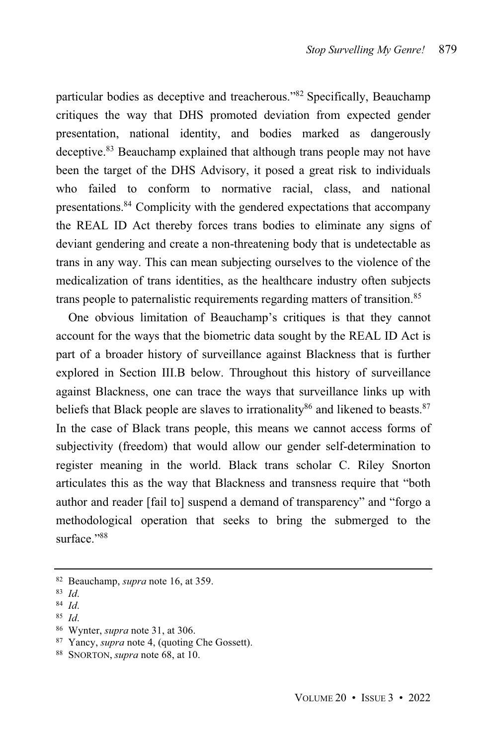particular bodies as deceptive and treacherous."[82] Specifically, Beauchamp critiques the way that DHS promoted deviation from expected gender presentation, national identity, and bodies marked as dangerously deceptive.[83] Beauchamp explained that although trans people may not have been the target of the DHS Advisory, it posed a great risk to individuals who failed to conform to normative racial, class, and national presentations.[84] Complicity with the gendered expectations that accompany the REAL ID Act thereby forces trans bodies to eliminate any signs of deviant gendering and create a non-threatening body that is undetectable as trans in any way. This can mean subjecting ourselves to the violence of the medicalization of trans identities, as the healthcare industry often subjects trans people to paternalistic requirements regarding matters of transition.[85]

One obvious limitation of Beauchamp's critiques is that they cannot account for the ways that the biometric data sought by the REAL ID Act is part of a broader history of surveillance against Blackness that is further explored in Section III.B below. Throughout this history of surveillance against Blackness, one can trace the ways that surveillance links up with beliefs that Black people are slaves to irrationality[86] and likened to beasts.[87] In the case of Black trans people, this means we cannot access forms of subjectivity (freedom) that would allow our gender self-determination to register meaning in the world. Black trans scholar C. Riley Snorton articulates this as the way that Blackness and transness require that "both author and reader [fail to] suspend a demand of transparency" and "forgo a methodological operation that seeks to bring the submerged to the surface."[88]

---

[82] Beauchamp, *supra* note 16, at 359.

[83] *Id.*

[84] *Id.*

[85] *Id.*

[86] Wynter, *supra* note 31, at 306.

[87] Yancy, *supra* note 4, (quoting Che Gossett).

[88] SNORTON, *supra* note 68, at 10.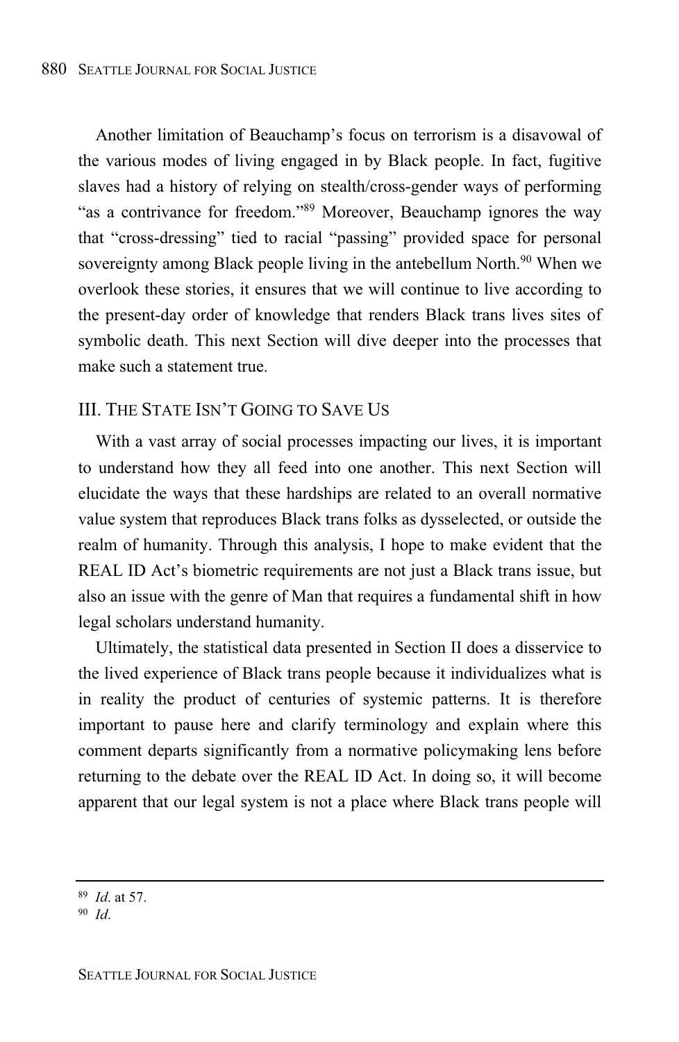Another limitation of Beauchamp's focus on terrorism is a disavowal of the various modes of living engaged in by Black people. In fact, fugitive slaves had a history of relying on stealth/cross-gender ways of performing "as a contrivance for freedom."[89] Moreover, Beauchamp ignores the way that "cross-dressing" tied to racial "passing" provided space for personal sovereignty among Black people living in the antebellum North.[90] When we overlook these stories, it ensures that we will continue to live according to the present-day order of knowledge that renders Black trans lives sites of symbolic death. This next Section will dive deeper into the processes that make such a statement true.

## III. The State Isn't Going to Save Us

With a vast array of social processes impacting our lives, it is important to understand how they all feed into one another. This next Section will elucidate the ways that these hardships are related to an overall normative value system that reproduces Black trans folks as dysselected, or outside the realm of humanity. Through this analysis, I hope to make evident that the REAL ID Act's biometric requirements are not just a Black trans issue, but also an issue with the genre of Man that requires a fundamental shift in how legal scholars understand humanity.

Ultimately, the statistical data presented in Section II does a disservice to the lived experience of Black trans people because it individualizes what is in reality the product of centuries of systemic patterns. It is therefore important to pause here and clarify terminology and explain where this comment departs significantly from a normative policymaking lens before returning to the debate over the REAL ID Act. In doing so, it will become apparent that our legal system is not a place where Black trans people will

---

[89] *Id.* at 57.

[90] *Id.*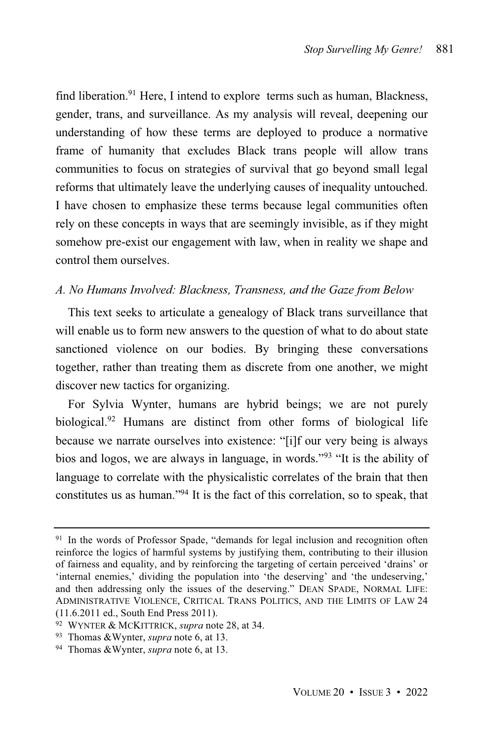find liberation.[91] Here, I intend to explore terms such as human, Blackness, gender, trans, and surveillance. As my analysis will reveal, deepening our understanding of how these terms are deployed to produce a normative frame of humanity that excludes Black trans people will allow trans communities to focus on strategies of survival that go beyond small legal reforms that ultimately leave the underlying causes of inequality untouched. I have chosen to emphasize these terms because legal communities often rely on these concepts in ways that are seemingly invisible, as if they might somehow pre-exist our engagement with law, when in reality we shape and control them ourselves.

### *A. No Humans Involved: Blackness, Transness, and the Gaze from Below*

This text seeks to articulate a genealogy of Black trans surveillance that will enable us to form new answers to the question of what to do about state sanctioned violence on our bodies. By bringing these conversations together, rather than treating them as discrete from one another, we might discover new tactics for organizing.

For Sylvia Wynter, humans are hybrid beings; we are not purely biological.[92] Humans are distinct from other forms of biological life because we narrate ourselves into existence: "[i]f our very being is always bios and logos, we are always in language, in words."[93] "It is the ability of language to correlate with the physicalistic correlates of the brain that then constitutes us as human."[94] It is the fact of this correlation, so to speak, that

---

[91] In the words of Professor Spade, "demands for legal inclusion and recognition often reinforce the logics of harmful systems by justifying them, contributing to their illusion of fairness and equality, and by reinforcing the targeting of certain perceived 'drains' or 'internal enemies,' dividing the population into 'the deserving' and 'the undeserving,' and then addressing only the issues of the deserving." DEAN SPADE, NORMAL LIFE: ADMINISTRATIVE VIOLENCE, CRITICAL TRANS POLITICS, AND THE LIMITS OF LAW 24 (11.6.2011 ed., South End Press 2011).

[92] WYNTER & MCKITTRICK, *supra* note 28, at 34.

[93] Thomas &Wynter, *supra* note 6, at 13.

[94] Thomas &Wynter, *supra* note 6, at 13.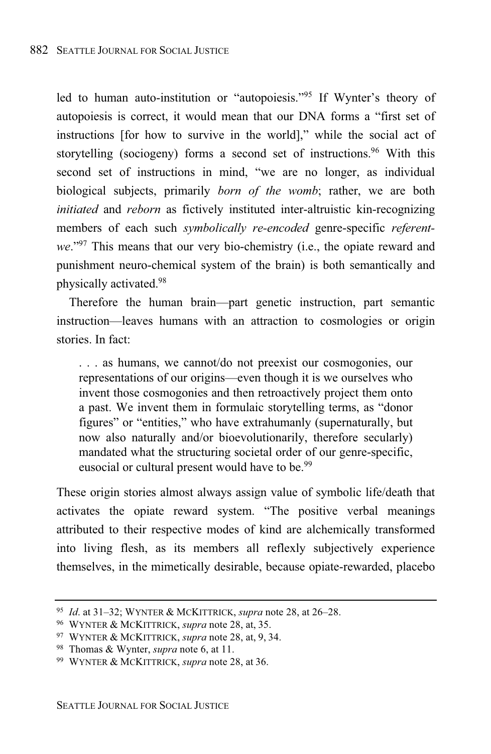led to human auto-institution or "autopoiesis."[95] If Wynter's theory of autopoiesis is correct, it would mean that our DNA forms a "first set of instructions [for how to survive in the world]," while the social act of storytelling (sociogeny) forms a second set of instructions.[96] With this second set of instructions in mind, "we are no longer, as individual biological subjects, primarily *born of the womb*; rather, we are both *initiated* and *reborn* as fictively instituted inter-altruistic kin-recognizing members of each such *symbolically re-encoded* genre-specific *referent-we*."[97] This means that our very bio-chemistry (i.e., the opiate reward and punishment neuro-chemical system of the brain) is both semantically and physically activated.[98]

Therefore the human brain—part genetic instruction, part semantic instruction—leaves humans with an attraction to cosmologies or origin stories. In fact:

> . . . as humans, we cannot/do not preexist our cosmogonies, our representations of our origins—even though it is we ourselves who invent those cosmogonies and then retroactively project them onto a past. We invent them in formulaic storytelling terms, as "donor figures" or "entities," who have extrahumanly (supernaturally, but now also naturally and/or bioevolutionarily, therefore secularly) mandated what the structuring societal order of our genre-specific, eusocial or cultural present would have to be.[99]

These origin stories almost always assign value of symbolic life/death that activates the opiate reward system. "The positive verbal meanings attributed to their respective modes of kind are alchemically transformed into living flesh, as its members all reflexly subjectively experience themselves, in the mimetically desirable, because opiate-rewarded, placebo

---

[95] *Id*. at 31–32; WYNTER & MCKITTRICK, *supra* note 28, at 26–28.

[96] WYNTER & MCKITTRICK, *supra* note 28, at, 35.

[97] WYNTER & MCKITTRICK, *supra* note 28, at, 9, 34.

[98] Thomas & Wynter, *supra* note 6, at 11.

[99] WYNTER & MCKITTRICK, *supra* note 28, at 36.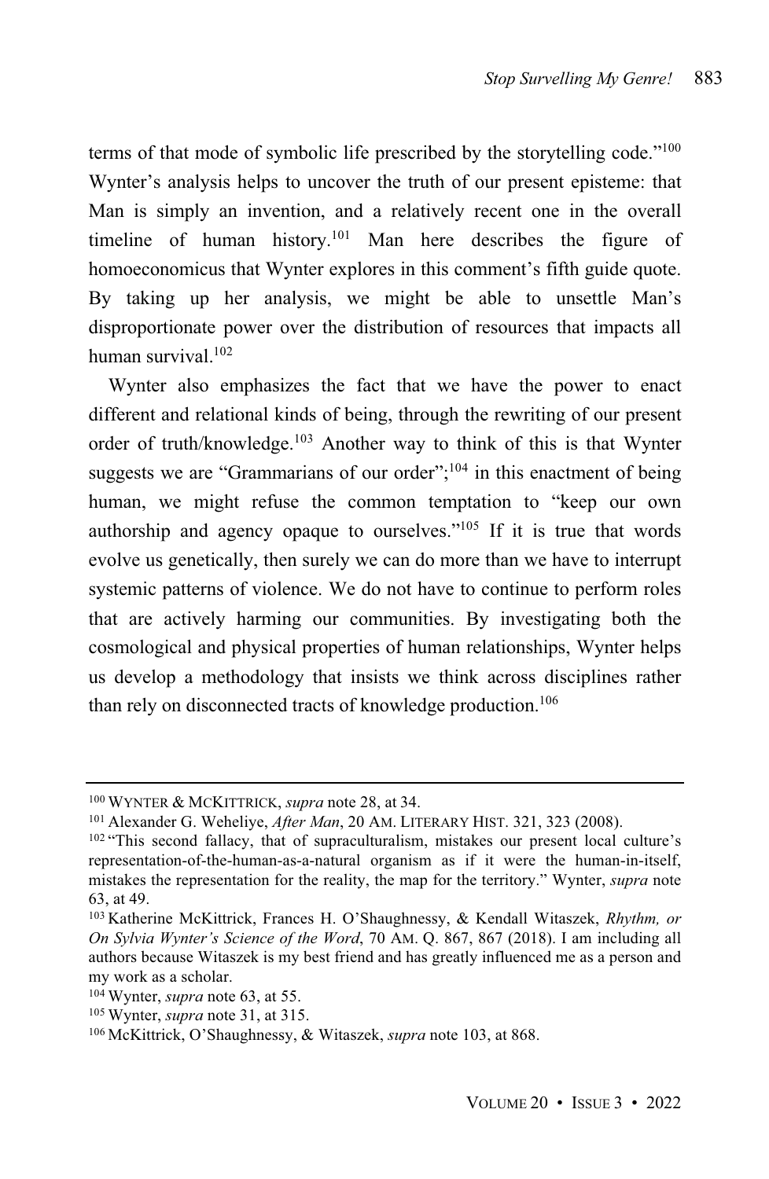terms of that mode of symbolic life prescribed by the storytelling code."[100] Wynter's analysis helps to uncover the truth of our present episteme: that Man is simply an invention, and a relatively recent one in the overall timeline of human history.[101] Man here describes the figure of homoeconomicus that Wynter explores in this comment's fifth guide quote. By taking up her analysis, we might be able to unsettle Man's disproportionate power over the distribution of resources that impacts all human survival.[102]

Wynter also emphasizes the fact that we have the power to enact different and relational kinds of being, through the rewriting of our present order of truth/knowledge.[103] Another way to think of this is that Wynter suggests we are "Grammarians of our order";[104] in this enactment of being human, we might refuse the common temptation to "keep our own authorship and agency opaque to ourselves."[105] If it is true that words evolve us genetically, then surely we can do more than we have to interrupt systemic patterns of violence. We do not have to continue to perform roles that are actively harming our communities. By investigating both the cosmological and physical properties of human relationships, Wynter helps us develop a methodology that insists we think across disciplines rather than rely on disconnected tracts of knowledge production.[106]

---

[100] WYNTER & MCKITTRICK, *supra* note 28, at 34.

[101] Alexander G. Weheliye, *After Man*, 20 AM. LITERARY HIST. 321, 323 (2008).

[102] "This second fallacy, that of supraculturalism, mistakes our present local culture's representation-of-the-human-as-a-natural organism as if it were the human-in-itself, mistakes the representation for the reality, the map for the territory." Wynter, *supra* note 63, at 49.

[103] Katherine McKittrick, Frances H. O'Shaughnessy, & Kendall Witaszek, *Rhythm, or On Sylvia Wynter's Science of the Word*, 70 AM. Q. 867, 867 (2018). I am including all authors because Witaszek is my best friend and has greatly influenced me as a person and my work as a scholar.

[104] Wynter, *supra* note 63, at 55.

[105] Wynter, *supra* note 31, at 315.

[106] McKittrick, O'Shaughnessy, & Witaszek, *supra* note 103, at 868.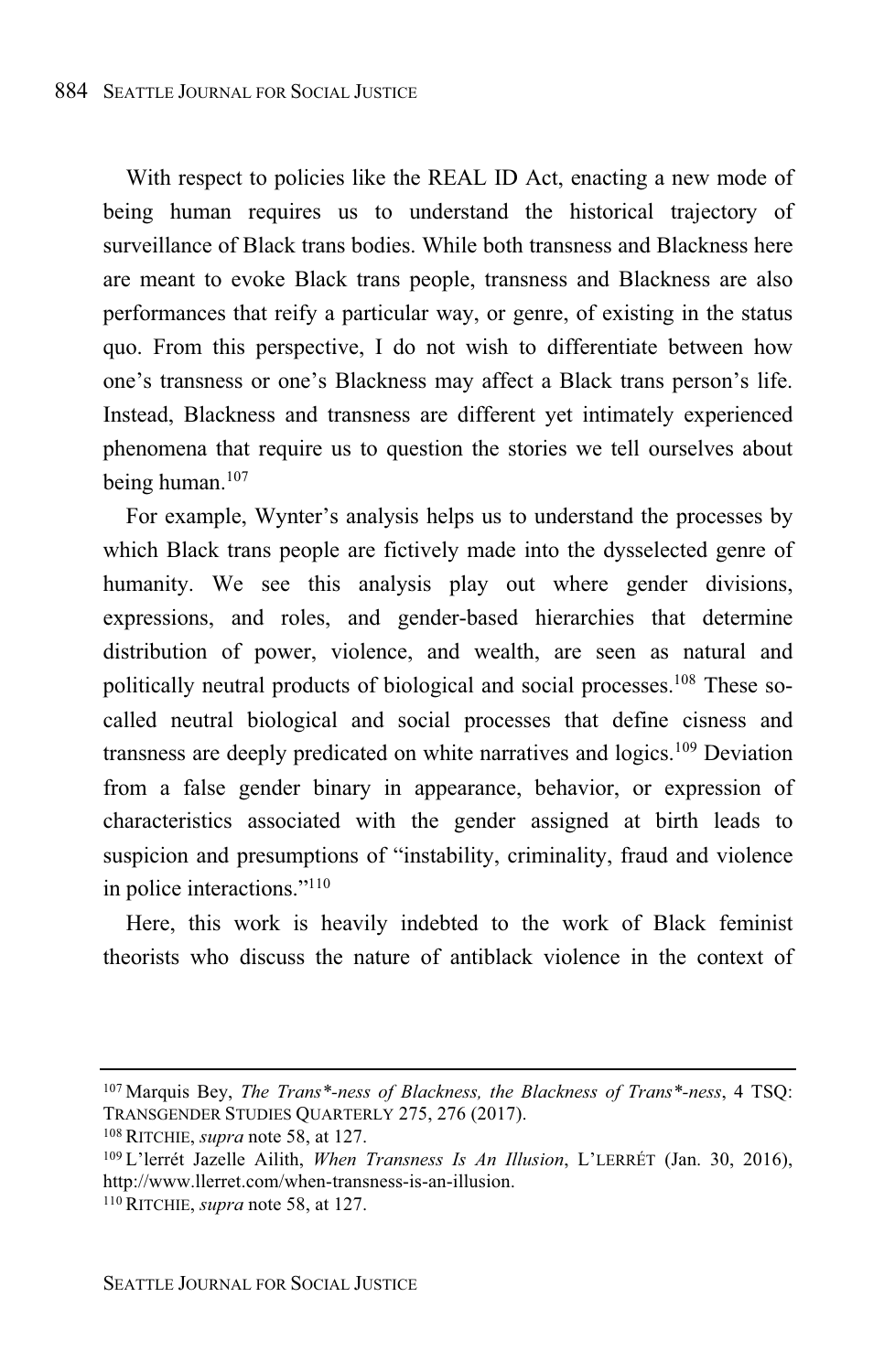With respect to policies like the REAL ID Act, enacting a new mode of being human requires us to understand the historical trajectory of surveillance of Black trans bodies. While both transness and Blackness here are meant to evoke Black trans people, transness and Blackness are also performances that reify a particular way, or genre, of existing in the status quo. From this perspective, I do not wish to differentiate between how one's transness or one's Blackness may affect a Black trans person's life. Instead, Blackness and transness are different yet intimately experienced phenomena that require us to question the stories we tell ourselves about being human.[107]

For example, Wynter's analysis helps us to understand the processes by which Black trans people are fictively made into the dysselected genre of humanity. We see this analysis play out where gender divisions, expressions, and roles, and gender-based hierarchies that determine distribution of power, violence, and wealth, are seen as natural and politically neutral products of biological and social processes.[108] These so-called neutral biological and social processes that define cisness and transness are deeply predicated on white narratives and logics.[109] Deviation from a false gender binary in appearance, behavior, or expression of characteristics associated with the gender assigned at birth leads to suspicion and presumptions of "instability, criminality, fraud and violence in police interactions."[110]

Here, this work is heavily indebted to the work of Black feminist theorists who discuss the nature of antiblack violence in the context of

---

[107] Marquis Bey, *The Trans\*-ness of Blackness, the Blackness of Trans\*-ness*, 4 TSQ: TRANSGENDER STUDIES QUARTERLY 275, 276 (2017).

[108] RITCHIE, *supra* note 58, at 127.

[109] L'lerrét Jazelle Ailith, *When Transness Is An Illusion*, L'LERRÉT (Jan. 30, 2016), http://www.llerret.com/when-transness-is-an-illusion.

[110] RITCHIE, *supra* note 58, at 127.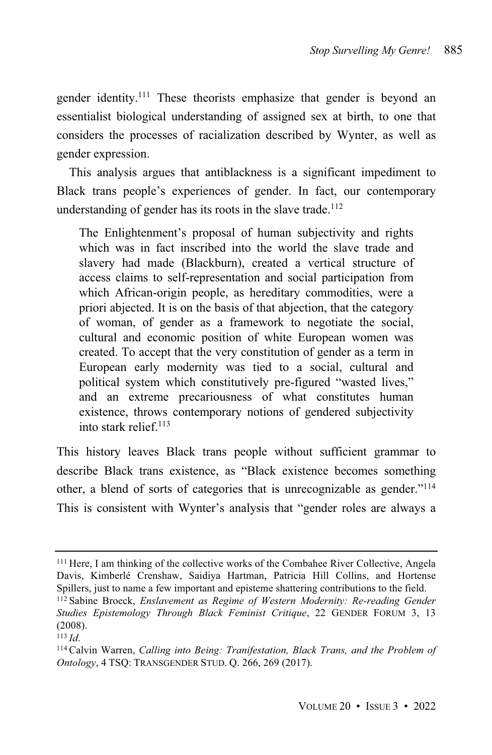gender identity.[111] These theorists emphasize that gender is beyond an essentialist biological understanding of assigned sex at birth, to one that considers the processes of racialization described by Wynter, as well as gender expression.

This analysis argues that antiblackness is a significant impediment to Black trans people's experiences of gender. In fact, our contemporary understanding of gender has its roots in the slave trade.[112]

> The Enlightenment's proposal of human subjectivity and rights which was in fact inscribed into the world the slave trade and slavery had made (Blackburn), created a vertical structure of access claims to self-representation and social participation from which African-origin people, as hereditary commodities, were a priori abjected. It is on the basis of that abjection, that the category of woman, of gender as a framework to negotiate the social, cultural and economic position of white European women was created. To accept that the very constitution of gender as a term in European early modernity was tied to a social, cultural and political system which constitutively pre-figured "wasted lives," and an extreme precariousness of what constitutes human existence, throws contemporary notions of gendered subjectivity into stark relief.[113]

This history leaves Black trans people without sufficient grammar to describe Black trans existence, as "Black existence becomes something other, a blend of sorts of categories that is unrecognizable as gender."[114] This is consistent with Wynter's analysis that "gender roles are always a

---

[111] Here, I am thinking of the collective works of the Combahee River Collective, Angela Davis, Kimberlé Crenshaw, Saidiya Hartman, Patricia Hill Collins, and Hortense Spillers, just to name a few important and episteme shattering contributions to the field.

[112] Sabine Broeck, *Enslavement as Regime of Western Modernity: Re-reading Gender Studies Epistemology Through Black Feminist Critique*, 22 GENDER FORUM 3, 13 (2008).

[113] *Id.*

[114] Calvin Warren, *Calling into Being: Tranifestation, Black Trans, and the Problem of Ontology*, 4 TSQ: TRANSGENDER STUD. Q. 266, 269 (2017).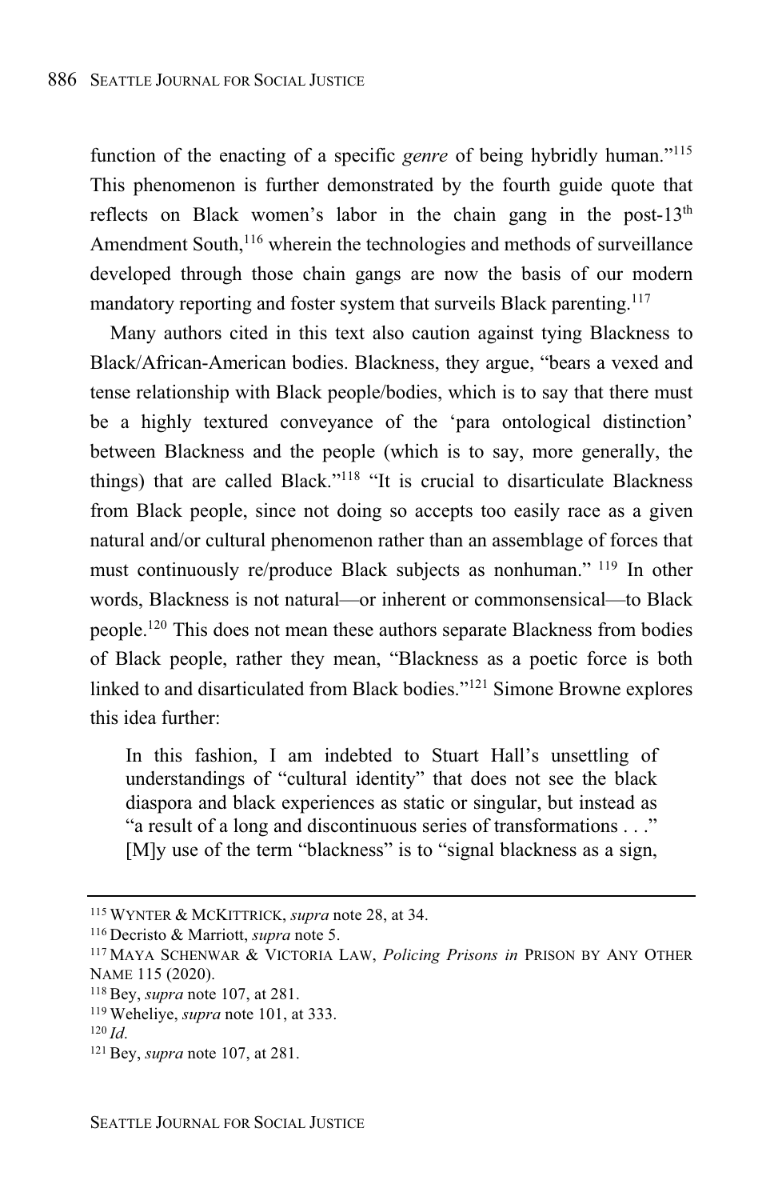function of the enacting of a specific *genre* of being hybridly human."[115] This phenomenon is further demonstrated by the fourth guide quote that reflects on Black women's labor in the chain gang in the post-13th Amendment South,[116] wherein the technologies and methods of surveillance developed through those chain gangs are now the basis of our modern mandatory reporting and foster system that surveils Black parenting.[117]

Many authors cited in this text also caution against tying Blackness to Black/African-American bodies. Blackness, they argue, "bears a vexed and tense relationship with Black people/bodies, which is to say that there must be a highly textured conveyance of the 'para ontological distinction' between Blackness and the people (which is to say, more generally, the things) that are called Black."[118] "It is crucial to disarticulate Blackness from Black people, since not doing so accepts too easily race as a given natural and/or cultural phenomenon rather than an assemblage of forces that must continuously re/produce Black subjects as nonhuman." [119] In other words, Blackness is not natural—or inherent or commonsensical—to Black people.[120] This does not mean these authors separate Blackness from bodies of Black people, rather they mean, "Blackness as a poetic force is both linked to and disarticulated from Black bodies."[121] Simone Browne explores this idea further:

> In this fashion, I am indebted to Stuart Hall's unsettling of understandings of "cultural identity" that does not see the black diaspora and black experiences as static or singular, but instead as "a result of a long and discontinuous series of transformations . . ." [M]y use of the term "blackness" is to "signal blackness as a sign,

---

[115] WYNTER & MCKITTRICK, *supra* note 28, at 34.

[116] Decristo & Marriott, *supra* note 5.

[117] MAYA SCHENWAR & VICTORIA LAW, *Policing Prisons in* PRISON BY ANY OTHER NAME 115 (2020).

[118] Bey, *supra* note 107, at 281.

[119] Weheliye, *supra* note 101, at 333.

[120] *Id.*

[121] Bey, *supra* note 107, at 281.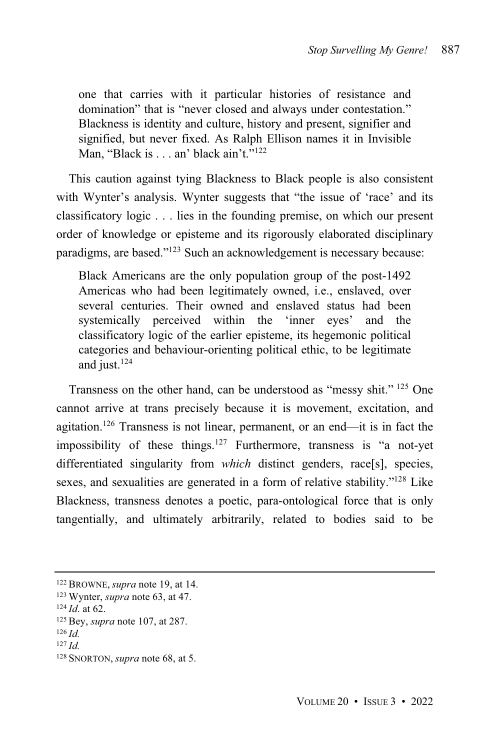> one that carries with it particular histories of resistance and domination" that is "never closed and always under contestation." Blackness is identity and culture, history and present, signifier and signified, but never fixed. As Ralph Ellison names it in Invisible Man, "Black is . . . an' black ain't."[122]

This caution against tying Blackness to Black people is also consistent with Wynter's analysis. Wynter suggests that "the issue of 'race' and its classificatory logic . . . lies in the founding premise, on which our present order of knowledge or episteme and its rigorously elaborated disciplinary paradigms, are based."[123] Such an acknowledgement is necessary because:

> Black Americans are the only population group of the post-1492 Americas who had been legitimately owned, i.e., enslaved, over several centuries. Their owned and enslaved status had been systemically perceived within the 'inner eyes' and the classificatory logic of the earlier episteme, its hegemonic political categories and behaviour-orienting political ethic, to be legitimate and just.[124]

Transness on the other hand, can be understood as "messy shit." [125] One cannot arrive at trans precisely because it is movement, excitation, and agitation.[126] Transness is not linear, permanent, or an end—it is in fact the impossibility of these things.[127] Furthermore, transness is "a not-yet differentiated singularity from *which* distinct genders, race[s], species, sexes, and sexualities are generated in a form of relative stability."[128] Like Blackness, transness denotes a poetic, para-ontological force that is only tangentially, and ultimately arbitrarily, related to bodies said to be

---

[122] BROWNE, *supra* note 19, at 14.

[123] Wynter, *supra* note 63, at 47.

[124] *Id*. at 62.

[125] Bey, *supra* note 107, at 287.

[126] *Id.*

[127] *Id.*

[128] SNORTON, *supra* note 68, at 5.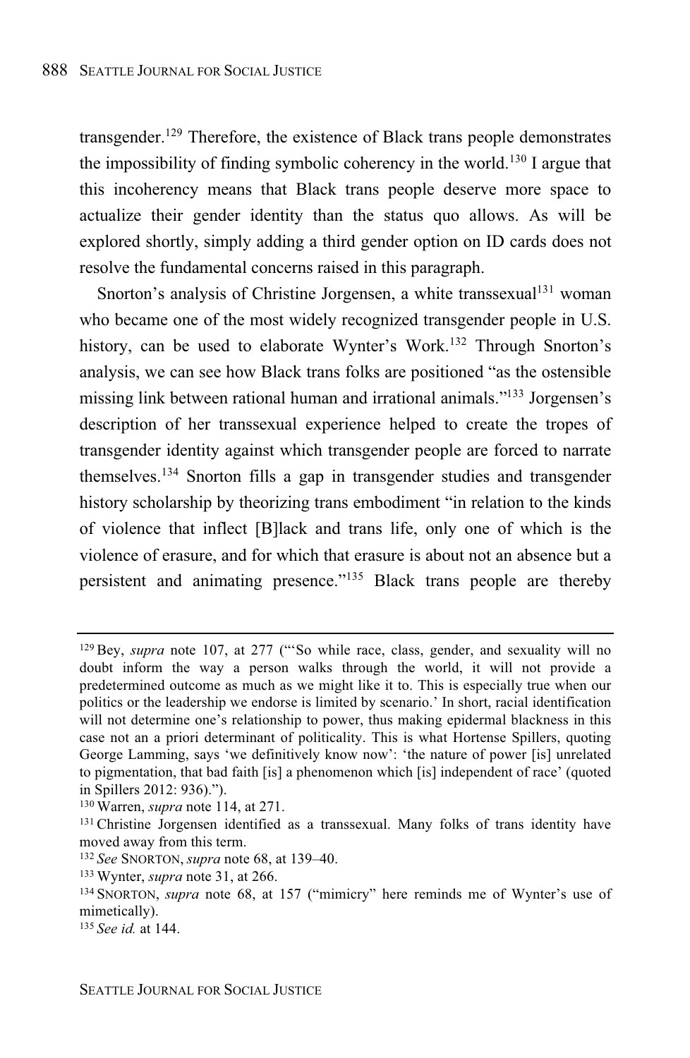transgender.[129] Therefore, the existence of Black trans people demonstrates the impossibility of finding symbolic coherency in the world.[130] I argue that this incoherency means that Black trans people deserve more space to actualize their gender identity than the status quo allows. As will be explored shortly, simply adding a third gender option on ID cards does not resolve the fundamental concerns raised in this paragraph.

Snorton's analysis of Christine Jorgensen, a white transsexual[131] woman who became one of the most widely recognized transgender people in U.S. history, can be used to elaborate Wynter's Work.[132] Through Snorton's analysis, we can see how Black trans folks are positioned "as the ostensible missing link between rational human and irrational animals."[133] Jorgensen's description of her transsexual experience helped to create the tropes of transgender identity against which transgender people are forced to narrate themselves.[134] Snorton fills a gap in transgender studies and transgender history scholarship by theorizing trans embodiment "in relation to the kinds of violence that inflect [B]lack and trans life, only one of which is the violence of erasure, and for which that erasure is about not an absence but a persistent and animating presence."[135] Black trans people are thereby

---

[129] Bey, *supra* note 107, at 277 ("'So while race, class, gender, and sexuality will no doubt inform the way a person walks through the world, it will not provide a predetermined outcome as much as we might like it to. This is especially true when our politics or the leadership we endorse is limited by scenario.' In short, racial identification will not determine one's relationship to power, thus making epidermal blackness in this case not an a priori determinant of politicality. This is what Hortense Spillers, quoting George Lamming, says 'we definitively know now': 'the nature of power [is] unrelated to pigmentation, that bad faith [is] a phenomenon which [is] independent of race' (quoted in Spillers 2012: 936).").

[130] Warren, *supra* note 114, at 271.

[131] Christine Jorgensen identified as a transsexual. Many folks of trans identity have moved away from this term.

[132] *See* SNORTON, *supra* note 68, at 139–40.

[133] Wynter, *supra* note 31, at 266.

[134] SNORTON, *supra* note 68, at 157 ("mimicry" here reminds me of Wynter's use of mimetically).

[135] *See id.* at 144.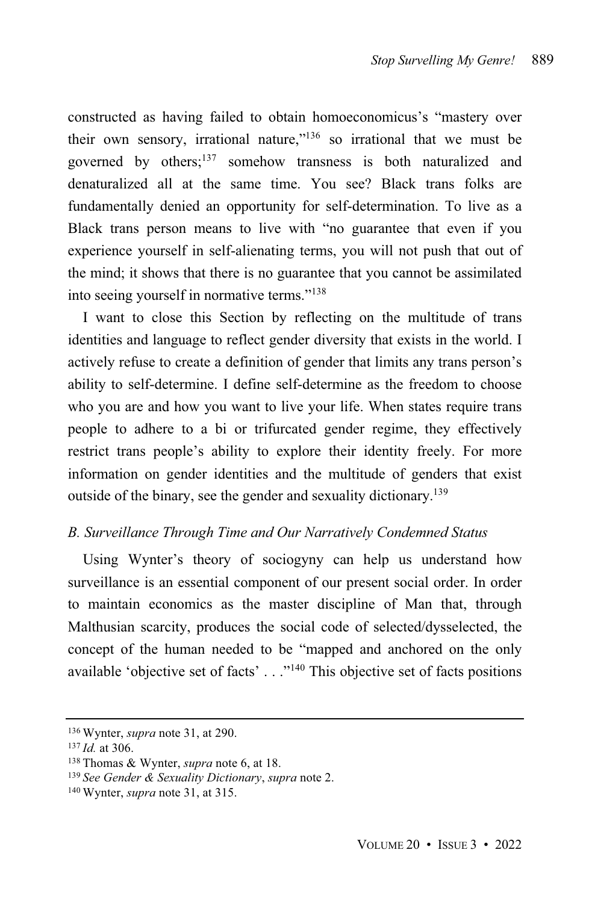constructed as having failed to obtain homoeconomicus's "mastery over their own sensory, irrational nature,"[136] so irrational that we must be governed by others;[137] somehow transness is both naturalized and denaturalized all at the same time. You see? Black trans folks are fundamentally denied an opportunity for self-determination. To live as a Black trans person means to live with "no guarantee that even if you experience yourself in self-alienating terms, you will not push that out of the mind; it shows that there is no guarantee that you cannot be assimilated into seeing yourself in normative terms."[138]

I want to close this Section by reflecting on the multitude of trans identities and language to reflect gender diversity that exists in the world. I actively refuse to create a definition of gender that limits any trans person's ability to self-determine. I define self-determine as the freedom to choose who you are and how you want to live your life. When states require trans people to adhere to a bi or trifurcated gender regime, they effectively restrict trans people's ability to explore their identity freely. For more information on gender identities and the multitude of genders that exist outside of the binary, see the gender and sexuality dictionary.[139]

### *B. Surveillance Through Time and Our Narratively Condemned Status*

Using Wynter's theory of sociogyny can help us understand how surveillance is an essential component of our present social order. In order to maintain economics as the master discipline of Man that, through Malthusian scarcity, produces the social code of selected/dysselected, the concept of the human needed to be "mapped and anchored on the only available 'objective set of facts' . . ."[140] This objective set of facts positions

---

[136] Wynter, *supra* note 31, at 290.

[137] *Id.* at 306.

[138] Thomas & Wynter, *supra* note 6, at 18.

[139] *See Gender & Sexuality Dictionary*, *supra* note 2.

[140] Wynter, *supra* note 31, at 315.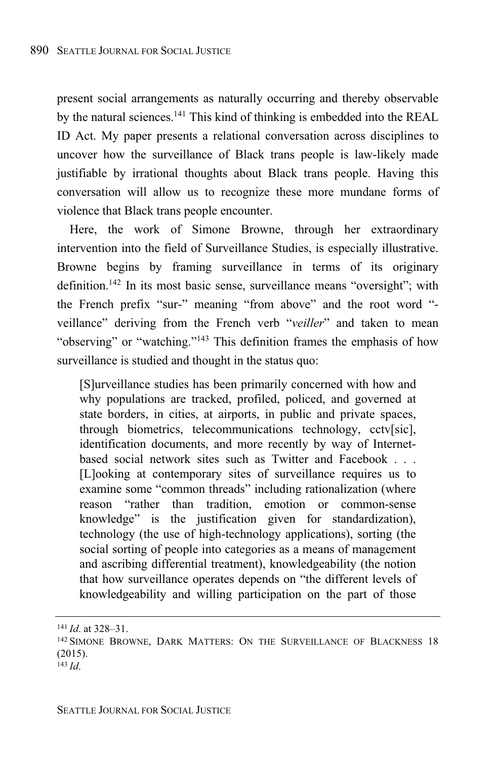present social arrangements as naturally occurring and thereby observable by the natural sciences.[141] This kind of thinking is embedded into the REAL ID Act. My paper presents a relational conversation across disciplines to uncover how the surveillance of Black trans people is law-likely made justifiable by irrational thoughts about Black trans people. Having this conversation will allow us to recognize these more mundane forms of violence that Black trans people encounter.

Here, the work of Simone Browne, through her extraordinary intervention into the field of Surveillance Studies, is especially illustrative. Browne begins by framing surveillance in terms of its originary definition.[142] In its most basic sense, surveillance means "oversight"; with the French prefix "sur-" meaning "from above" and the root word "-veillance" deriving from the French verb "*veiller*" and taken to mean "observing" or "watching."[143] This definition frames the emphasis of how surveillance is studied and thought in the status quo:

> [S]urveillance studies has been primarily concerned with how and why populations are tracked, profiled, policed, and governed at state borders, in cities, at airports, in public and private spaces, through biometrics, telecommunications technology, cctv[sic], identification documents, and more recently by way of Internet-based social network sites such as Twitter and Facebook . . . [L]ooking at contemporary sites of surveillance requires us to examine some "common threads" including rationalization (where reason "rather than tradition, emotion or common-sense knowledge" is the justification given for standardization), technology (the use of high-technology applications), sorting (the social sorting of people into categories as a means of management and ascribing differential treatment), knowledgeability (the notion that how surveillance operates depends on "the different levels of knowledgeability and willing participation on the part of those

---

[141] *Id.* at 328–31.

[142] SIMONE BROWNE, DARK MATTERS: ON THE SURVEILLANCE OF BLACKNESS 18 (2015).

[143] *Id.*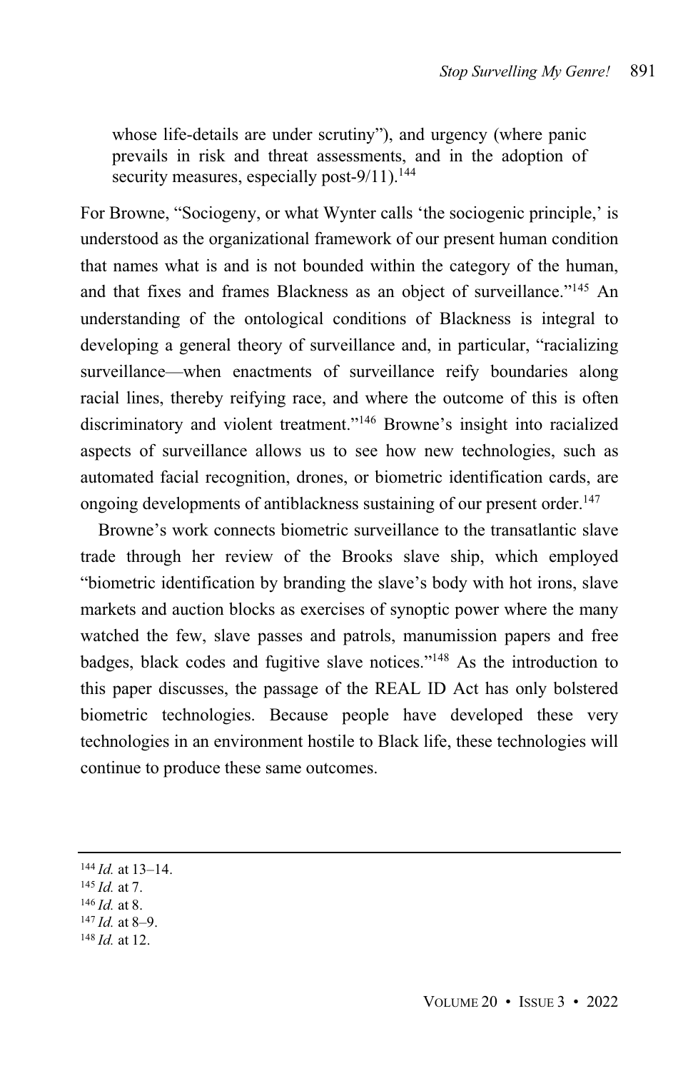whose life-details are under scrutiny"), and urgency (where panic prevails in risk and threat assessments, and in the adoption of security measures, especially post-9/11).[144]

For Browne, "Sociogeny, or what Wynter calls 'the sociogenic principle,' is understood as the organizational framework of our present human condition that names what is and is not bounded within the category of the human, and that fixes and frames Blackness as an object of surveillance."[145] An understanding of the ontological conditions of Blackness is integral to developing a general theory of surveillance and, in particular, "racializing surveillance—when enactments of surveillance reify boundaries along racial lines, thereby reifying race, and where the outcome of this is often discriminatory and violent treatment."[146] Browne's insight into racialized aspects of surveillance allows us to see how new technologies, such as automated facial recognition, drones, or biometric identification cards, are ongoing developments of antiblackness sustaining of our present order.[147]

Browne's work connects biometric surveillance to the transatlantic slave trade through her review of the Brooks slave ship, which employed "biometric identification by branding the slave's body with hot irons, slave markets and auction blocks as exercises of synoptic power where the many watched the few, slave passes and patrols, manumission papers and free badges, black codes and fugitive slave notices."[148] As the introduction to this paper discusses, the passage of the REAL ID Act has only bolstered biometric technologies. Because people have developed these very technologies in an environment hostile to Black life, these technologies will continue to produce these same outcomes.

---

[144] *Id.* at 13–14.
[145] *Id.* at 7.
[146] *Id.* at 8.
[147] *Id.* at 8–9.
[148] *Id.* at 12.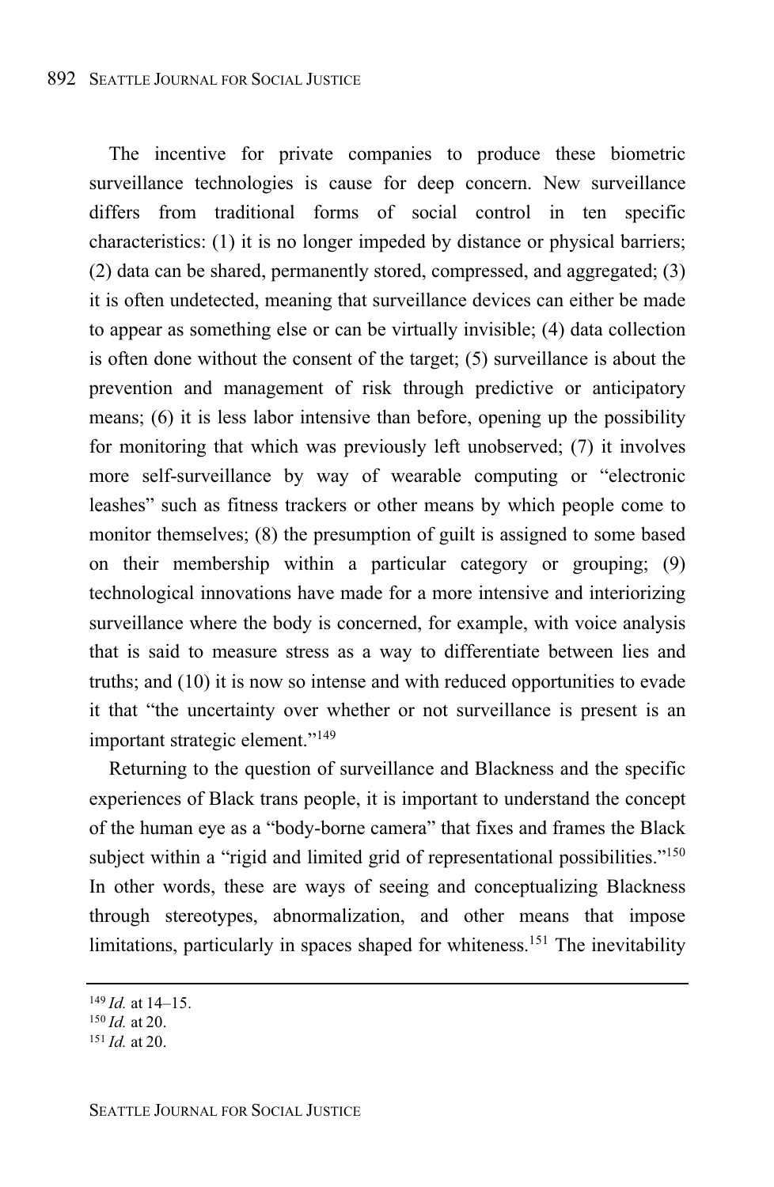The incentive for private companies to produce these biometric surveillance technologies is cause for deep concern. New surveillance differs from traditional forms of social control in ten specific characteristics: (1) it is no longer impeded by distance or physical barriers; (2) data can be shared, permanently stored, compressed, and aggregated; (3) it is often undetected, meaning that surveillance devices can either be made to appear as something else or can be virtually invisible; (4) data collection is often done without the consent of the target; (5) surveillance is about the prevention and management of risk through predictive or anticipatory means; (6) it is less labor intensive than before, opening up the possibility for monitoring that which was previously left unobserved; (7) it involves more self-surveillance by way of wearable computing or "electronic leashes" such as fitness trackers or other means by which people come to monitor themselves; (8) the presumption of guilt is assigned to some based on their membership within a particular category or grouping; (9) technological innovations have made for a more intensive and interiorizing surveillance where the body is concerned, for example, with voice analysis that is said to measure stress as a way to differentiate between lies and truths; and (10) it is now so intense and with reduced opportunities to evade it that "the uncertainty over whether or not surveillance is present is an important strategic element."[149]

Returning to the question of surveillance and Blackness and the specific experiences of Black trans people, it is important to understand the concept of the human eye as a "body-borne camera" that fixes and frames the Black subject within a "rigid and limited grid of representational possibilities."[150] In other words, these are ways of seeing and conceptualizing Blackness through stereotypes, abnormalization, and other means that impose limitations, particularly in spaces shaped for whiteness.[151] The inevitability

---

[149] *Id.* at 14–15.
[150] *Id.* at 20.
[151] *Id.* at 20.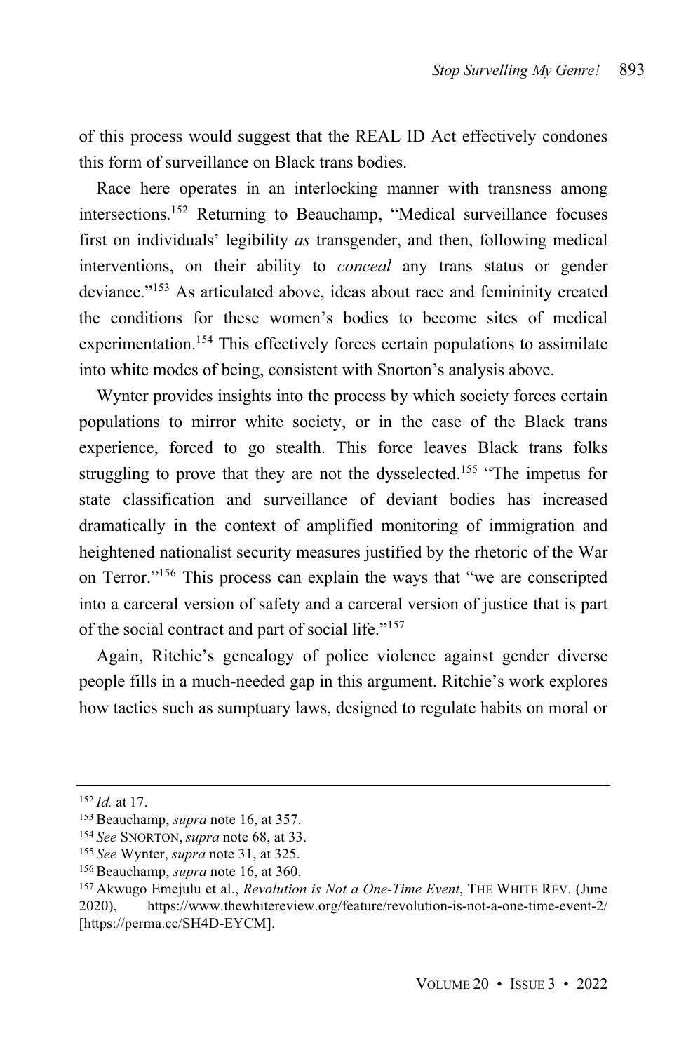of this process would suggest that the REAL ID Act effectively condones this form of surveillance on Black trans bodies.

Race here operates in an interlocking manner with transness among intersections.[152] Returning to Beauchamp, "Medical surveillance focuses first on individuals' legibility *as* transgender, and then, following medical interventions, on their ability to *conceal* any trans status or gender deviance."[153] As articulated above, ideas about race and femininity created the conditions for these women's bodies to become sites of medical experimentation.[154] This effectively forces certain populations to assimilate into white modes of being, consistent with Snorton's analysis above.

Wynter provides insights into the process by which society forces certain populations to mirror white society, or in the case of the Black trans experience, forced to go stealth. This force leaves Black trans folks struggling to prove that they are not the dysselected.[155] "The impetus for state classification and surveillance of deviant bodies has increased dramatically in the context of amplified monitoring of immigration and heightened nationalist security measures justified by the rhetoric of the War on Terror."[156] This process can explain the ways that "we are conscripted into a carceral version of safety and a carceral version of justice that is part of the social contract and part of social life."[157]

Again, Ritchie's genealogy of police violence against gender diverse people fills in a much-needed gap in this argument. Ritchie's work explores how tactics such as sumptuary laws, designed to regulate habits on moral or

---

[152] *Id.* at 17.

[153] Beauchamp, *supra* note 16, at 357.

[154] *See* SNORTON, *supra* note 68, at 33.

[155] *See* Wynter, *supra* note 31, at 325.

[156] Beauchamp, *supra* note 16, at 360.

[157] Akwugo Emejulu et al., *Revolution is Not a One-Time Event*, THE WHITE REV. (June 2020), https://www.thewhitereview.org/feature/revolution-is-not-a-one-time-event-2/ [https://perma.cc/SH4D-EYCM].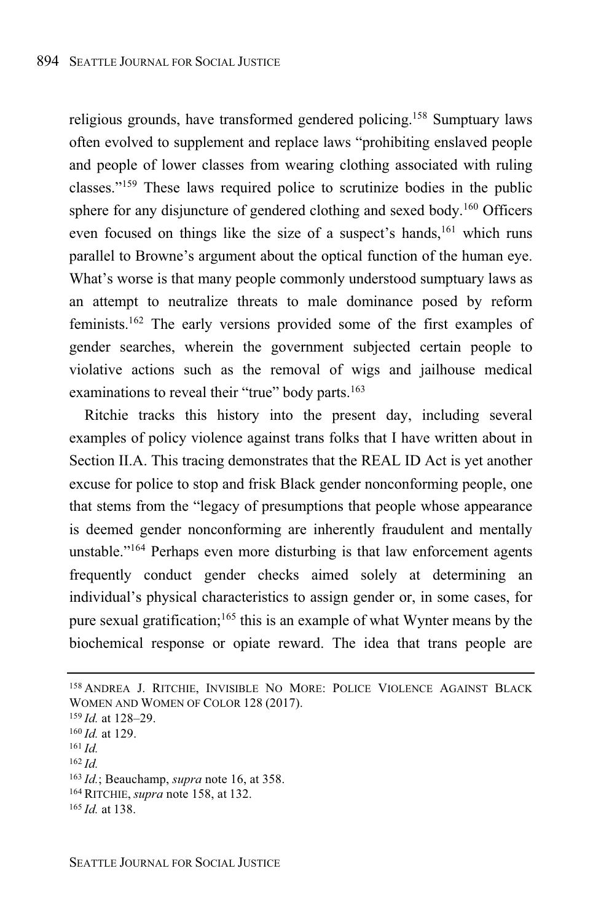religious grounds, have transformed gendered policing.[158] Sumptuary laws often evolved to supplement and replace laws "prohibiting enslaved people and people of lower classes from wearing clothing associated with ruling classes."[159] These laws required police to scrutinize bodies in the public sphere for any disjuncture of gendered clothing and sexed body.[160] Officers even focused on things like the size of a suspect's hands,[161] which runs parallel to Browne's argument about the optical function of the human eye. What's worse is that many people commonly understood sumptuary laws as an attempt to neutralize threats to male dominance posed by reform feminists.[162] The early versions provided some of the first examples of gender searches, wherein the government subjected certain people to violative actions such as the removal of wigs and jailhouse medical examinations to reveal their "true" body parts.[163]

Ritchie tracks this history into the present day, including several examples of policy violence against trans folks that I have written about in Section II.A. This tracing demonstrates that the REAL ID Act is yet another excuse for police to stop and frisk Black gender nonconforming people, one that stems from the "legacy of presumptions that people whose appearance is deemed gender nonconforming are inherently fraudulent and mentally unstable."[164] Perhaps even more disturbing is that law enforcement agents frequently conduct gender checks aimed solely at determining an individual's physical characteristics to assign gender or, in some cases, for pure sexual gratification;[165] this is an example of what Wynter means by the biochemical response or opiate reward. The idea that trans people are

---

[158] ANDREA J. RITCHIE, INVISIBLE NO MORE: POLICE VIOLENCE AGAINST BLACK WOMEN AND WOMEN OF COLOR 128 (2017).
[159] *Id.* at 128–29.
[160] *Id.* at 129.
[161] *Id.*
[162] *Id.*
[163] *Id.*; Beauchamp, *supra* note 16, at 358.
[164] RITCHIE, *supra* note 158, at 132.
[165] *Id.* at 138.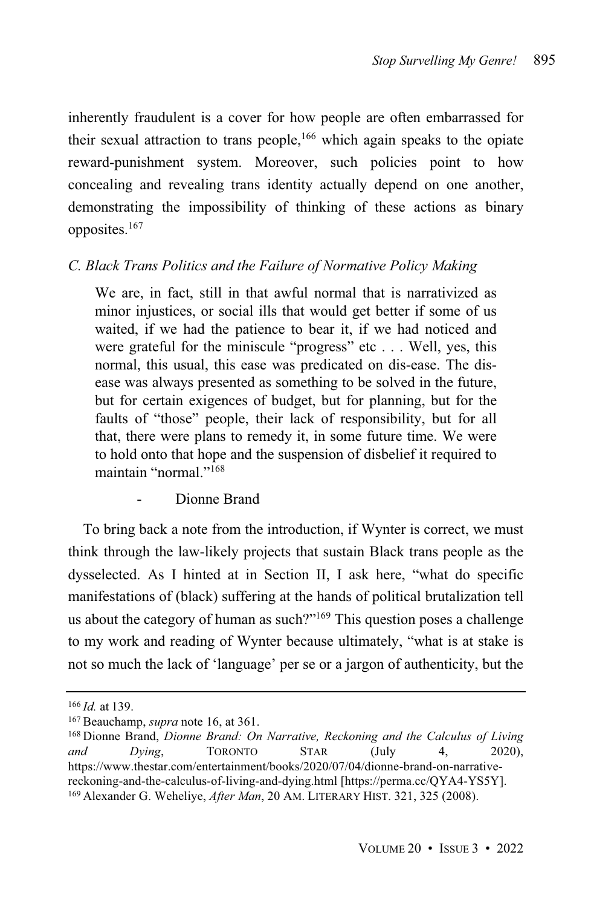inherently fraudulent is a cover for how people are often embarrassed for their sexual attraction to trans people,[166] which again speaks to the opiate reward-punishment system. Moreover, such policies point to how concealing and revealing trans identity actually depend on one another, demonstrating the impossibility of thinking of these actions as binary opposites.[167]

### *C. Black Trans Politics and the Failure of Normative Policy Making*

> We are, in fact, still in that awful normal that is narrativized as minor injustices, or social ills that would get better if some of us waited, if we had the patience to bear it, if we had noticed and were grateful for the miniscule "progress" etc . . . Well, yes, this normal, this usual, this ease was predicated on dis-ease. The dis-ease was always presented as something to be solved in the future, but for certain exigences of budget, but for planning, but for the faults of "those" people, their lack of responsibility, but for all that, there were plans to remedy it, in some future time. We were to hold onto that hope and the suspension of disbelief it required to maintain "normal."[168]
>
> - Dionne Brand

To bring back a note from the introduction, if Wynter is correct, we must think through the law-likely projects that sustain Black trans people as the dysselected. As I hinted at in Section II, I ask here, "what do specific manifestations of (black) suffering at the hands of political brutalization tell us about the category of human as such?"[169] This question poses a challenge to my work and reading of Wynter because ultimately, "what is at stake is not so much the lack of 'language' per se or a jargon of authenticity, but the

---

[166] *Id.* at 139.

[167] Beauchamp, *supra* note 16, at 361.

[168] Dionne Brand, *Dionne Brand: On Narrative, Reckoning and the Calculus of Living and Dying*, TORONTO STAR (July 4, 2020), https://www.thestar.com/entertainment/books/2020/07/04/dionne-brand-on-narrative-reckoning-and-the-calculus-of-living-and-dying.html [https://perma.cc/QYA4-YS5Y].

[169] Alexander G. Weheliye, *After Man*, 20 AM. LITERARY HIST. 321, 325 (2008).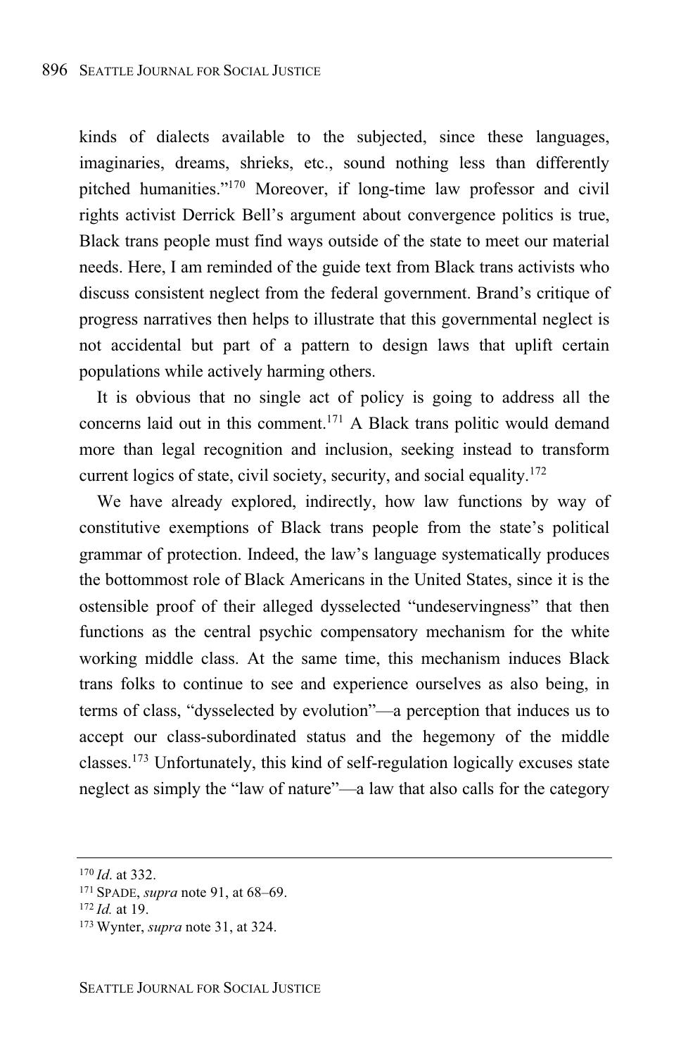kinds of dialects available to the subjected, since these languages, imaginaries, dreams, shrieks, etc., sound nothing less than differently pitched humanities."[170] Moreover, if long-time law professor and civil rights activist Derrick Bell's argument about convergence politics is true, Black trans people must find ways outside of the state to meet our material needs. Here, I am reminded of the guide text from Black trans activists who discuss consistent neglect from the federal government. Brand's critique of progress narratives then helps to illustrate that this governmental neglect is not accidental but part of a pattern to design laws that uplift certain populations while actively harming others.

It is obvious that no single act of policy is going to address all the concerns laid out in this comment.[171] A Black trans politic would demand more than legal recognition and inclusion, seeking instead to transform current logics of state, civil society, security, and social equality.[172]

We have already explored, indirectly, how law functions by way of constitutive exemptions of Black trans people from the state's political grammar of protection. Indeed, the law's language systematically produces the bottommost role of Black Americans in the United States, since it is the ostensible proof of their alleged dysselected "undeservingness" that then functions as the central psychic compensatory mechanism for the white working middle class. At the same time, this mechanism induces Black trans folks to continue to see and experience ourselves as also being, in terms of class, "dysselected by evolution"—a perception that induces us to accept our class-subordinated status and the hegemony of the middle classes.[173] Unfortunately, this kind of self-regulation logically excuses state neglect as simply the "law of nature"—a law that also calls for the category

---

[170] *Id.* at 332.

[171] SPADE, *supra* note 91, at 68–69.

[172] *Id.* at 19.

[173] Wynter, *supra* note 31, at 324.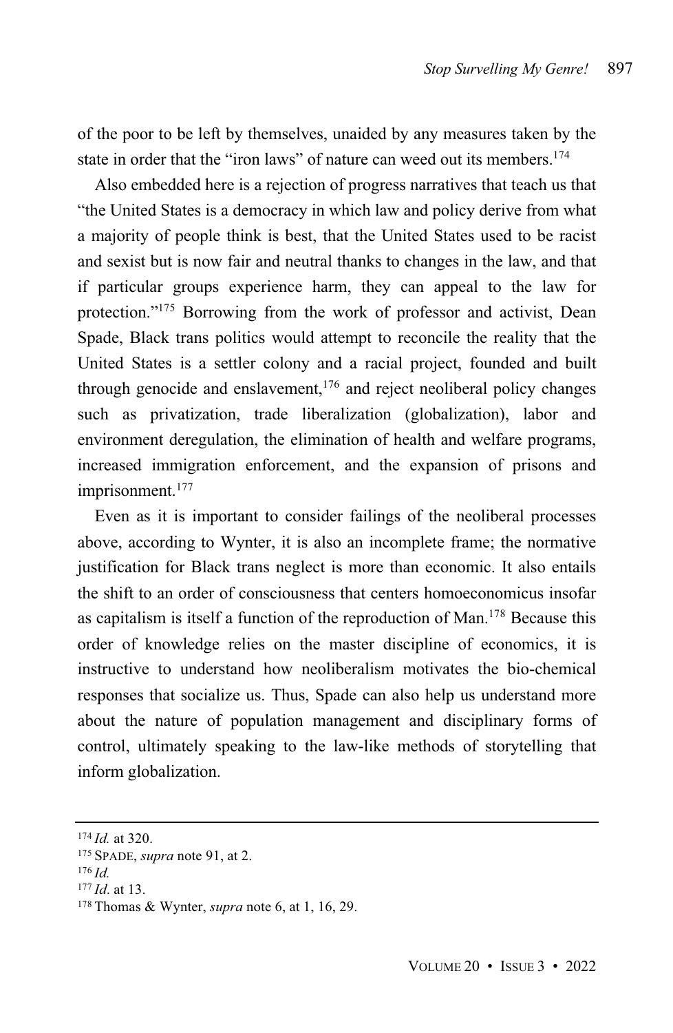of the poor to be left by themselves, unaided by any measures taken by the state in order that the "iron laws" of nature can weed out its members.[174]

Also embedded here is a rejection of progress narratives that teach us that "the United States is a democracy in which law and policy derive from what a majority of people think is best, that the United States used to be racist and sexist but is now fair and neutral thanks to changes in the law, and that if particular groups experience harm, they can appeal to the law for protection."[175] Borrowing from the work of professor and activist, Dean Spade, Black trans politics would attempt to reconcile the reality that the United States is a settler colony and a racial project, founded and built through genocide and enslavement,[176] and reject neoliberal policy changes such as privatization, trade liberalization (globalization), labor and environment deregulation, the elimination of health and welfare programs, increased immigration enforcement, and the expansion of prisons and imprisonment.[177]

Even as it is important to consider failings of the neoliberal processes above, according to Wynter, it is also an incomplete frame; the normative justification for Black trans neglect is more than economic. It also entails the shift to an order of consciousness that centers homoeconomicus insofar as capitalism is itself a function of the reproduction of Man.[178] Because this order of knowledge relies on the master discipline of economics, it is instructive to understand how neoliberalism motivates the bio-chemical responses that socialize us. Thus, Spade can also help us understand more about the nature of population management and disciplinary forms of control, ultimately speaking to the law-like methods of storytelling that inform globalization.

---

[174] *Id.* at 320.

[175] SPADE, *supra* note 91, at 2.

[176] *Id.*

[177] *Id.* at 13.

[178] Thomas & Wynter, *supra* note 6, at 1, 16, 29.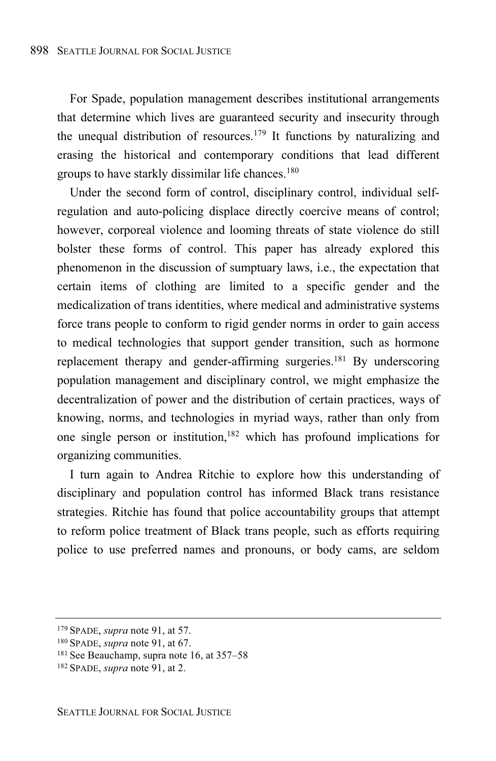For Spade, population management describes institutional arrangements that determine which lives are guaranteed security and insecurity through the unequal distribution of resources.[179] It functions by naturalizing and erasing the historical and contemporary conditions that lead different groups to have starkly dissimilar life chances.[180]

Under the second form of control, disciplinary control, individual self-regulation and auto-policing displace directly coercive means of control; however, corporeal violence and looming threats of state violence do still bolster these forms of control. This paper has already explored this phenomenon in the discussion of sumptuary laws, i.e., the expectation that certain items of clothing are limited to a specific gender and the medicalization of trans identities, where medical and administrative systems force trans people to conform to rigid gender norms in order to gain access to medical technologies that support gender transition, such as hormone replacement therapy and gender-affirming surgeries.[181] By underscoring population management and disciplinary control, we might emphasize the decentralization of power and the distribution of certain practices, ways of knowing, norms, and technologies in myriad ways, rather than only from one single person or institution,[182] which has profound implications for organizing communities.

I turn again to Andrea Ritchie to explore how this understanding of disciplinary and population control has informed Black trans resistance strategies. Ritchie has found that police accountability groups that attempt to reform police treatment of Black trans people, such as efforts requiring police to use preferred names and pronouns, or body cams, are seldom

---

[179] SPADE, *supra* note 91, at 57.

[180] SPADE, *supra* note 91, at 67.

[181] See Beauchamp, supra note 16, at 357–58

[182] SPADE, *supra* note 91, at 2.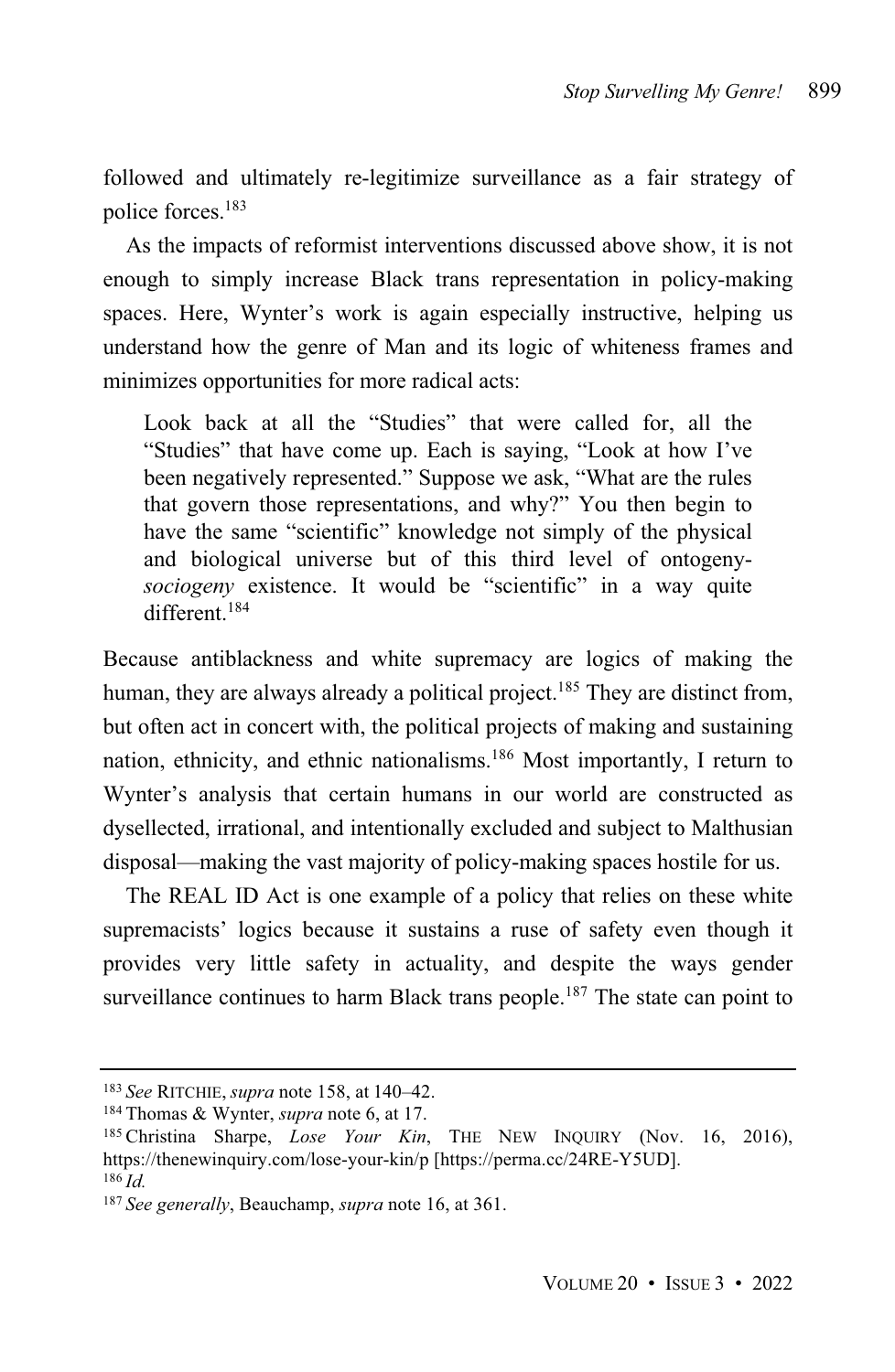followed and ultimately re-legitimize surveillance as a fair strategy of police forces.[183]

As the impacts of reformist interventions discussed above show, it is not enough to simply increase Black trans representation in policy-making spaces. Here, Wynter's work is again especially instructive, helping us understand how the genre of Man and its logic of whiteness frames and minimizes opportunities for more radical acts:

> Look back at all the "Studies" that were called for, all the "Studies" that have come up. Each is saying, "Look at how I've been negatively represented." Suppose we ask, "What are the rules that govern those representations, and why?" You then begin to have the same "scientific" knowledge not simply of the physical and biological universe but of this third level of ontogeny-*sociogeny* existence. It would be "scientific" in a way quite different.[184]

Because antiblackness and white supremacy are logics of making the human, they are always already a political project.[185] They are distinct from, but often act in concert with, the political projects of making and sustaining nation, ethnicity, and ethnic nationalisms.[186] Most importantly, I return to Wynter's analysis that certain humans in our world are constructed as dysellected, irrational, and intentionally excluded and subject to Malthusian disposal—making the vast majority of policy-making spaces hostile for us.

The REAL ID Act is one example of a policy that relies on these white supremacists' logics because it sustains a ruse of safety even though it provides very little safety in actuality, and despite the ways gender surveillance continues to harm Black trans people.[187] The state can point to

---

[183] *See* RITCHIE, *supra* note 158, at 140–42.

[184] Thomas & Wynter, *supra* note 6, at 17.

[185] Christina Sharpe, *Lose Your Kin*, THE NEW INQUIRY (Nov. 16, 2016), https://thenewinquiry.com/lose-your-kin/p [https://perma.cc/24RE-Y5UD].

[186] *Id.*

[187] *See generally*, Beauchamp, *supra* note 16, at 361.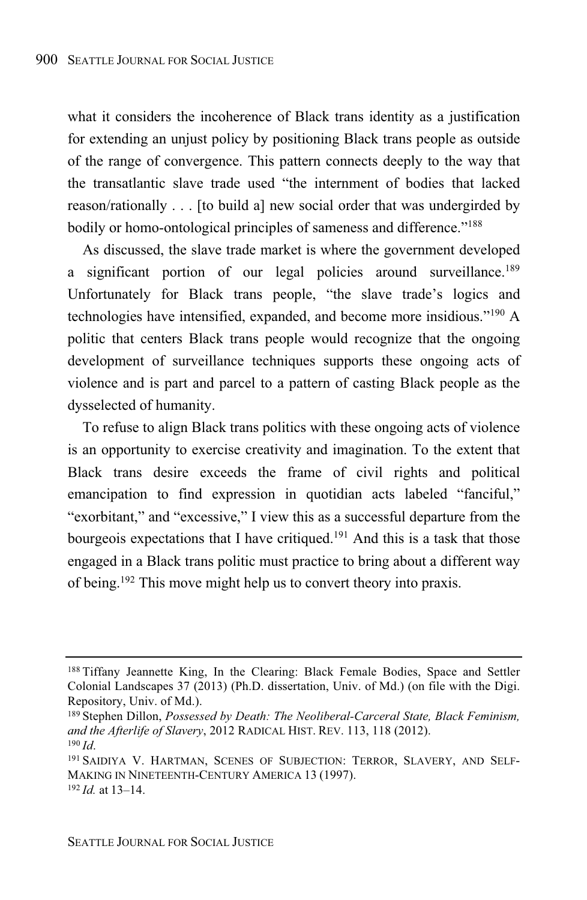what it considers the incoherence of Black trans identity as a justification for extending an unjust policy by positioning Black trans people as outside of the range of convergence. This pattern connects deeply to the way that the transatlantic slave trade used "the internment of bodies that lacked reason/rationally . . . [to build a] new social order that was undergirded by bodily or homo-ontological principles of sameness and difference."[188]

As discussed, the slave trade market is where the government developed a significant portion of our legal policies around surveillance.[189] Unfortunately for Black trans people, "the slave trade's logics and technologies have intensified, expanded, and become more insidious."[190] A politic that centers Black trans people would recognize that the ongoing development of surveillance techniques supports these ongoing acts of violence and is part and parcel to a pattern of casting Black people as the dysselected of humanity.

To refuse to align Black trans politics with these ongoing acts of violence is an opportunity to exercise creativity and imagination. To the extent that Black trans desire exceeds the frame of civil rights and political emancipation to find expression in quotidian acts labeled "fanciful," "exorbitant," and "excessive," I view this as a successful departure from the bourgeois expectations that I have critiqued.[191] And this is a task that those engaged in a Black trans politic must practice to bring about a different way of being.[192] This move might help us to convert theory into praxis.

---

[188] Tiffany Jeannette King, In the Clearing: Black Female Bodies, Space and Settler Colonial Landscapes 37 (2013) (Ph.D. dissertation, Univ. of Md.) (on file with the Digi. Repository, Univ. of Md.).

[189] Stephen Dillon, *Possessed by Death: The Neoliberal-Carceral State, Black Feminism, and the Afterlife of Slavery*, 2012 RADICAL HIST. REV. 113, 118 (2012).

[190] *Id*.

[191] SAIDIYA V. HARTMAN, SCENES OF SUBJECTION: TERROR, SLAVERY, AND SELF-MAKING IN NINETEENTH-CENTURY AMERICA 13 (1997).

[192] *Id.* at 13–14.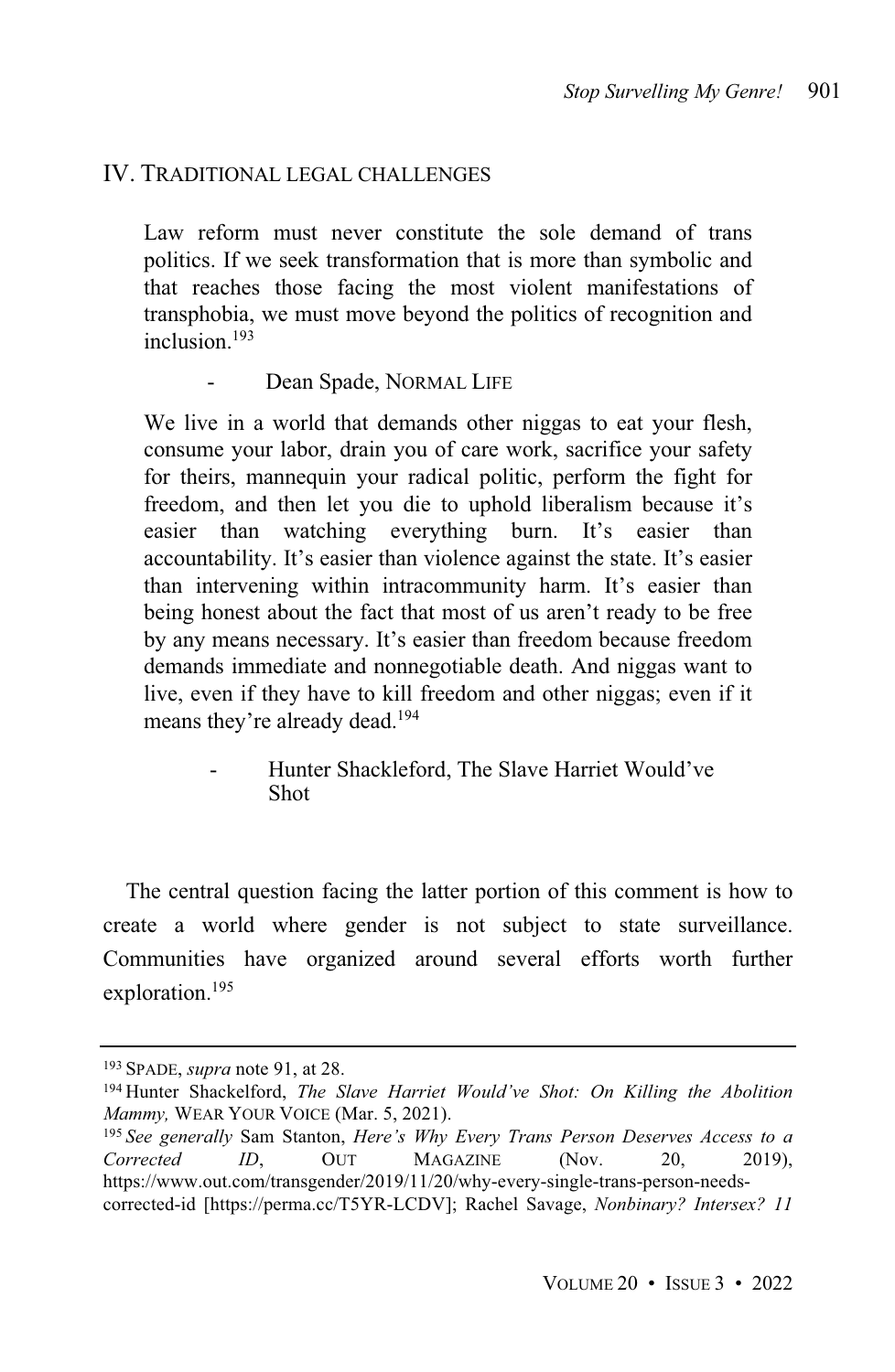## IV. TRADITIONAL LEGAL CHALLENGES

> Law reform must never constitute the sole demand of trans politics. If we seek transformation that is more than symbolic and that reaches those facing the most violent manifestations of transphobia, we must move beyond the politics of recognition and inclusion.[193]
>
> - Dean Spade, NORMAL LIFE

> We live in a world that demands other niggas to eat your flesh, consume your labor, drain you of care work, sacrifice your safety for theirs, mannequin your radical politic, perform the fight for freedom, and then let you die to uphold liberalism because it's easier than watching everything burn. It's easier than accountability. It's easier than violence against the state. It's easier than intervening within intracommunity harm. It's easier than being honest about the fact that most of us aren't ready to be free by any means necessary. It's easier than freedom because freedom demands immediate and nonnegotiable death. And niggas want to live, even if they have to kill freedom and other niggas; even if it means they're already dead.[194]
>
> - Hunter Shackleford, The Slave Harriet Would've Shot

The central question facing the latter portion of this comment is how to create a world where gender is not subject to state surveillance. Communities have organized around several efforts worth further exploration.[195]

---

[193] SPADE, *supra* note 91, at 28.

[194] Hunter Shackelford, *The Slave Harriet Would've Shot: On Killing the Abolition Mammy,* WEAR YOUR VOICE (Mar. 5, 2021).

[195] *See generally* Sam Stanton, *Here's Why Every Trans Person Deserves Access to a Corrected ID*, OUT MAGAZINE (Nov. 20, 2019), https://www.out.com/transgender/2019/11/20/why-every-single-trans-person-needs-corrected-id [https://perma.cc/T5YR-LCDV]; Rachel Savage, *Nonbinary? Intersex? 11*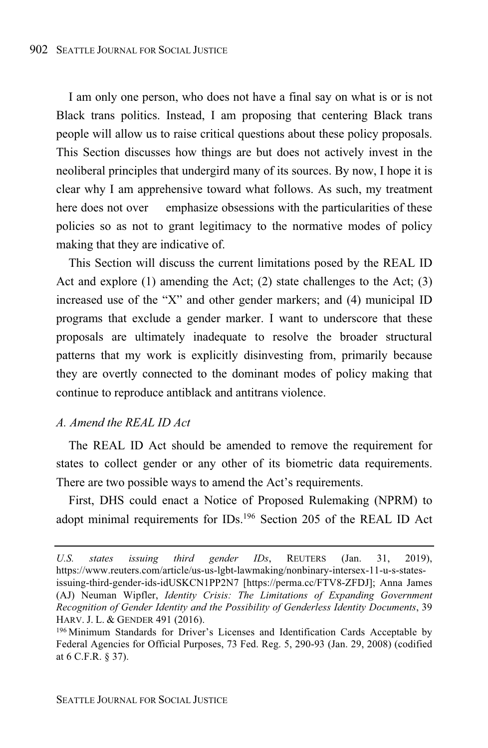I am only one person, who does not have a final say on what is or is not Black trans politics. Instead, I am proposing that centering Black trans people will allow us to raise critical questions about these policy proposals. This Section discusses how things are but does not actively invest in the neoliberal principles that undergird many of its sources. By now, I hope it is clear why I am apprehensive toward what follows. As such, my treatment here does not over emphasize obsessions with the particularities of these policies so as not to grant legitimacy to the normative modes of policy making that they are indicative of.

This Section will discuss the current limitations posed by the REAL ID Act and explore (1) amending the Act; (2) state challenges to the Act; (3) increased use of the "X" and other gender markers; and (4) municipal ID programs that exclude a gender marker. I want to underscore that these proposals are ultimately inadequate to resolve the broader structural patterns that my work is explicitly disinvesting from, primarily because they are overtly connected to the dominant modes of policy making that continue to reproduce antiblack and antitrans violence.

*A. Amend the REAL ID Act*

The REAL ID Act should be amended to remove the requirement for states to collect gender or any other of its biometric data requirements. There are two possible ways to amend the Act's requirements.

First, DHS could enact a Notice of Proposed Rulemaking (NPRM) to adopt minimal requirements for IDs.[196] Section 205 of the REAL ID Act

---

*U.S. states issuing third gender IDs*, REUTERS (Jan. 31, 2019), https://www.reuters.com/article/us-us-lgbt-lawmaking/nonbinary-intersex-11-u-s-states-issuing-third-gender-ids-idUSKCN1PP2N7 [https://perma.cc/FTV8-ZFDJ]; Anna James (AJ) Neuman Wipfler, *Identity Crisis: The Limitations of Expanding Government Recognition of Gender Identity and the Possibility of Genderless Identity Documents*, 39 HARV. J. L. & GENDER 491 (2016).

[196] Minimum Standards for Driver's Licenses and Identification Cards Acceptable by Federal Agencies for Official Purposes, 73 Fed. Reg. 5, 290-93 (Jan. 29, 2008) (codified at 6 C.F.R. § 37).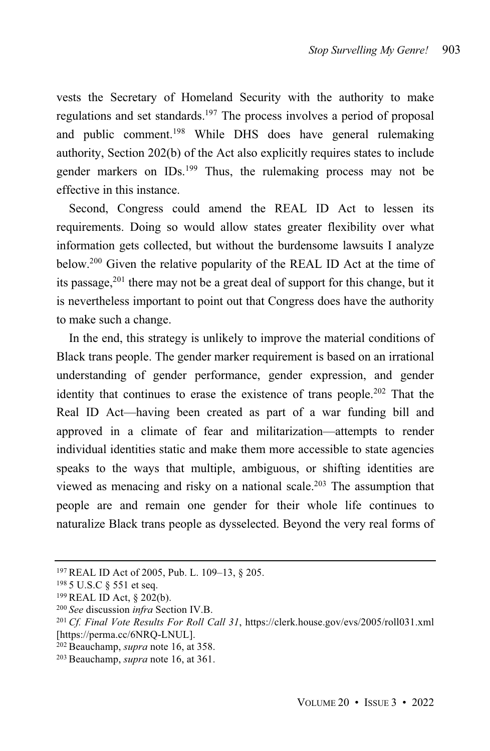vests the Secretary of Homeland Security with the authority to make regulations and set standards.[197] The process involves a period of proposal and public comment.[198] While DHS does have general rulemaking authority, Section 202(b) of the Act also explicitly requires states to include gender markers on IDs.[199] Thus, the rulemaking process may not be effective in this instance.

Second, Congress could amend the REAL ID Act to lessen its requirements. Doing so would allow states greater flexibility over what information gets collected, but without the burdensome lawsuits I analyze below.[200] Given the relative popularity of the REAL ID Act at the time of its passage,[201] there may not be a great deal of support for this change, but it is nevertheless important to point out that Congress does have the authority to make such a change.

In the end, this strategy is unlikely to improve the material conditions of Black trans people. The gender marker requirement is based on an irrational understanding of gender performance, gender expression, and gender identity that continues to erase the existence of trans people.[202] That the Real ID Act—having been created as part of a war funding bill and approved in a climate of fear and militarization—attempts to render individual identities static and make them more accessible to state agencies speaks to the ways that multiple, ambiguous, or shifting identities are viewed as menacing and risky on a national scale.[203] The assumption that people are and remain one gender for their whole life continues to naturalize Black trans people as dysselected. Beyond the very real forms of

---

[197] REAL ID Act of 2005, Pub. L. 109–13, § 205.

[198] 5 U.S.C § 551 et seq.

[199] REAL ID Act, § 202(b).

[200] *See* discussion *infra* Section IV.B.

[201] *Cf. Final Vote Results For Roll Call 31*, https://clerk.house.gov/evs/2005/roll031.xml [https://perma.cc/6NRQ-LNUL].

[202] Beauchamp, *supra* note 16, at 358.

[203] Beauchamp, *supra* note 16, at 361.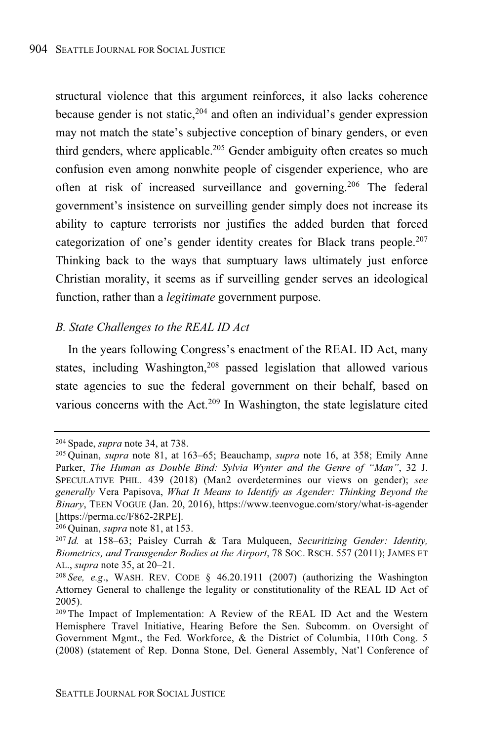structural violence that this argument reinforces, it also lacks coherence because gender is not static,[204] and often an individual's gender expression may not match the state's subjective conception of binary genders, or even third genders, where applicable.[205] Gender ambiguity often creates so much confusion even among nonwhite people of cisgender experience, who are often at risk of increased surveillance and governing.[206] The federal government's insistence on surveilling gender simply does not increase its ability to capture terrorists nor justifies the added burden that forced categorization of one's gender identity creates for Black trans people.[207] Thinking back to the ways that sumptuary laws ultimately just enforce Christian morality, it seems as if surveilling gender serves an ideological function, rather than a *legitimate* government purpose.

### *B. State Challenges to the REAL ID Act*

In the years following Congress's enactment of the REAL ID Act, many states, including Washington,[208] passed legislation that allowed various state agencies to sue the federal government on their behalf, based on various concerns with the Act.[209] In Washington, the state legislature cited

---

[204] Spade, *supra* note 34, at 738.

[205] Quinan, *supra* note 81, at 163–65; Beauchamp, *supra* note 16, at 358; Emily Anne Parker, *The Human as Double Bind: Sylvia Wynter and the Genre of "Man"*, 32 J. SPECULATIVE PHIL. 439 (2018) (Man2 overdetermines our views on gender); *see generally* Vera Papisova, *What It Means to Identify as Agender: Thinking Beyond the Binary*, TEEN VOGUE (Jan. 20, 2016), https://www.teenvogue.com/story/what-is-agender [https://perma.cc/F862-2RPE].

[206] Quinan, *supra* note 81, at 153.

[207] *Id.* at 158–63; Paisley Currah & Tara Mulqueen, *Securitizing Gender: Identity, Biometrics, and Transgender Bodies at the Airport*, 78 SOC. RSCH. 557 (2011); JAMES ET AL., *supra* note 35, at 20–21.

[208] *See, e.g.*, WASH. REV. CODE § 46.20.1911 (2007) (authorizing the Washington Attorney General to challenge the legality or constitutionality of the REAL ID Act of 2005).

[209] The Impact of Implementation: A Review of the REAL ID Act and the Western Hemisphere Travel Initiative, Hearing Before the Sen. Subcomm. on Oversight of Government Mgmt., the Fed. Workforce, & the District of Columbia, 110th Cong. 5 (2008) (statement of Rep. Donna Stone, Del. General Assembly, Nat'l Conference of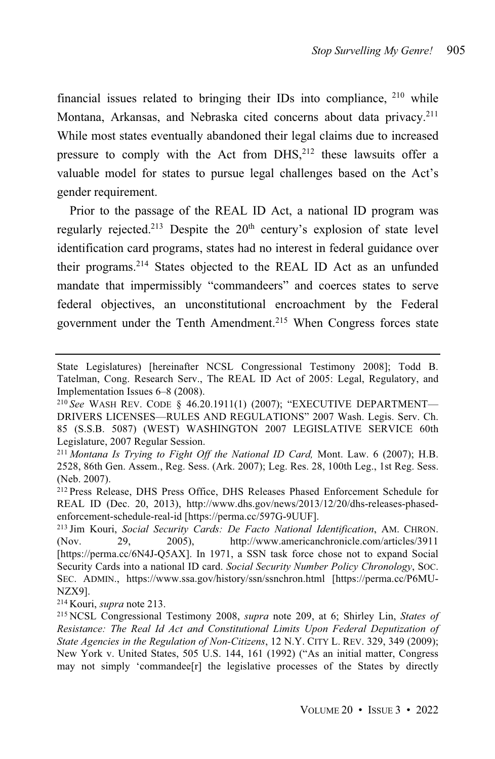financial issues related to bringing their IDs into compliance, [210] while Montana, Arkansas, and Nebraska cited concerns about data privacy.[211] While most states eventually abandoned their legal claims due to increased pressure to comply with the Act from DHS,[212] these lawsuits offer a valuable model for states to pursue legal challenges based on the Act's gender requirement.

Prior to the passage of the REAL ID Act, a national ID program was regularly rejected.[213] Despite the 20th century's explosion of state level identification card programs, states had no interest in federal guidance over their programs.[214] States objected to the REAL ID Act as an unfunded mandate that impermissibly "commandeers" and coerces states to serve federal objectives, an unconstitutional encroachment by the Federal government under the Tenth Amendment.[215] When Congress forces state

---

State Legislatures) [hereinafter NCSL Congressional Testimony 2008]; Todd B. Tatelman, Cong. Research Serv., The REAL ID Act of 2005: Legal, Regulatory, and Implementation Issues 6–8 (2008).

[210] *See* WASH REV. CODE § 46.20.1911(1) (2007); "EXECUTIVE DEPARTMENT—DRIVERS LICENSES—RULES AND REGULATIONS" 2007 Wash. Legis. Serv. Ch. 85 (S.S.B. 5087) (WEST) WASHINGTON 2007 LEGISLATIVE SERVICE 60th Legislature, 2007 Regular Session.

[211] *Montana Is Trying to Fight Off the National ID Card,* Mont. Law. 6 (2007); H.B. 2528, 86th Gen. Assem., Reg. Sess. (Ark. 2007); Leg. Res. 28, 100th Leg., 1st Reg. Sess. (Neb. 2007).

[212] Press Release, DHS Press Office, DHS Releases Phased Enforcement Schedule for REAL ID (Dec. 20, 2013), http://www.dhs.gov/news/2013/12/20/dhs-releases-phased-enforcement-schedule-real-id [https://perma.cc/597G-9UUF].

[213] Jim Kouri, *Social Security Cards: De Facto National Identification*, AM. CHRON. (Nov. 29, 2005), http://www.americanchronicle.com/articles/3911 [https://perma.cc/6N4J-Q5AX]. In 1971, a SSN task force chose not to expand Social Security Cards into a national ID card. *Social Security Number Policy Chronology*, SOC. SEC. ADMIN., https://www.ssa.gov/history/ssn/ssnchron.html [https://perma.cc/P6MU-NZX9].

[214] Kouri, *supra* note 213.

[215] NCSL Congressional Testimony 2008, *supra* note 209, at 6; Shirley Lin, *States of Resistance: The Real Id Act and Constitutional Limits Upon Federal Deputization of State Agencies in the Regulation of Non-Citizens*, 12 N.Y. CITY L. REV. 329, 349 (2009); New York v. United States, 505 U.S. 144, 161 (1992) ("As an initial matter, Congress may not simply 'commandee[r] the legislative processes of the States by directly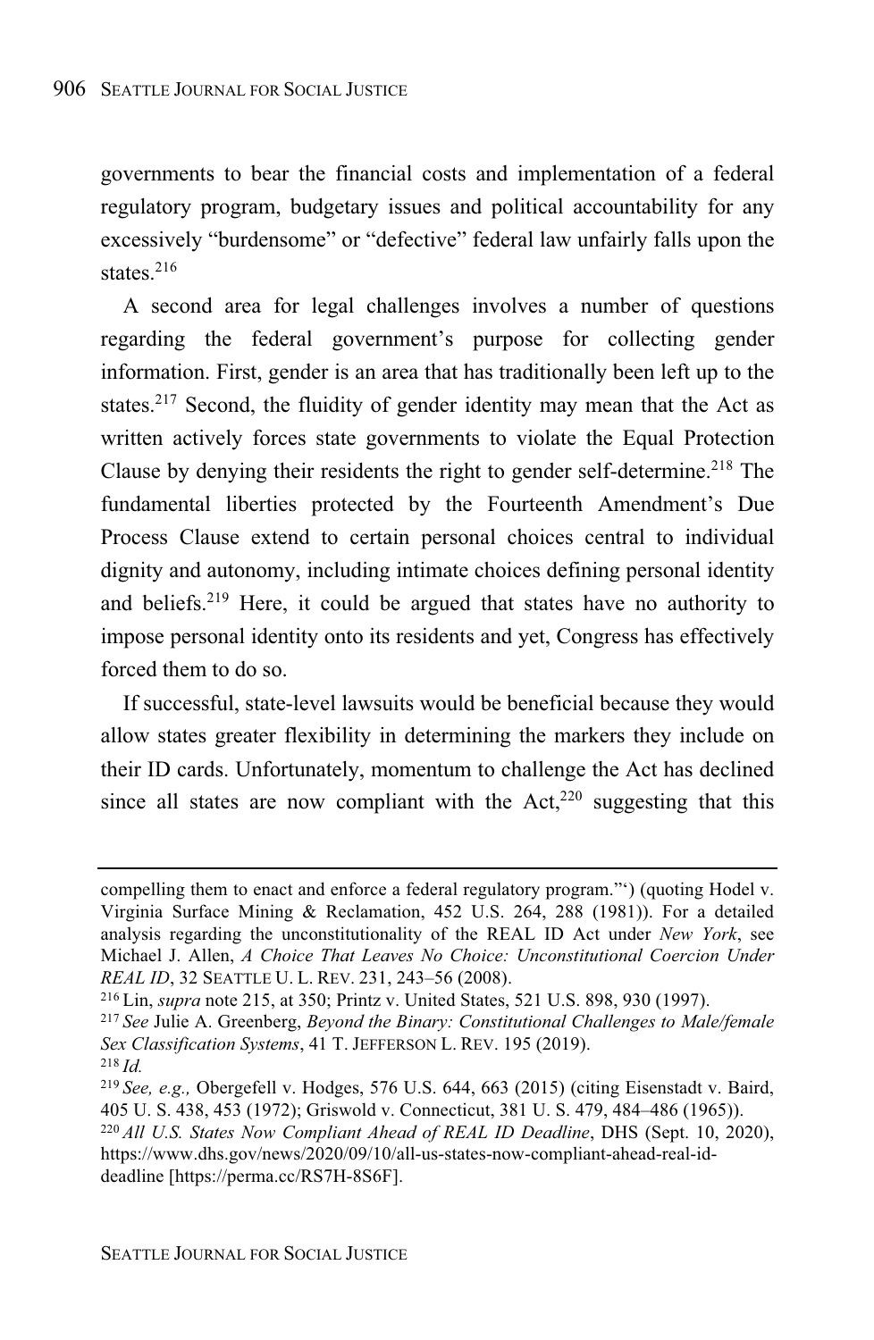governments to bear the financial costs and implementation of a federal regulatory program, budgetary issues and political accountability for any excessively "burdensome" or "defective" federal law unfairly falls upon the states.[216]

A second area for legal challenges involves a number of questions regarding the federal government's purpose for collecting gender information. First, gender is an area that has traditionally been left up to the states.[217] Second, the fluidity of gender identity may mean that the Act as written actively forces state governments to violate the Equal Protection Clause by denying their residents the right to gender self-determine.[218] The fundamental liberties protected by the Fourteenth Amendment's Due Process Clause extend to certain personal choices central to individual dignity and autonomy, including intimate choices defining personal identity and beliefs.[219] Here, it could be argued that states have no authority to impose personal identity onto its residents and yet, Congress has effectively forced them to do so.

If successful, state-level lawsuits would be beneficial because they would allow states greater flexibility in determining the markers they include on their ID cards. Unfortunately, momentum to challenge the Act has declined since all states are now compliant with the Act,[220] suggesting that this

---

compelling them to enact and enforce a federal regulatory program."') (quoting Hodel v. Virginia Surface Mining & Reclamation, 452 U.S. 264, 288 (1981)). For a detailed analysis regarding the unconstitutionality of the REAL ID Act under *New York*, see Michael J. Allen, *A Choice That Leaves No Choice: Unconstitutional Coercion Under REAL ID*, 32 SEATTLE U. L. REV. 231, 243–56 (2008).

[216] Lin, *supra* note 215, at 350; Printz v. United States, 521 U.S. 898, 930 (1997).

[217] *See* Julie A. Greenberg, *Beyond the Binary: Constitutional Challenges to Male/female Sex Classification Systems*, 41 T. JEFFERSON L. REV. 195 (2019).

[218] *Id.*

[219] *See, e.g.,* Obergefell v. Hodges, 576 U.S. 644, 663 (2015) (citing Eisenstadt v. Baird, 405 U. S. 438, 453 (1972); Griswold v. Connecticut, 381 U. S. 479, 484–486 (1965)).

[220] *All U.S. States Now Compliant Ahead of REAL ID Deadline*, DHS (Sept. 10, 2020), https://www.dhs.gov/news/2020/09/10/all-us-states-now-compliant-ahead-real-id-deadline [https://perma.cc/RS7H-8S6F].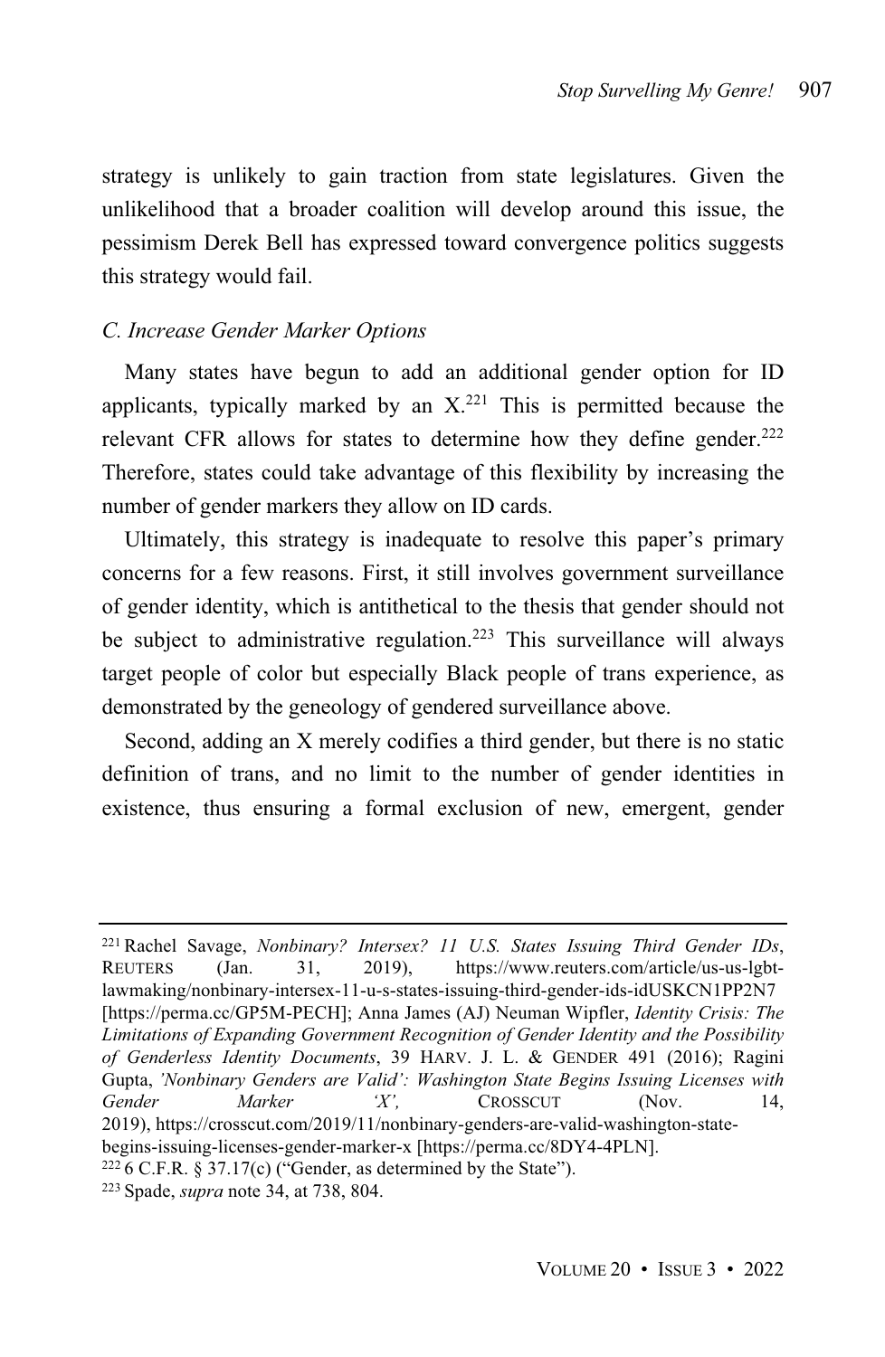strategy is unlikely to gain traction from state legislatures. Given the unlikelihood that a broader coalition will develop around this issue, the pessimism Derek Bell has expressed toward convergence politics suggests this strategy would fail.

### *C. Increase Gender Marker Options*

Many states have begun to add an additional gender option for ID applicants, typically marked by an X.[221] This is permitted because the relevant CFR allows for states to determine how they define gender.[222] Therefore, states could take advantage of this flexibility by increasing the number of gender markers they allow on ID cards.

Ultimately, this strategy is inadequate to resolve this paper's primary concerns for a few reasons. First, it still involves government surveillance of gender identity, which is antithetical to the thesis that gender should not be subject to administrative regulation.[223] This surveillance will always target people of color but especially Black people of trans experience, as demonstrated by the geneology of gendered surveillance above.

Second, adding an X merely codifies a third gender, but there is no static definition of trans, and no limit to the number of gender identities in existence, thus ensuring a formal exclusion of new, emergent, gender

---

[221] Rachel Savage, *Nonbinary? Intersex? 11 U.S. States Issuing Third Gender IDs*, REUTERS (Jan. 31, 2019), https://www.reuters.com/article/us-us-lgbt-lawmaking/nonbinary-intersex-11-u-s-states-issuing-third-gender-ids-idUSKCN1PP2N7 [https://perma.cc/GP5M-PECH]; Anna James (AJ) Neuman Wipfler, *Identity Crisis: The Limitations of Expanding Government Recognition of Gender Identity and the Possibility of Genderless Identity Documents*, 39 HARV. J. L. & GENDER 491 (2016); Ragini Gupta, *'Nonbinary Genders are Valid': Washington State Begins Issuing Licenses with Gender Marker 'X',* CROSSCUT (Nov. 14, 2019), https://crosscut.com/2019/11/nonbinary-genders-are-valid-washington-state-begins-issuing-licenses-gender-marker-x [https://perma.cc/8DY4-4PLN].

[222] 6 C.F.R. § 37.17(c) ("Gender, as determined by the State").

[223] Spade, *supra* note 34, at 738, 804.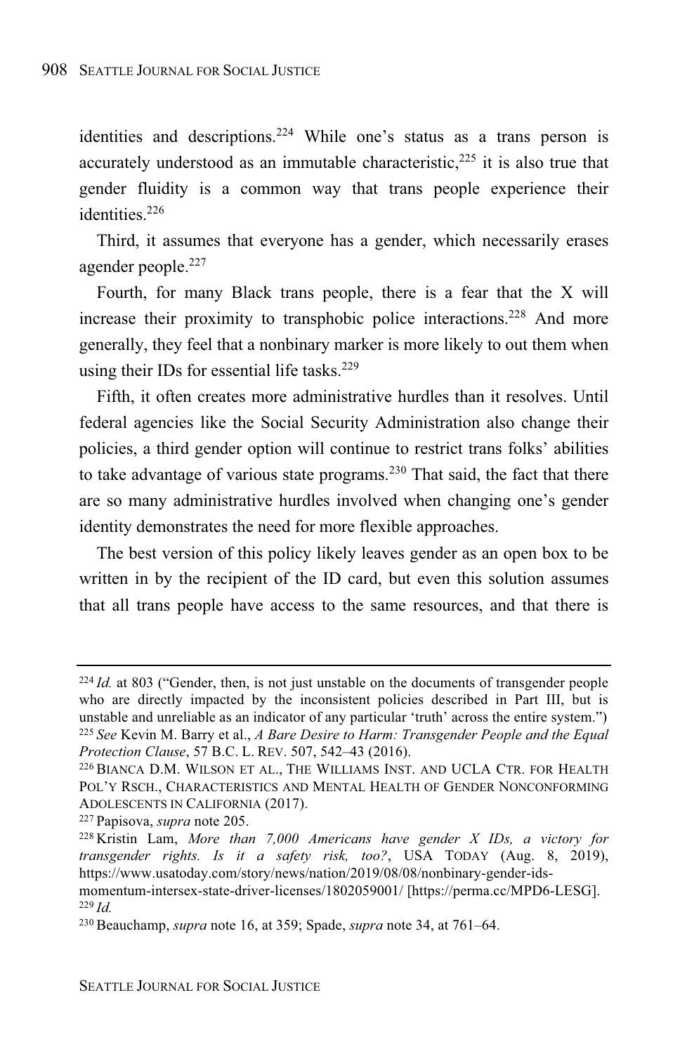identities and descriptions.[224] While one's status as a trans person is accurately understood as an immutable characteristic,[225] it is also true that gender fluidity is a common way that trans people experience their identities.[226]

Third, it assumes that everyone has a gender, which necessarily erases agender people.[227]

Fourth, for many Black trans people, there is a fear that the X will increase their proximity to transphobic police interactions.[228] And more generally, they feel that a nonbinary marker is more likely to out them when using their IDs for essential life tasks.[229]

Fifth, it often creates more administrative hurdles than it resolves. Until federal agencies like the Social Security Administration also change their policies, a third gender option will continue to restrict trans folks' abilities to take advantage of various state programs.[230] That said, the fact that there are so many administrative hurdles involved when changing one's gender identity demonstrates the need for more flexible approaches.

The best version of this policy likely leaves gender as an open box to be written in by the recipient of the ID card, but even this solution assumes that all trans people have access to the same resources, and that there is

---

[224] *Id.* at 803 ("Gender, then, is not just unstable on the documents of transgender people who are directly impacted by the inconsistent policies described in Part III, but is unstable and unreliable as an indicator of any particular 'truth' across the entire system.")

[225] *See* Kevin M. Barry et al., *A Bare Desire to Harm: Transgender People and the Equal Protection Clause*, 57 B.C. L. REV. 507, 542–43 (2016).

[226] BIANCA D.M. WILSON ET AL., THE WILLIAMS INST. AND UCLA CTR. FOR HEALTH POL'Y RSCH., CHARACTERISTICS AND MENTAL HEALTH OF GENDER NONCONFORMING ADOLESCENTS IN CALIFORNIA (2017).

[227] Papisova, *supra* note 205.

[228] Kristin Lam, *More than 7,000 Americans have gender X IDs, a victory for transgender rights. Is it a safety risk, too?*, USA TODAY (Aug. 8, 2019), https://www.usatoday.com/story/news/nation/2019/08/08/nonbinary-gender-ids-momentum-intersex-state-driver-licenses/1802059001/ [https://perma.cc/MPD6-LESG].

[229] *Id.*

[230] Beauchamp, *supra* note 16, at 359; Spade, *supra* note 34, at 761–64.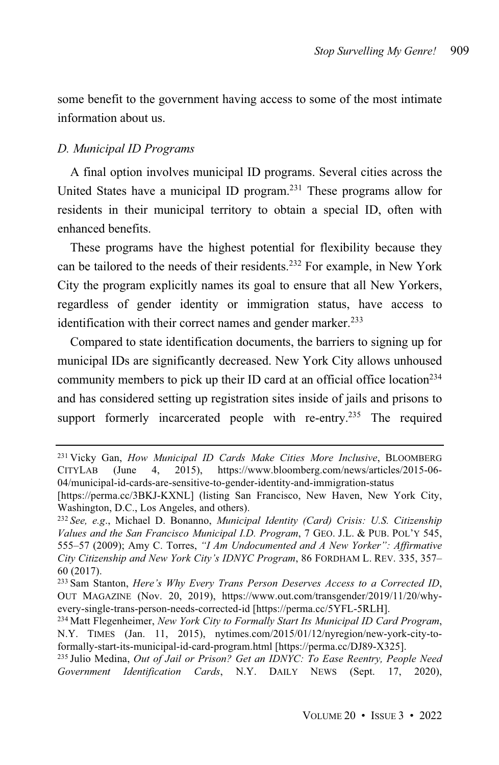some benefit to the government having access to some of the most intimate information about us.

### *D. Municipal ID Programs*

A final option involves municipal ID programs. Several cities across the United States have a municipal ID program.[231] These programs allow for residents in their municipal territory to obtain a special ID, often with enhanced benefits.

These programs have the highest potential for flexibility because they can be tailored to the needs of their residents.[232] For example, in New York City the program explicitly names its goal to ensure that all New Yorkers, regardless of gender identity or immigration status, have access to identification with their correct names and gender marker.[233]

Compared to state identification documents, the barriers to signing up for municipal IDs are significantly decreased. New York City allows unhoused community members to pick up their ID card at an official office location[234] and has considered setting up registration sites inside of jails and prisons to support formerly incarcerated people with re-entry.[235] The required

---

[231] Vicky Gan, *How Municipal ID Cards Make Cities More Inclusive*, BLOOMBERG CITYLAB (June 4, 2015), https://www.bloomberg.com/news/articles/2015-06-04/municipal-id-cards-are-sensitive-to-gender-identity-and-immigration-status [https://perma.cc/3BKJ-KXNL] (listing San Francisco, New Haven, New York City, Washington, D.C., Los Angeles, and others).

[232] *See, e.g*., Michael D. Bonanno, *Municipal Identity (Card) Crisis: U.S. Citizenship Values and the San Francisco Municipal I.D. Program*, 7 GEO. J.L. & PUB. POL'Y 545, 555–57 (2009); Amy C. Torres, *"I Am Undocumented and A New Yorker": Affirmative City Citizenship and New York City's IDNYC Program*, 86 FORDHAM L. REV. 335, 357–60 (2017).

[233] Sam Stanton, *Here's Why Every Trans Person Deserves Access to a Corrected ID*, OUT MAGAZINE (Nov. 20, 2019), https://www.out.com/transgender/2019/11/20/why-every-single-trans-person-needs-corrected-id [https://perma.cc/5YFL-5RLH].

[234] Matt Flegenheimer, *New York City to Formally Start Its Municipal ID Card Program*, N.Y. TIMES (Jan. 11, 2015), nytimes.com/2015/01/12/nyregion/new-york-city-to-formally-start-its-municipal-id-card-program.html [https://perma.cc/DJ89-X325].

[235] Julio Medina, *Out of Jail or Prison? Get an IDNYC: To Ease Reentry, People Need Government Identification Cards*, N.Y. DAILY NEWS (Sept. 17, 2020),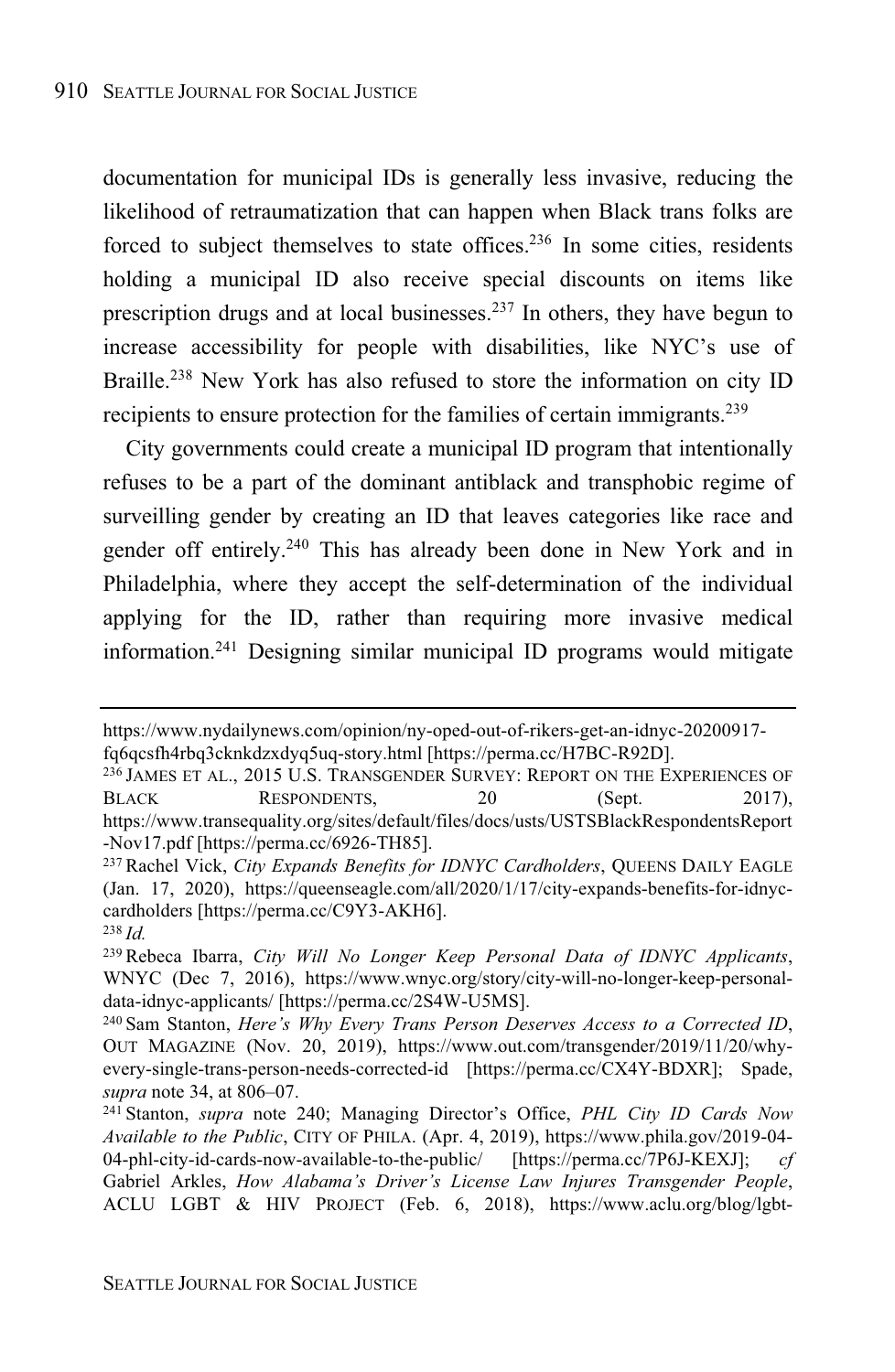documentation for municipal IDs is generally less invasive, reducing the likelihood of retraumatization that can happen when Black trans folks are forced to subject themselves to state offices.[236] In some cities, residents holding a municipal ID also receive special discounts on items like prescription drugs and at local businesses.[237] In others, they have begun to increase accessibility for people with disabilities, like NYC's use of Braille.[238] New York has also refused to store the information on city ID recipients to ensure protection for the families of certain immigrants.[239]

City governments could create a municipal ID program that intentionally refuses to be a part of the dominant antiblack and transphobic regime of surveilling gender by creating an ID that leaves categories like race and gender off entirely.[240] This has already been done in New York and in Philadelphia, where they accept the self-determination of the individual applying for the ID, rather than requiring more invasive medical information.[241] Designing similar municipal ID programs would mitigate

---

https://www.nydailynews.com/opinion/ny-oped-out-of-rikers-get-an-idnyc-20200917-fq6qcsfh4rbq3cknkdzxdyq5uq-story.html [https://perma.cc/H7BC-R92D].

[236] JAMES ET AL., 2015 U.S. TRANSGENDER SURVEY: REPORT ON THE EXPERIENCES OF BLACK RESPONDENTS, 20 (Sept. 2017), https://www.transequality.org/sites/default/files/docs/usts/USTSBlackRespondentsReport-Nov17.pdf [https://perma.cc/6926-TH85].

[237] Rachel Vick, *City Expands Benefits for IDNYC Cardholders*, QUEENS DAILY EAGLE (Jan. 17, 2020), https://queenseagle.com/all/2020/1/17/city-expands-benefits-for-idnyc-cardholders [https://perma.cc/C9Y3-AKH6].

[238] *Id.*

[239] Rebeca Ibarra, *City Will No Longer Keep Personal Data of IDNYC Applicants*, WNYC (Dec 7, 2016), https://www.wnyc.org/story/city-will-no-longer-keep-personal-data-idnyc-applicants/ [https://perma.cc/2S4W-U5MS].

[240] Sam Stanton, *Here's Why Every Trans Person Deserves Access to a Corrected ID*, OUT MAGAZINE (Nov. 20, 2019), https://www.out.com/transgender/2019/11/20/why-every-single-trans-person-needs-corrected-id [https://perma.cc/CX4Y-BDXR]; Spade, *supra* note 34, at 806–07.

[241] Stanton, *supra* note 240; Managing Director's Office, *PHL City ID Cards Now Available to the Public*, CITY OF PHILA. (Apr. 4, 2019), https://www.phila.gov/2019-04-04-phl-city-id-cards-now-available-to-the-public/ [https://perma.cc/7P6J-KEXJ]; *cf* Gabriel Arkles, *How Alabama's Driver's License Law Injures Transgender People*, ACLU LGBT & HIV PROJECT (Feb. 6, 2018), https://www.aclu.org/blog/lgbt-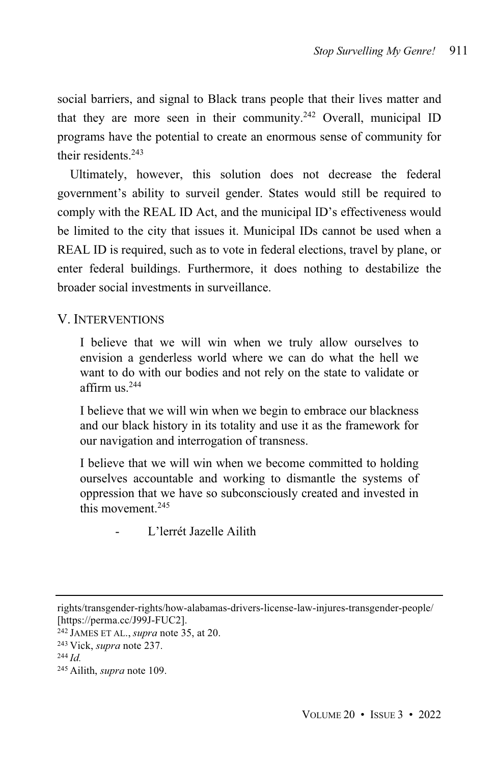social barriers, and signal to Black trans people that their lives matter and that they are more seen in their community.[242] Overall, municipal ID programs have the potential to create an enormous sense of community for their residents.[243]

Ultimately, however, this solution does not decrease the federal government's ability to surveil gender. States would still be required to comply with the REAL ID Act, and the municipal ID's effectiveness would be limited to the city that issues it. Municipal IDs cannot be used when a REAL ID is required, such as to vote in federal elections, travel by plane, or enter federal buildings. Furthermore, it does nothing to destabilize the broader social investments in surveillance.

## V. INTERVENTIONS

> I believe that we will win when we truly allow ourselves to envision a genderless world where we can do what the hell we want to do with our bodies and not rely on the state to validate or affirm us.[244]
>
> I believe that we will win when we begin to embrace our blackness and our black history in its totality and use it as the framework for our navigation and interrogation of transness.
>
> I believe that we will win when we become committed to holding ourselves accountable and working to dismantle the systems of oppression that we have so subconsciously created and invested in this movement.[245]
>
> \- L'lerrét Jazelle Ailith

---

rights/transgender-rights/how-alabamas-drivers-license-law-injures-transgender-people/ [https://perma.cc/J99J-FUC2].

[242] JAMES ET AL., *supra* note 35, at 20.

[243] Vick, *supra* note 237.

[244] *Id.*

[245] Ailith, *supra* note 109.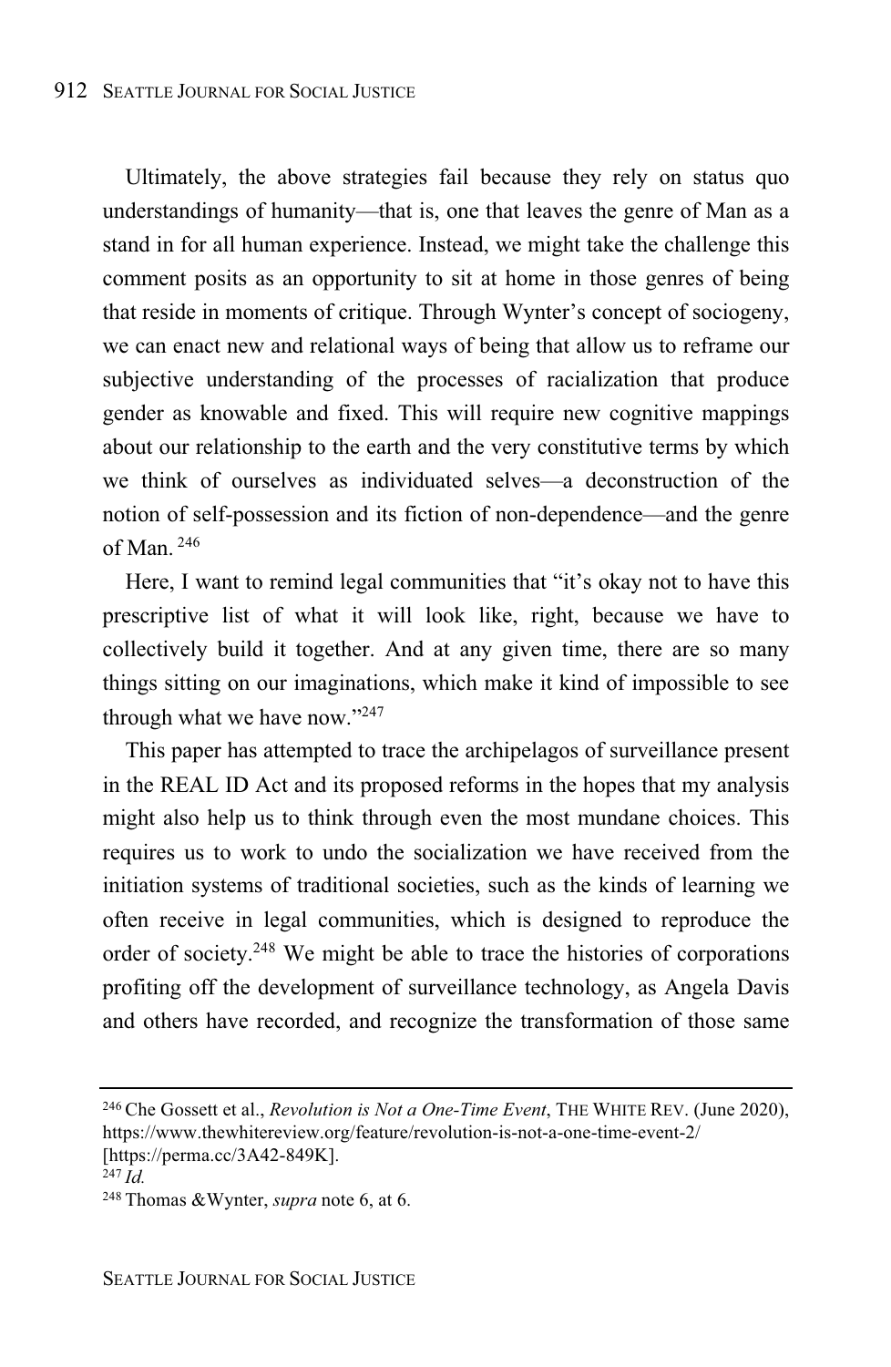Ultimately, the above strategies fail because they rely on status quo understandings of humanity—that is, one that leaves the genre of Man as a stand in for all human experience. Instead, we might take the challenge this comment posits as an opportunity to sit at home in those genres of being that reside in moments of critique. Through Wynter's concept of sociogeny, we can enact new and relational ways of being that allow us to reframe our subjective understanding of the processes of racialization that produce gender as knowable and fixed. This will require new cognitive mappings about our relationship to the earth and the very constitutive terms by which we think of ourselves as individuated selves—a deconstruction of the notion of self-possession and its fiction of non-dependence—and the genre of Man. [246]

Here, I want to remind legal communities that "it's okay not to have this prescriptive list of what it will look like, right, because we have to collectively build it together. And at any given time, there are so many things sitting on our imaginations, which make it kind of impossible to see through what we have now."[247]

This paper has attempted to trace the archipelagos of surveillance present in the REAL ID Act and its proposed reforms in the hopes that my analysis might also help us to think through even the most mundane choices. This requires us to work to undo the socialization we have received from the initiation systems of traditional societies, such as the kinds of learning we often receive in legal communities, which is designed to reproduce the order of society.[248] We might be able to trace the histories of corporations profiting off the development of surveillance technology, as Angela Davis and others have recorded, and recognize the transformation of those same

---

[246] Che Gossett et al., *Revolution is Not a One-Time Event*, THE WHITE REV. (June 2020), https://www.thewhitereview.org/feature/revolution-is-not-a-one-time-event-2/ [https://perma.cc/3A42-849K].

[247] *Id.*

[248] Thomas &Wynter, *supra* note 6, at 6.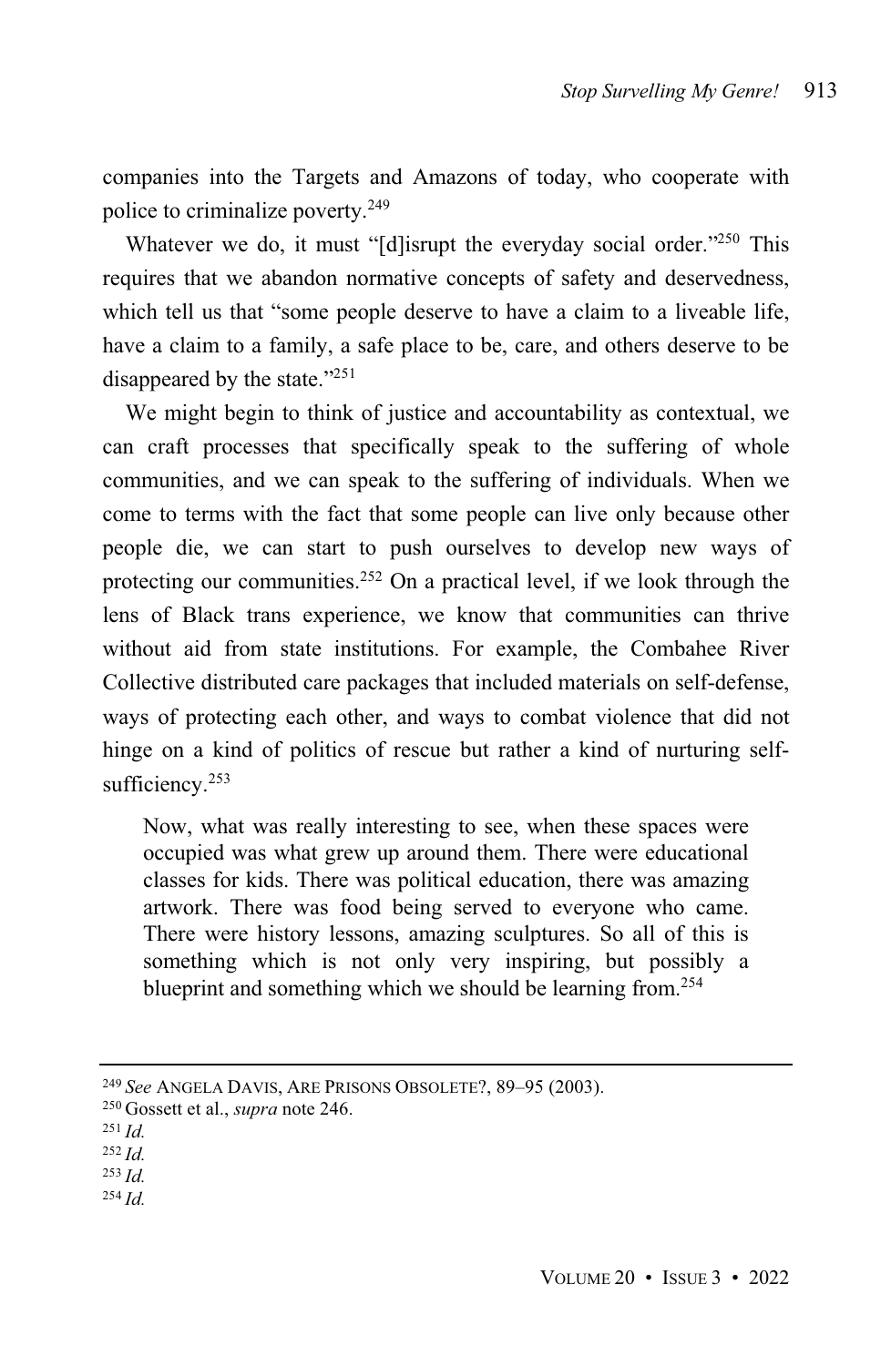companies into the Targets and Amazons of today, who cooperate with police to criminalize poverty.[249]

Whatever we do, it must "[d]isrupt the everyday social order."[250] This requires that we abandon normative concepts of safety and deservedness, which tell us that "some people deserve to have a claim to a liveable life, have a claim to a family, a safe place to be, care, and others deserve to be disappeared by the state."[251]

We might begin to think of justice and accountability as contextual, we can craft processes that specifically speak to the suffering of whole communities, and we can speak to the suffering of individuals. When we come to terms with the fact that some people can live only because other people die, we can start to push ourselves to develop new ways of protecting our communities.[252] On a practical level, if we look through the lens of Black trans experience, we know that communities can thrive without aid from state institutions. For example, the Combahee River Collective distributed care packages that included materials on self-defense, ways of protecting each other, and ways to combat violence that did not hinge on a kind of politics of rescue but rather a kind of nurturing self-sufficiency.[253]

> Now, what was really interesting to see, when these spaces were occupied was what grew up around them. There were educational classes for kids. There was political education, there was amazing artwork. There was food being served to everyone who came. There were history lessons, amazing sculptures. So all of this is something which is not only very inspiring, but possibly a blueprint and something which we should be learning from.[254]

---

[249] *See* ANGELA DAVIS, ARE PRISONS OBSOLETE?, 89–95 (2003).

[250] Gossett et al., *supra* note 246.

[251] *Id.*

[252] *Id.*

[253] *Id.*

[254] *Id.*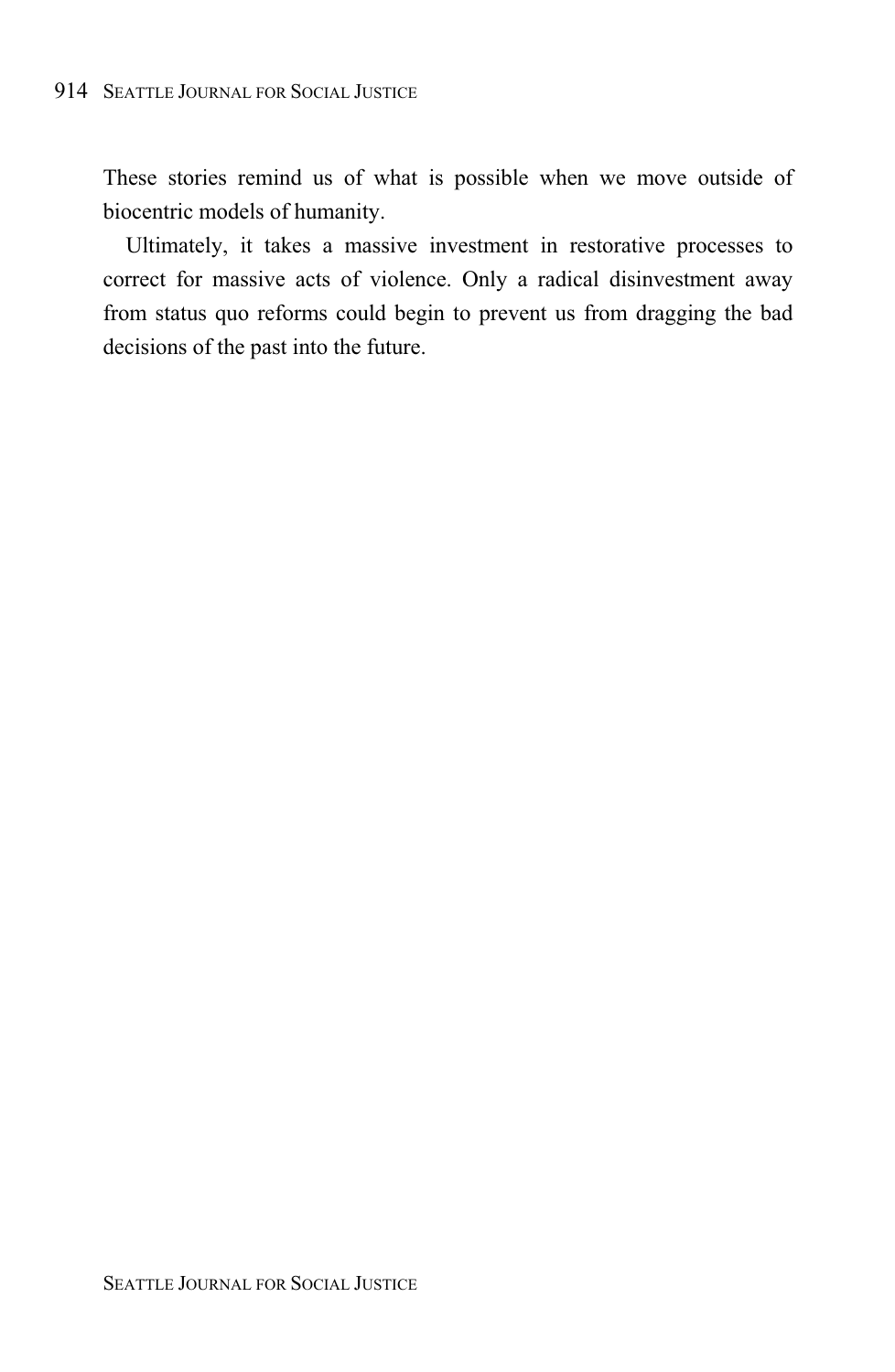These stories remind us of what is possible when we move outside of biocentric models of humanity.

Ultimately, it takes a massive investment in restorative processes to correct for massive acts of violence. Only a radical disinvestment away from status quo reforms could begin to prevent us from dragging the bad decisions of the past into the future.